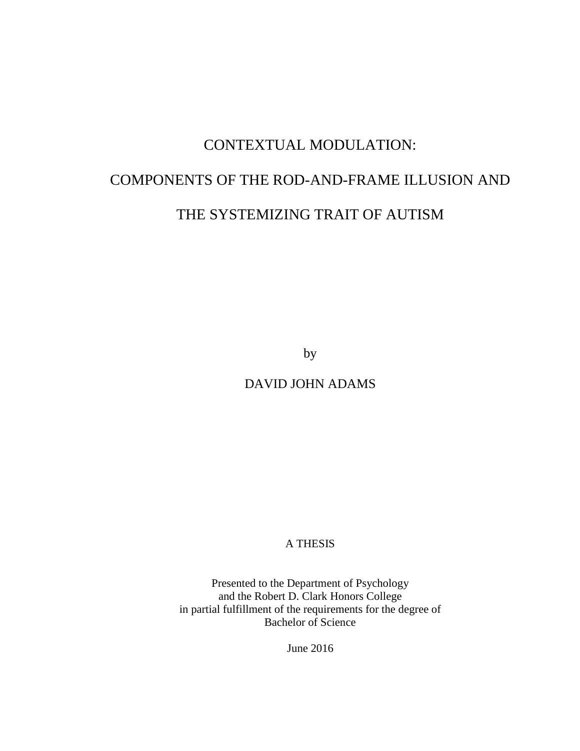# CONTEXTUAL MODULATION:

# COMPONENTS OF THE ROD-AND-FRAME ILLUSION AND

# THE SYSTEMIZING TRAIT OF AUTISM

by

DAVID JOHN ADAMS

A THESIS

Presented to the Department of Psychology
and the Robert D. Clark Honors College
in partial fulfillment of the requirements for the degree of
Bachelor of Science

June 2016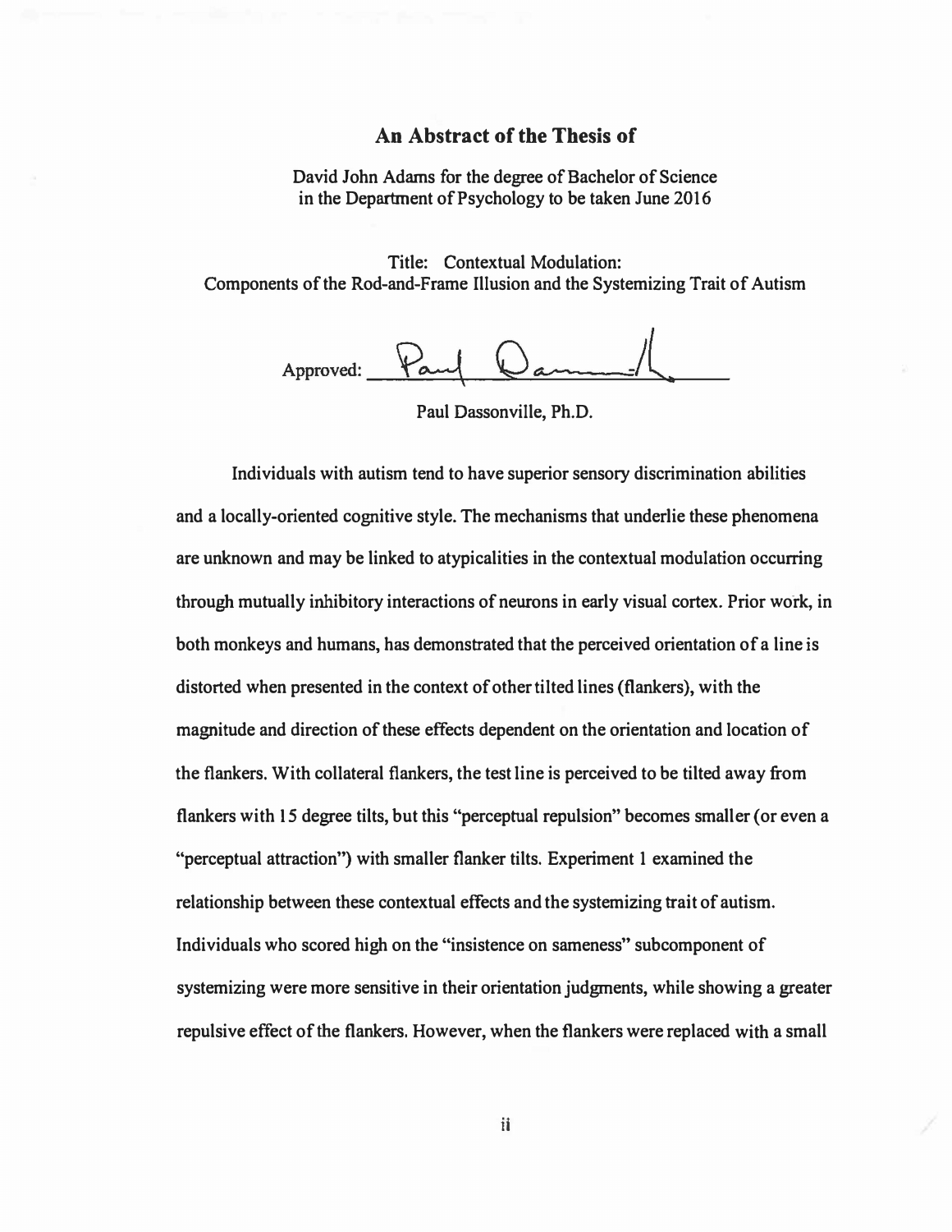# An Abstract of the Thesis of

David John Adams for the degree of Bachelor of Science
in the Department of Psychology to be taken June 2016

Title: Contextual Modulation:
Components of the Rod-and-Frame Illusion and the Systemizing Trait of Autism

Approved: _______________

Paul Dassonville, Ph.D.

Individuals with autism tend to have superior sensory discrimination abilities and a locally-oriented cognitive style. The mechanisms that underlie these phenomena are unknown and may be linked to atypicalities in the contextual modulation occurring through mutually inhibitory interactions of neurons in early visual cortex. Prior work, in both monkeys and humans, has demonstrated that the perceived orientation of a line is distorted when presented in the context of other tilted lines (flankers), with the magnitude and direction of these effects dependent on the orientation and location of the flankers. With collateral flankers, the test line is perceived to be tilted away from flankers with 15 degree tilts, but this "perceptual repulsion" becomes smaller (or even a "perceptual attraction") with smaller flanker tilts. Experiment 1 examined the relationship between these contextual effects and the systemizing trait of autism. Individuals who scored high on the "insistence on sameness" subcomponent of systemizing were more sensitive in their orientation judgments, while showing a greater repulsive effect of the flankers. However, when the flankers were replaced with a small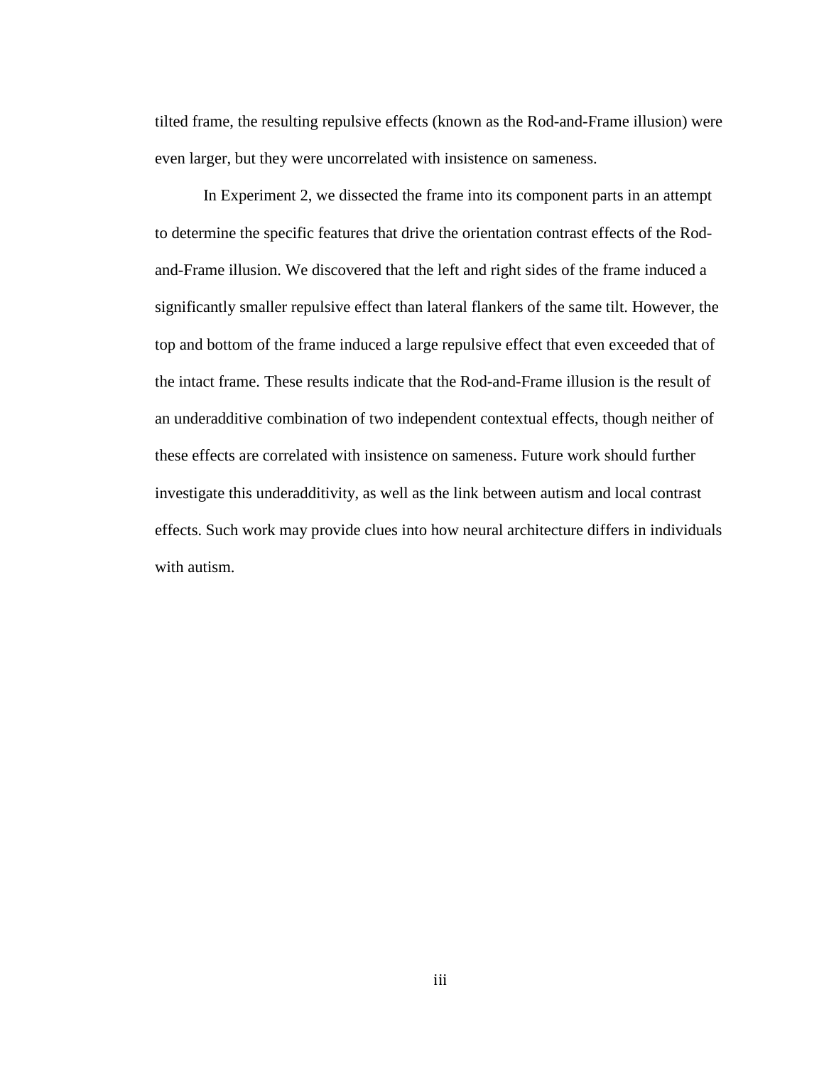tilted frame, the resulting repulsive effects (known as the Rod-and-Frame illusion) were even larger, but they were uncorrelated with insistence on sameness.

In Experiment 2, we dissected the frame into its component parts in an attempt to determine the specific features that drive the orientation contrast effects of the Rod-and-Frame illusion. We discovered that the left and right sides of the frame induced a significantly smaller repulsive effect than lateral flankers of the same tilt. However, the top and bottom of the frame induced a large repulsive effect that even exceeded that of the intact frame. These results indicate that the Rod-and-Frame illusion is the result of an underadditive combination of two independent contextual effects, though neither of these effects are correlated with insistence on sameness. Future work should further investigate this underadditivity, as well as the link between autism and local contrast effects. Such work may provide clues into how neural architecture differs in individuals with autism.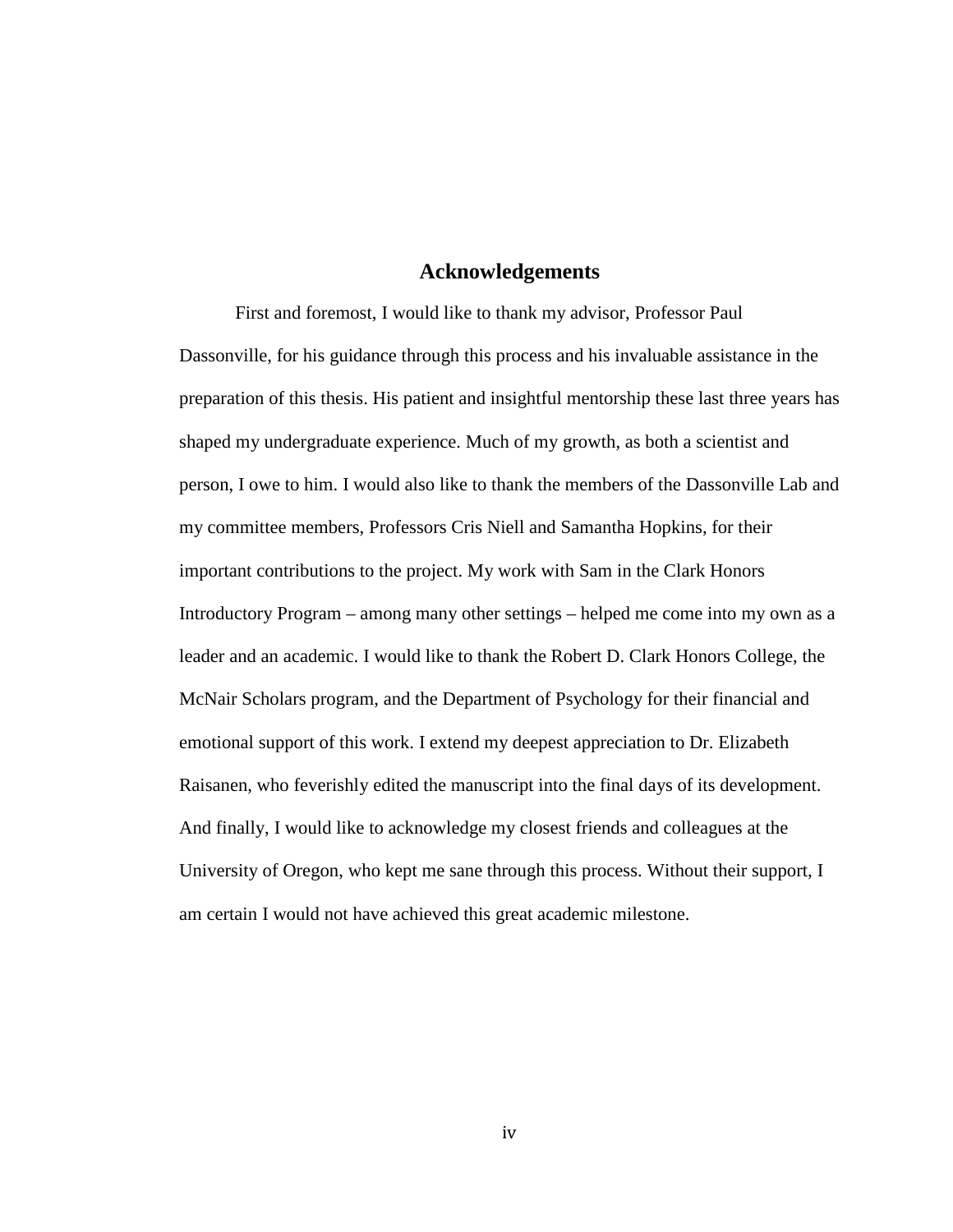## Acknowledgements

First and foremost, I would like to thank my advisor, Professor Paul Dassonville, for his guidance through this process and his invaluable assistance in the preparation of this thesis. His patient and insightful mentorship these last three years has shaped my undergraduate experience. Much of my growth, as both a scientist and person, I owe to him. I would also like to thank the members of the Dassonville Lab and my committee members, Professors Cris Niell and Samantha Hopkins, for their important contributions to the project. My work with Sam in the Clark Honors Introductory Program – among many other settings – helped me come into my own as a leader and an academic. I would like to thank the Robert D. Clark Honors College, the McNair Scholars program, and the Department of Psychology for their financial and emotional support of this work. I extend my deepest appreciation to Dr. Elizabeth Raisanen, who feverishly edited the manuscript into the final days of its development. And finally, I would like to acknowledge my closest friends and colleagues at the University of Oregon, who kept me sane through this process. Without their support, I am certain I would not have achieved this great academic milestone.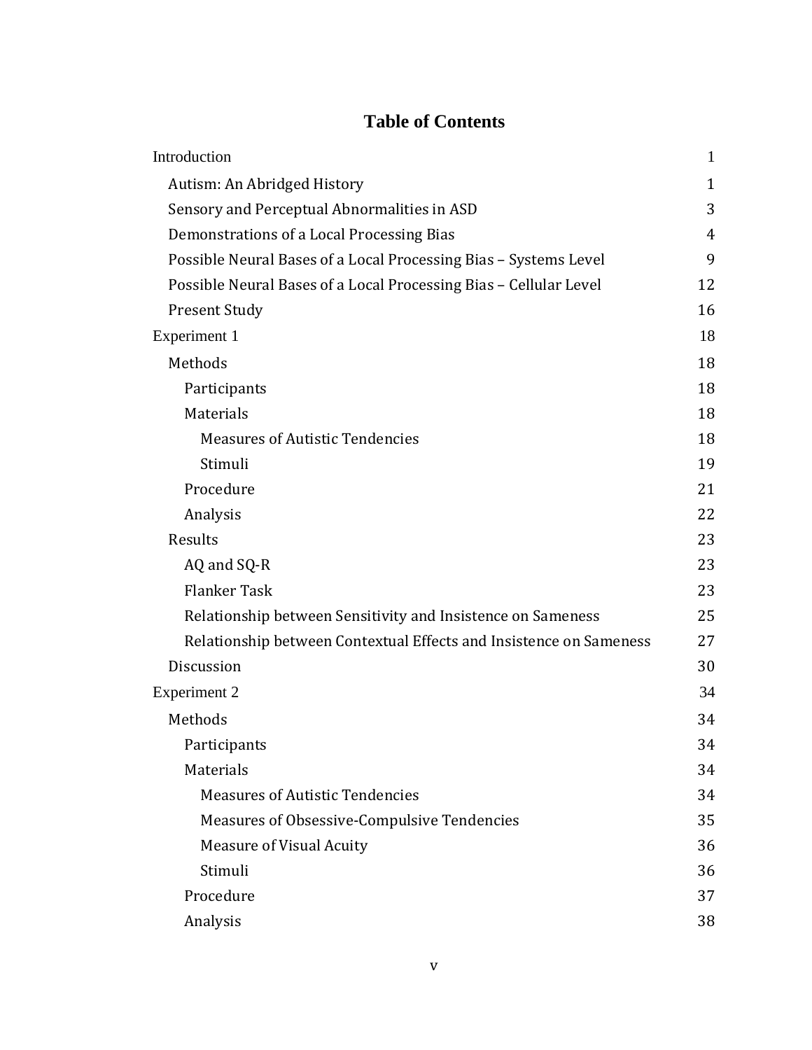# Table of Contents

| | |
|---|---|
| Introduction | 1 |
| Autism: An Abridged History | 1 |
| Sensory and Perceptual Abnormalities in ASD | 3 |
| Demonstrations of a Local Processing Bias | 4 |
| Possible Neural Bases of a Local Processing Bias – Systems Level | 9 |
| Possible Neural Bases of a Local Processing Bias – Cellular Level | 12 |
| Present Study | 16 |
| Experiment 1 | 18 |
| Methods | 18 |
| Participants | 18 |
| Materials | 18 |
| Measures of Autistic Tendencies | 18 |
| Stimuli | 19 |
| Procedure | 21 |
| Analysis | 22 |
| Results | 23 |
| AQ and SQ-R | 23 |
| Flanker Task | 23 |
| Relationship between Sensitivity and Insistence on Sameness | 25 |
| Relationship between Contextual Effects and Insistence on Sameness | 27 |
| Discussion | 30 |
| Experiment 2 | 34 |
| Methods | 34 |
| Participants | 34 |
| Materials | 34 |
| Measures of Autistic Tendencies | 34 |
| Measures of Obsessive-Compulsive Tendencies | 35 |
| Measure of Visual Acuity | 36 |
| Stimuli | 36 |
| Procedure | 37 |
| Analysis | 38 |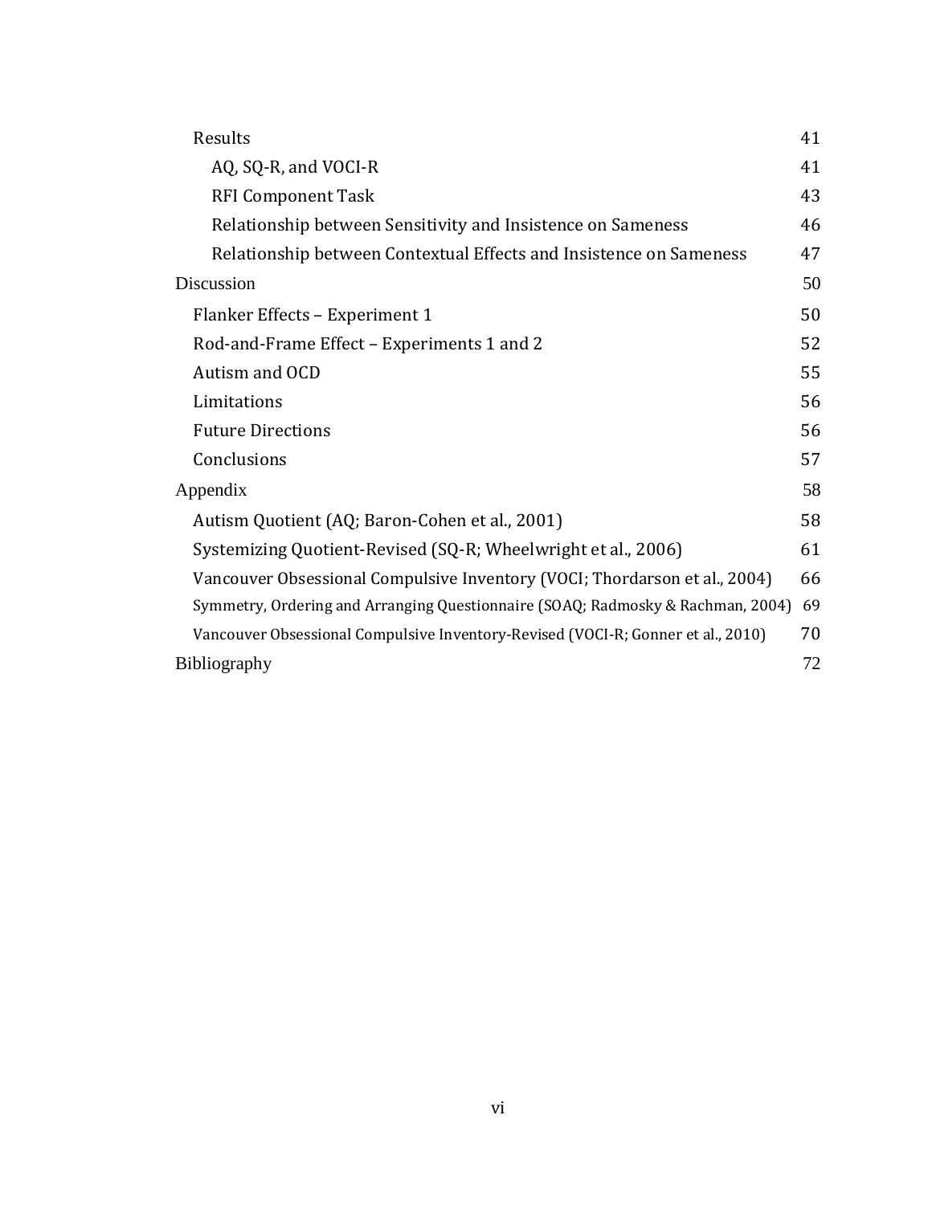| | |
|---|---|
| Results | 41 |
| AQ, SQ-R, and VOCI-R | 41 |
| RFI Component Task | 43 |
| Relationship between Sensitivity and Insistence on Sameness | 46 |
| Relationship between Contextual Effects and Insistence on Sameness | 47 |
| Discussion | 50 |
| Flanker Effects – Experiment 1 | 50 |
| Rod-and-Frame Effect – Experiments 1 and 2 | 52 |
| Autism and OCD | 55 |
| Limitations | 56 |
| Future Directions | 56 |
| Conclusions | 57 |
| Appendix | 58 |
| Autism Quotient (AQ; Baron-Cohen et al., 2001) | 58 |
| Systemizing Quotient-Revised (SQ-R; Wheelwright et al., 2006) | 61 |
| Vancouver Obsessional Compulsive Inventory (VOCI; Thordarson et al., 2004) | 66 |
| Symmetry, Ordering and Arranging Questionnaire (SOAQ; Radmosky & Rachman, 2004) | 69 |
| Vancouver Obsessional Compulsive Inventory-Revised (VOCI-R; Gonner et al., 2010) | 70 |
| Bibliography | 72 |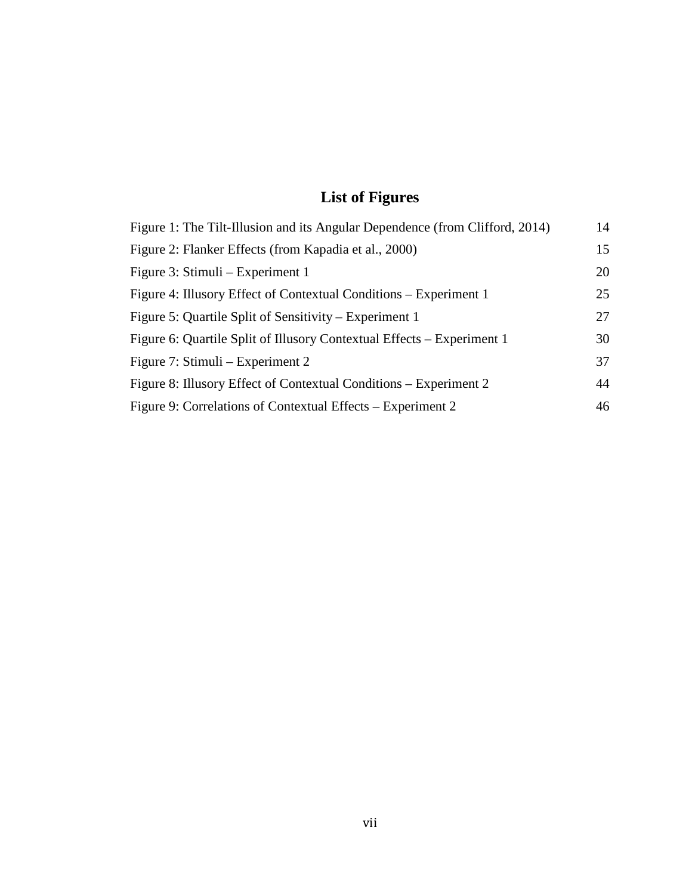# List of Figures

| | |
|---|---|
| Figure 1: The Tilt-Illusion and its Angular Dependence (from Clifford, 2014) | 14 |
| Figure 2: Flanker Effects (from Kapadia et al., 2000) | 15 |
| Figure 3: Stimuli – Experiment 1 | 20 |
| Figure 4: Illusory Effect of Contextual Conditions – Experiment 1 | 25 |
| Figure 5: Quartile Split of Sensitivity – Experiment 1 | 27 |
| Figure 6: Quartile Split of Illusory Contextual Effects – Experiment 1 | 30 |
| Figure 7: Stimuli – Experiment 2 | 37 |
| Figure 8: Illusory Effect of Contextual Conditions – Experiment 2 | 44 |
| Figure 9: Correlations of Contextual Effects – Experiment 2 | 46 |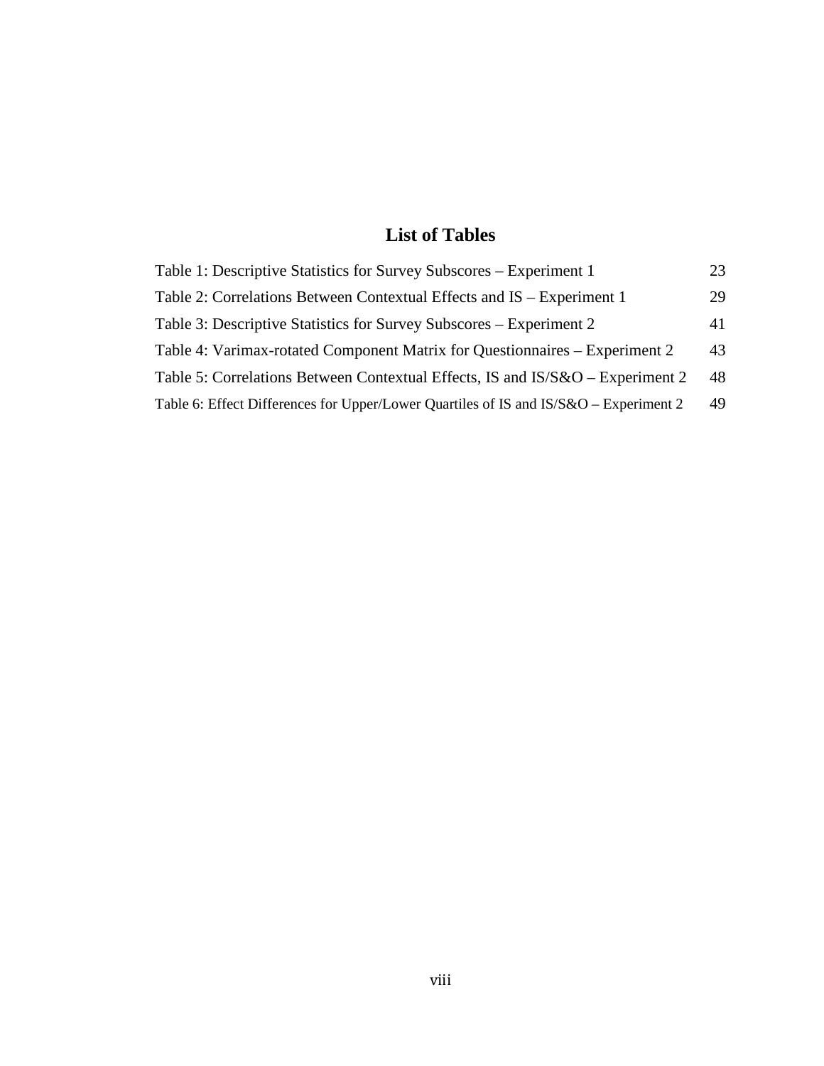## List of Tables

| | |
|---|---|
| Table 1: Descriptive Statistics for Survey Subscores – Experiment 1 | 23 |
| Table 2: Correlations Between Contextual Effects and IS – Experiment 1 | 29 |
| Table 3: Descriptive Statistics for Survey Subscores – Experiment 2 | 41 |
| Table 4: Varimax-rotated Component Matrix for Questionnaires – Experiment 2 | 43 |
| Table 5: Correlations Between Contextual Effects, IS and IS/S&O – Experiment 2 | 48 |
| Table 6: Effect Differences for Upper/Lower Quartiles of IS and IS/S&O – Experiment 2 | 49 |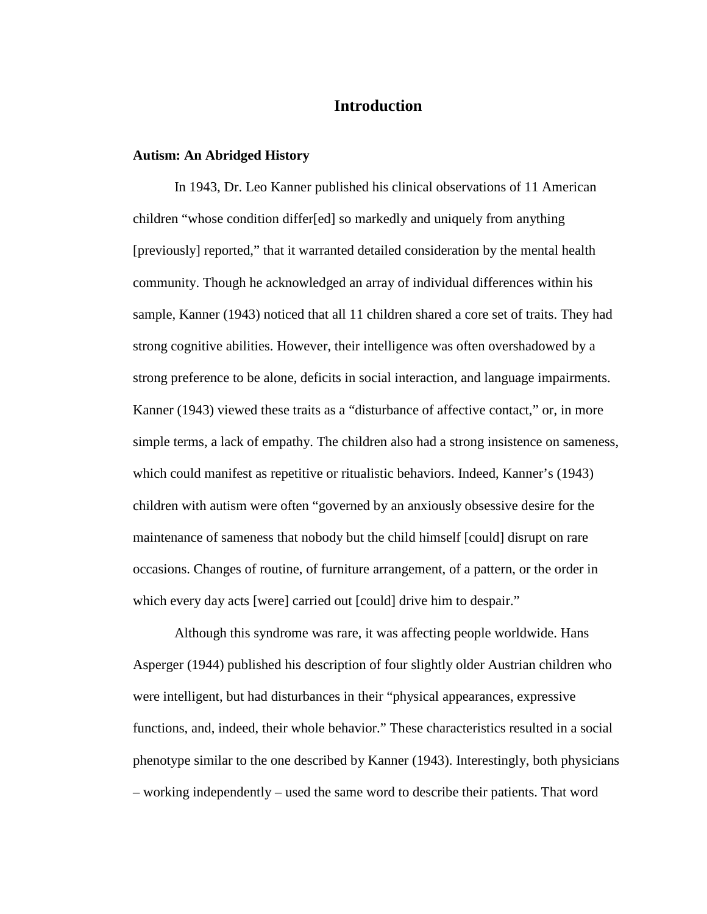# Introduction

**Autism: An Abridged History**

In 1943, Dr. Leo Kanner published his clinical observations of 11 American children "whose condition differ[ed] so markedly and uniquely from anything [previously] reported," that it warranted detailed consideration by the mental health community. Though he acknowledged an array of individual differences within his sample, Kanner (1943) noticed that all 11 children shared a core set of traits. They had strong cognitive abilities. However, their intelligence was often overshadowed by a strong preference to be alone, deficits in social interaction, and language impairments. Kanner (1943) viewed these traits as a "disturbance of affective contact," or, in more simple terms, a lack of empathy. The children also had a strong insistence on sameness, which could manifest as repetitive or ritualistic behaviors. Indeed, Kanner's (1943) children with autism were often "governed by an anxiously obsessive desire for the maintenance of sameness that nobody but the child himself [could] disrupt on rare occasions. Changes of routine, of furniture arrangement, of a pattern, or the order in which every day acts [were] carried out [could] drive him to despair."

Although this syndrome was rare, it was affecting people worldwide. Hans Asperger (1944) published his description of four slightly older Austrian children who were intelligent, but had disturbances in their "physical appearances, expressive functions, and, indeed, their whole behavior." These characteristics resulted in a social phenotype similar to the one described by Kanner (1943). Interestingly, both physicians – working independently – used the same word to describe their patients. That word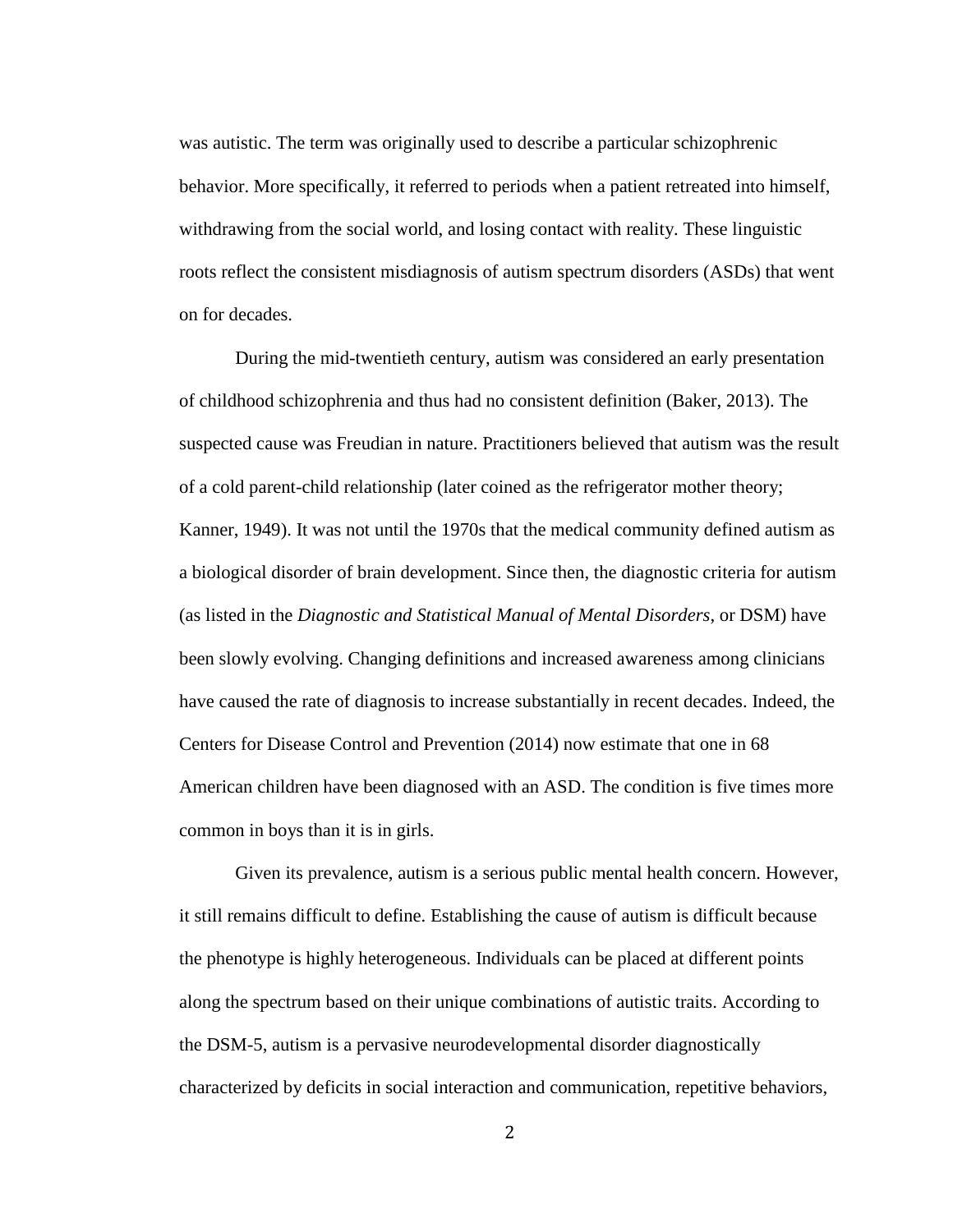was autistic. The term was originally used to describe a particular schizophrenic behavior. More specifically, it referred to periods when a patient retreated into himself, withdrawing from the social world, and losing contact with reality. These linguistic roots reflect the consistent misdiagnosis of autism spectrum disorders (ASDs) that went on for decades.

During the mid-twentieth century, autism was considered an early presentation of childhood schizophrenia and thus had no consistent definition (Baker, 2013). The suspected cause was Freudian in nature. Practitioners believed that autism was the result of a cold parent-child relationship (later coined as the refrigerator mother theory; Kanner, 1949). It was not until the 1970s that the medical community defined autism as a biological disorder of brain development. Since then, the diagnostic criteria for autism (as listed in the *Diagnostic and Statistical Manual of Mental Disorders*, or DSM) have been slowly evolving. Changing definitions and increased awareness among clinicians have caused the rate of diagnosis to increase substantially in recent decades. Indeed, the Centers for Disease Control and Prevention (2014) now estimate that one in 68 American children have been diagnosed with an ASD. The condition is five times more common in boys than it is in girls.

Given its prevalence, autism is a serious public mental health concern. However, it still remains difficult to define. Establishing the cause of autism is difficult because the phenotype is highly heterogeneous. Individuals can be placed at different points along the spectrum based on their unique combinations of autistic traits. According to the DSM-5, autism is a pervasive neurodevelopmental disorder diagnostically characterized by deficits in social interaction and communication, repetitive behaviors,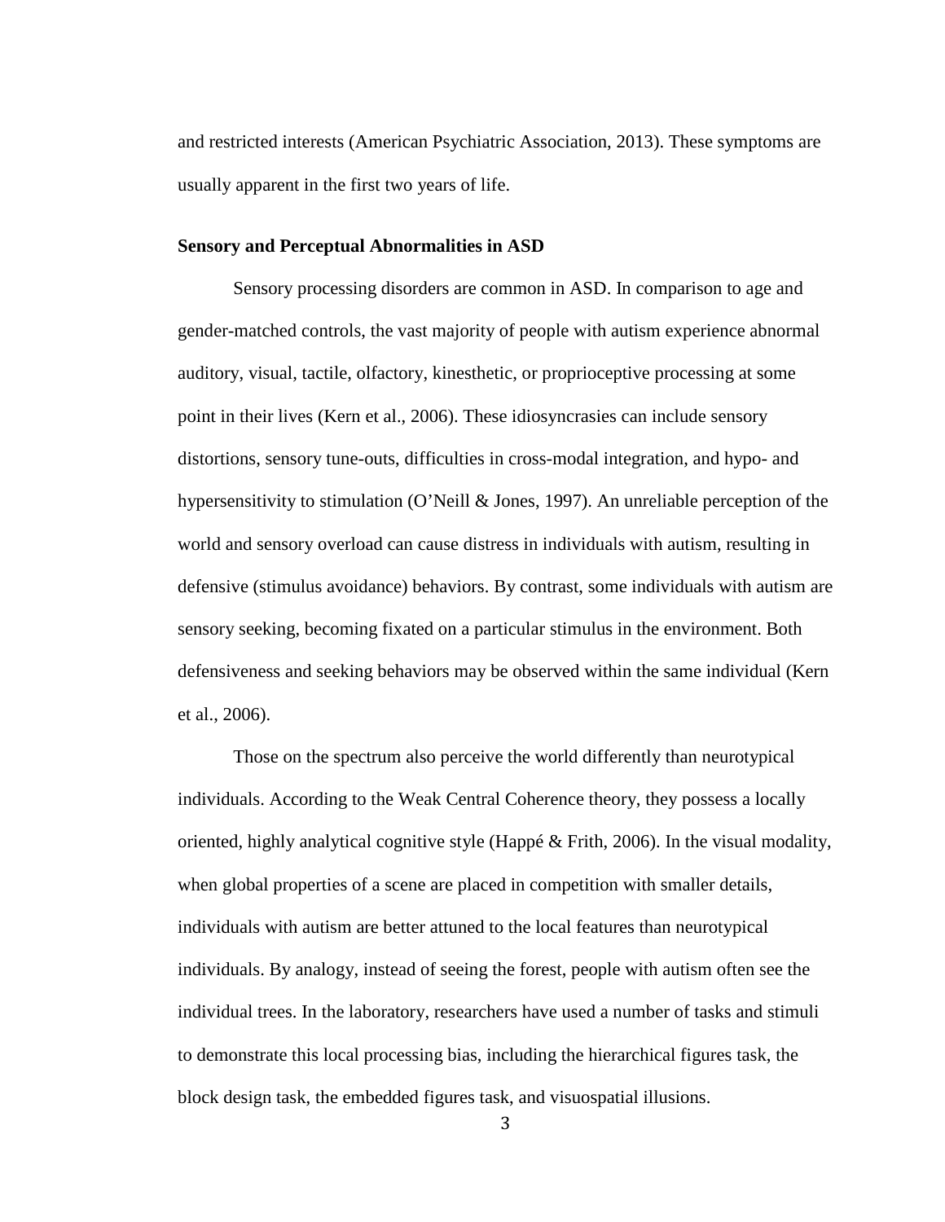and restricted interests (American Psychiatric Association, 2013). These symptoms are usually apparent in the first two years of life.

### Sensory and Perceptual Abnormalities in ASD

Sensory processing disorders are common in ASD. In comparison to age and gender-matched controls, the vast majority of people with autism experience abnormal auditory, visual, tactile, olfactory, kinesthetic, or proprioceptive processing at some point in their lives (Kern et al., 2006). These idiosyncrasies can include sensory distortions, sensory tune-outs, difficulties in cross-modal integration, and hypo- and hypersensitivity to stimulation (O'Neill & Jones, 1997). An unreliable perception of the world and sensory overload can cause distress in individuals with autism, resulting in defensive (stimulus avoidance) behaviors. By contrast, some individuals with autism are sensory seeking, becoming fixated on a particular stimulus in the environment. Both defensiveness and seeking behaviors may be observed within the same individual (Kern et al., 2006).

Those on the spectrum also perceive the world differently than neurotypical individuals. According to the Weak Central Coherence theory, they possess a locally oriented, highly analytical cognitive style (Happé & Frith, 2006). In the visual modality, when global properties of a scene are placed in competition with smaller details, individuals with autism are better attuned to the local features than neurotypical individuals. By analogy, instead of seeing the forest, people with autism often see the individual trees. In the laboratory, researchers have used a number of tasks and stimuli to demonstrate this local processing bias, including the hierarchical figures task, the block design task, the embedded figures task, and visuospatial illusions.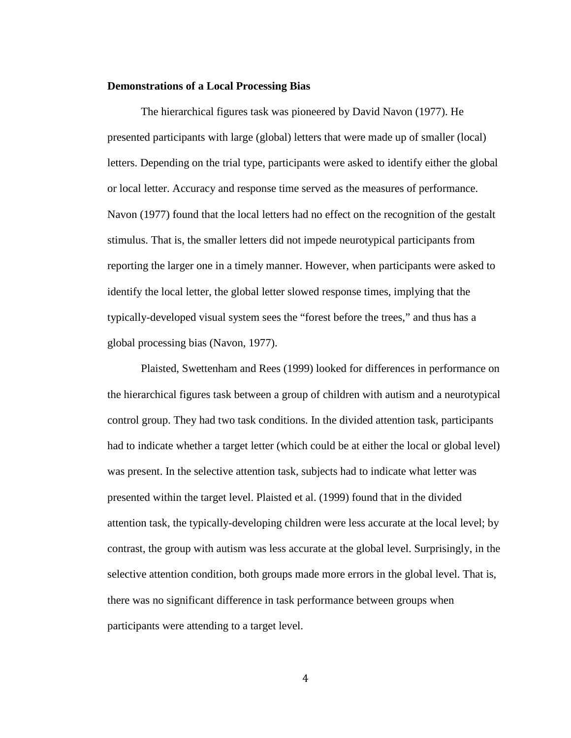**Demonstrations of a Local Processing Bias**

The hierarchical figures task was pioneered by David Navon (1977). He presented participants with large (global) letters that were made up of smaller (local) letters. Depending on the trial type, participants were asked to identify either the global or local letter. Accuracy and response time served as the measures of performance. Navon (1977) found that the local letters had no effect on the recognition of the gestalt stimulus. That is, the smaller letters did not impede neurotypical participants from reporting the larger one in a timely manner. However, when participants were asked to identify the local letter, the global letter slowed response times, implying that the typically-developed visual system sees the "forest before the trees," and thus has a global processing bias (Navon, 1977).

Plaisted, Swettenham and Rees (1999) looked for differences in performance on the hierarchical figures task between a group of children with autism and a neurotypical control group. They had two task conditions. In the divided attention task, participants had to indicate whether a target letter (which could be at either the local or global level) was present. In the selective attention task, subjects had to indicate what letter was presented within the target level. Plaisted et al. (1999) found that in the divided attention task, the typically-developing children were less accurate at the local level; by contrast, the group with autism was less accurate at the global level. Surprisingly, in the selective attention condition, both groups made more errors in the global level. That is, there was no significant difference in task performance between groups when participants were attending to a target level.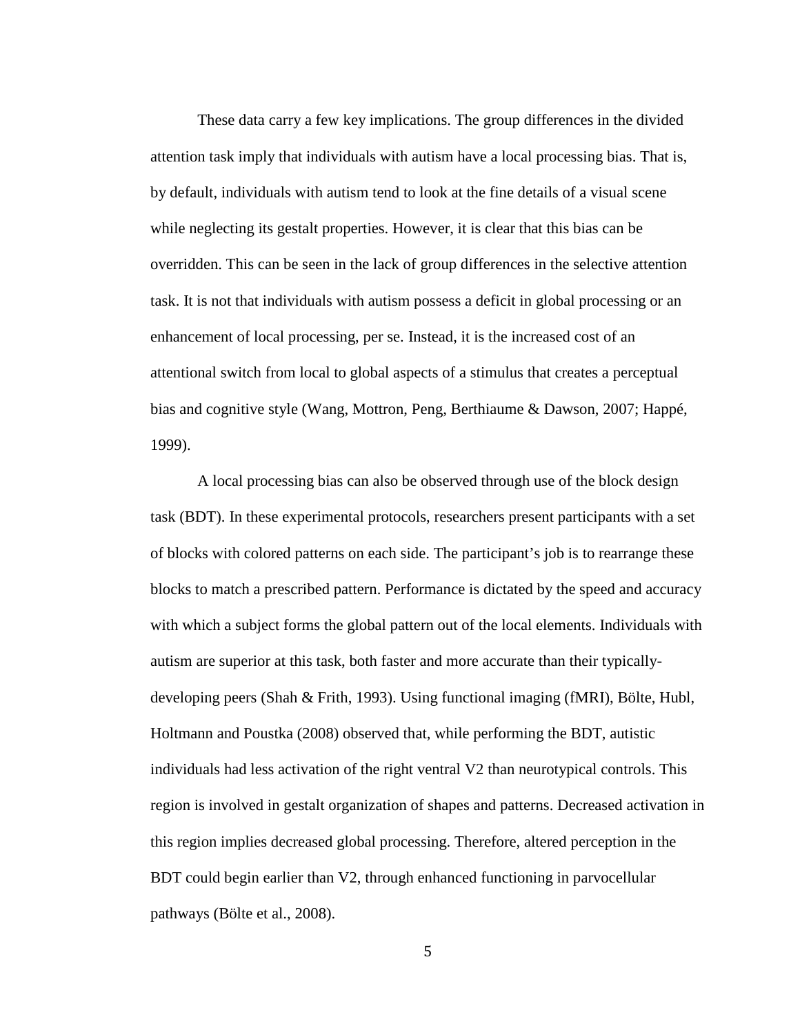These data carry a few key implications. The group differences in the divided attention task imply that individuals with autism have a local processing bias. That is, by default, individuals with autism tend to look at the fine details of a visual scene while neglecting its gestalt properties. However, it is clear that this bias can be overridden. This can be seen in the lack of group differences in the selective attention task. It is not that individuals with autism possess a deficit in global processing or an enhancement of local processing, per se. Instead, it is the increased cost of an attentional switch from local to global aspects of a stimulus that creates a perceptual bias and cognitive style (Wang, Mottron, Peng, Berthiaume & Dawson, 2007; Happé, 1999).

A local processing bias can also be observed through use of the block design task (BDT). In these experimental protocols, researchers present participants with a set of blocks with colored patterns on each side. The participant's job is to rearrange these blocks to match a prescribed pattern. Performance is dictated by the speed and accuracy with which a subject forms the global pattern out of the local elements. Individuals with autism are superior at this task, both faster and more accurate than their typically-developing peers (Shah & Frith, 1993). Using functional imaging (fMRI), Bölte, Hubl, Holtmann and Poustka (2008) observed that, while performing the BDT, autistic individuals had less activation of the right ventral V2 than neurotypical controls. This region is involved in gestalt organization of shapes and patterns. Decreased activation in this region implies decreased global processing. Therefore, altered perception in the BDT could begin earlier than V2, through enhanced functioning in parvocellular pathways (Bölte et al., 2008).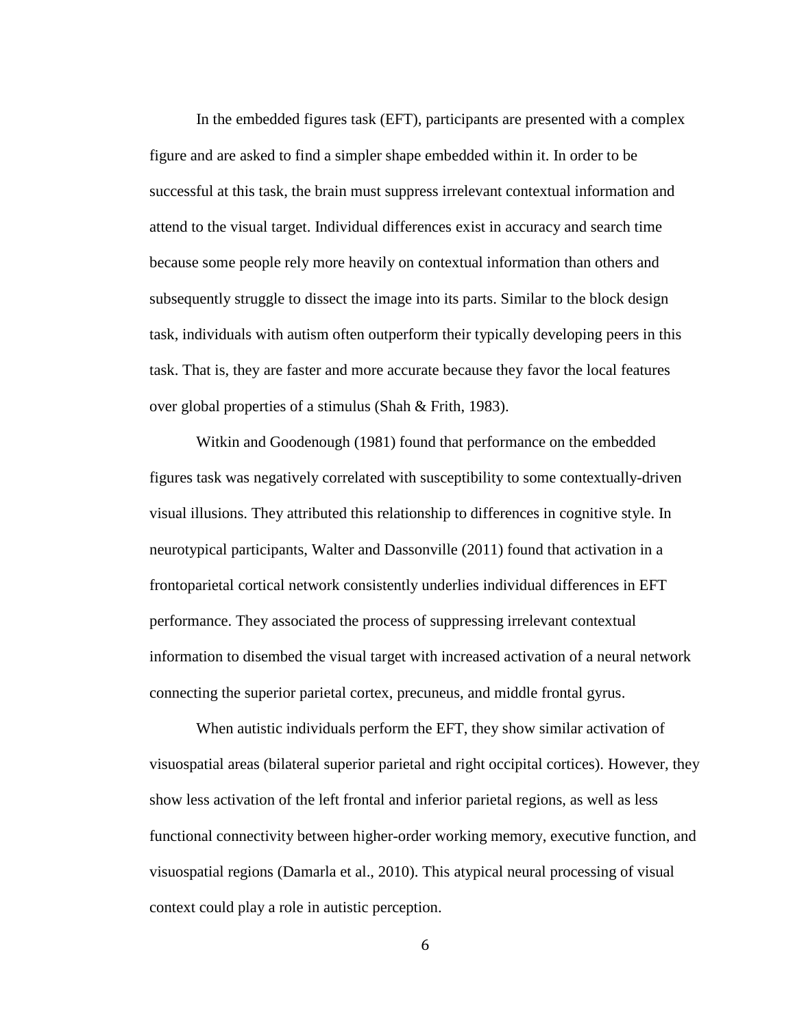In the embedded figures task (EFT), participants are presented with a complex figure and are asked to find a simpler shape embedded within it. In order to be successful at this task, the brain must suppress irrelevant contextual information and attend to the visual target. Individual differences exist in accuracy and search time because some people rely more heavily on contextual information than others and subsequently struggle to dissect the image into its parts. Similar to the block design task, individuals with autism often outperform their typically developing peers in this task. That is, they are faster and more accurate because they favor the local features over global properties of a stimulus (Shah & Frith, 1983).

Witkin and Goodenough (1981) found that performance on the embedded figures task was negatively correlated with susceptibility to some contextually-driven visual illusions. They attributed this relationship to differences in cognitive style. In neurotypical participants, Walter and Dassonville (2011) found that activation in a frontoparietal cortical network consistently underlies individual differences in EFT performance. They associated the process of suppressing irrelevant contextual information to disembed the visual target with increased activation of a neural network connecting the superior parietal cortex, precuneus, and middle frontal gyrus.

When autistic individuals perform the EFT, they show similar activation of visuospatial areas (bilateral superior parietal and right occipital cortices). However, they show less activation of the left frontal and inferior parietal regions, as well as less functional connectivity between higher-order working memory, executive function, and visuospatial regions (Damarla et al., 2010). This atypical neural processing of visual context could play a role in autistic perception.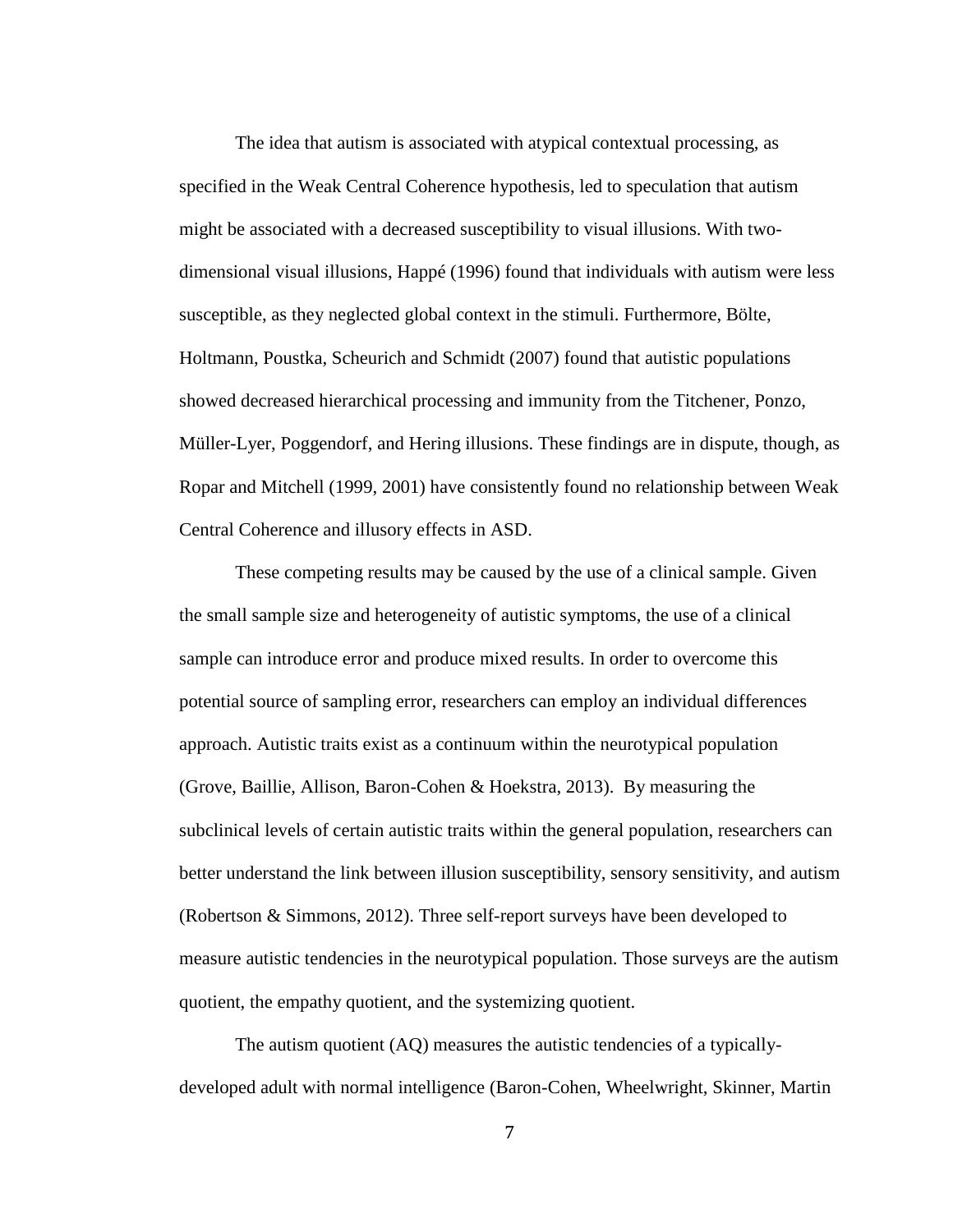The idea that autism is associated with atypical contextual processing, as specified in the Weak Central Coherence hypothesis, led to speculation that autism might be associated with a decreased susceptibility to visual illusions. With two-dimensional visual illusions, Happé (1996) found that individuals with autism were less susceptible, as they neglected global context in the stimuli. Furthermore, Bölte, Holtmann, Poustka, Scheurich and Schmidt (2007) found that autistic populations showed decreased hierarchical processing and immunity from the Titchener, Ponzo, Müller-Lyer, Poggendorf, and Hering illusions. These findings are in dispute, though, as Ropar and Mitchell (1999, 2001) have consistently found no relationship between Weak Central Coherence and illusory effects in ASD.

These competing results may be caused by the use of a clinical sample. Given the small sample size and heterogeneity of autistic symptoms, the use of a clinical sample can introduce error and produce mixed results. In order to overcome this potential source of sampling error, researchers can employ an individual differences approach. Autistic traits exist as a continuum within the neurotypical population (Grove, Baillie, Allison, Baron-Cohen & Hoekstra, 2013). By measuring the subclinical levels of certain autistic traits within the general population, researchers can better understand the link between illusion susceptibility, sensory sensitivity, and autism (Robertson & Simmons, 2012). Three self-report surveys have been developed to measure autistic tendencies in the neurotypical population. Those surveys are the autism quotient, the empathy quotient, and the systemizing quotient.

The autism quotient (AQ) measures the autistic tendencies of a typically-developed adult with normal intelligence (Baron-Cohen, Wheelwright, Skinner, Martin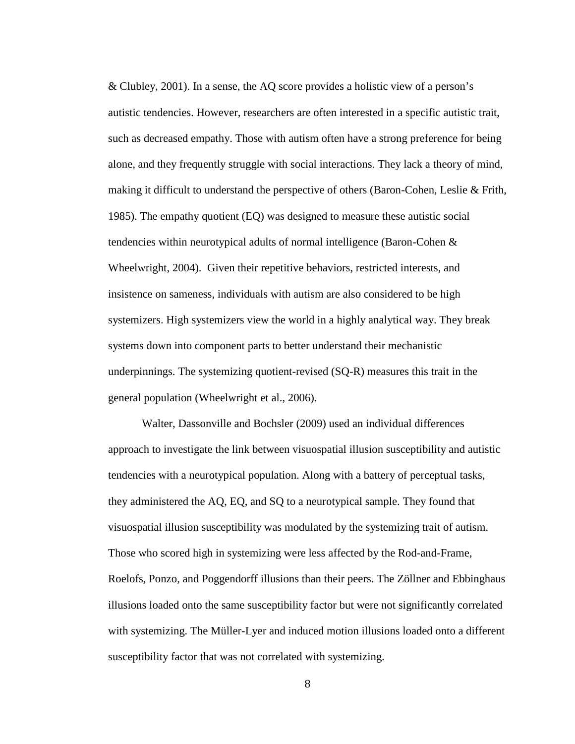& Clubley, 2001). In a sense, the AQ score provides a holistic view of a person's autistic tendencies. However, researchers are often interested in a specific autistic trait, such as decreased empathy. Those with autism often have a strong preference for being alone, and they frequently struggle with social interactions. They lack a theory of mind, making it difficult to understand the perspective of others (Baron-Cohen, Leslie & Frith, 1985). The empathy quotient (EQ) was designed to measure these autistic social tendencies within neurotypical adults of normal intelligence (Baron-Cohen & Wheelwright, 2004). Given their repetitive behaviors, restricted interests, and insistence on sameness, individuals with autism are also considered to be high systemizers. High systemizers view the world in a highly analytical way. They break systems down into component parts to better understand their mechanistic underpinnings. The systemizing quotient-revised (SQ-R) measures this trait in the general population (Wheelwright et al., 2006).

Walter, Dassonville and Bochsler (2009) used an individual differences approach to investigate the link between visuospatial illusion susceptibility and autistic tendencies with a neurotypical population. Along with a battery of perceptual tasks, they administered the AQ, EQ, and SQ to a neurotypical sample. They found that visuospatial illusion susceptibility was modulated by the systemizing trait of autism. Those who scored high in systemizing were less affected by the Rod-and-Frame, Roelofs, Ponzo, and Poggendorff illusions than their peers. The Zöllner and Ebbinghaus illusions loaded onto the same susceptibility factor but were not significantly correlated with systemizing. The Müller-Lyer and induced motion illusions loaded onto a different susceptibility factor that was not correlated with systemizing.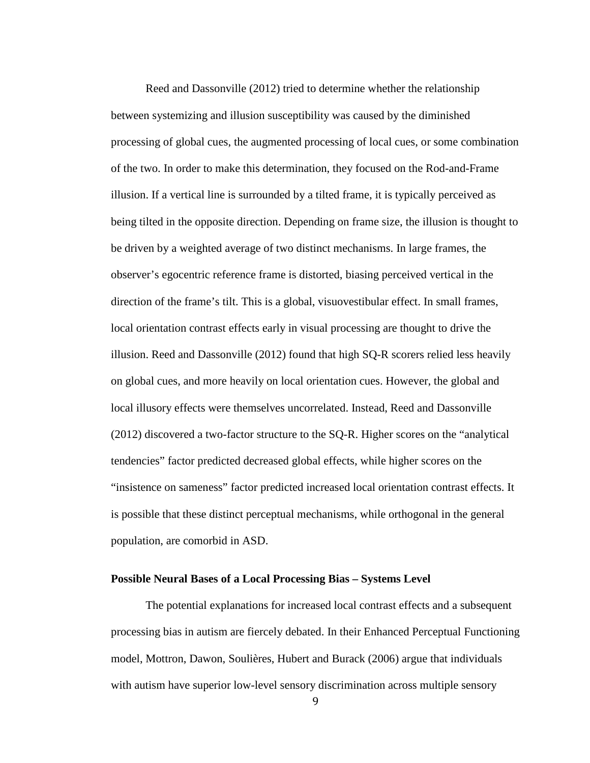Reed and Dassonville (2012) tried to determine whether the relationship between systemizing and illusion susceptibility was caused by the diminished processing of global cues, the augmented processing of local cues, or some combination of the two. In order to make this determination, they focused on the Rod-and-Frame illusion. If a vertical line is surrounded by a tilted frame, it is typically perceived as being tilted in the opposite direction. Depending on frame size, the illusion is thought to be driven by a weighted average of two distinct mechanisms. In large frames, the observer's egocentric reference frame is distorted, biasing perceived vertical in the direction of the frame's tilt. This is a global, visuovestibular effect. In small frames, local orientation contrast effects early in visual processing are thought to drive the illusion. Reed and Dassonville (2012) found that high SQ-R scorers relied less heavily on global cues, and more heavily on local orientation cues. However, the global and local illusory effects were themselves uncorrelated. Instead, Reed and Dassonville (2012) discovered a two-factor structure to the SQ-R. Higher scores on the "analytical tendencies" factor predicted decreased global effects, while higher scores on the "insistence on sameness" factor predicted increased local orientation contrast effects. It is possible that these distinct perceptual mechanisms, while orthogonal in the general population, are comorbid in ASD.

**Possible Neural Bases of a Local Processing Bias – Systems Level**

The potential explanations for increased local contrast effects and a subsequent processing bias in autism are fiercely debated. In their Enhanced Perceptual Functioning model, Mottron, Dawon, Soulières, Hubert and Burack (2006) argue that individuals with autism have superior low-level sensory discrimination across multiple sensory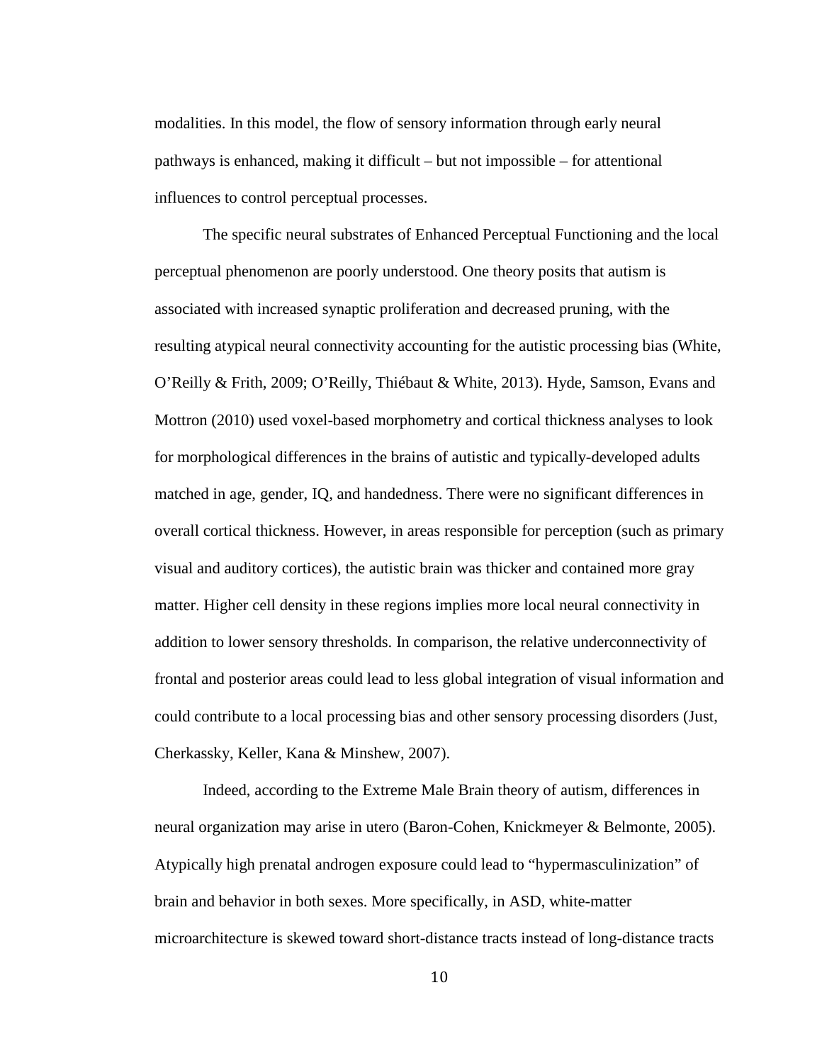modalities. In this model, the flow of sensory information through early neural pathways is enhanced, making it difficult – but not impossible – for attentional influences to control perceptual processes.

The specific neural substrates of Enhanced Perceptual Functioning and the local perceptual phenomenon are poorly understood. One theory posits that autism is associated with increased synaptic proliferation and decreased pruning, with the resulting atypical neural connectivity accounting for the autistic processing bias (White, O'Reilly & Frith, 2009; O'Reilly, Thiébaut & White, 2013). Hyde, Samson, Evans and Mottron (2010) used voxel-based morphometry and cortical thickness analyses to look for morphological differences in the brains of autistic and typically-developed adults matched in age, gender, IQ, and handedness. There were no significant differences in overall cortical thickness. However, in areas responsible for perception (such as primary visual and auditory cortices), the autistic brain was thicker and contained more gray matter. Higher cell density in these regions implies more local neural connectivity in addition to lower sensory thresholds. In comparison, the relative underconnectivity of frontal and posterior areas could lead to less global integration of visual information and could contribute to a local processing bias and other sensory processing disorders (Just, Cherkassky, Keller, Kana & Minshew, 2007).

Indeed, according to the Extreme Male Brain theory of autism, differences in neural organization may arise in utero (Baron-Cohen, Knickmeyer & Belmonte, 2005). Atypically high prenatal androgen exposure could lead to "hypermasculinization" of brain and behavior in both sexes. More specifically, in ASD, white-matter microarchitecture is skewed toward short-distance tracts instead of long-distance tracts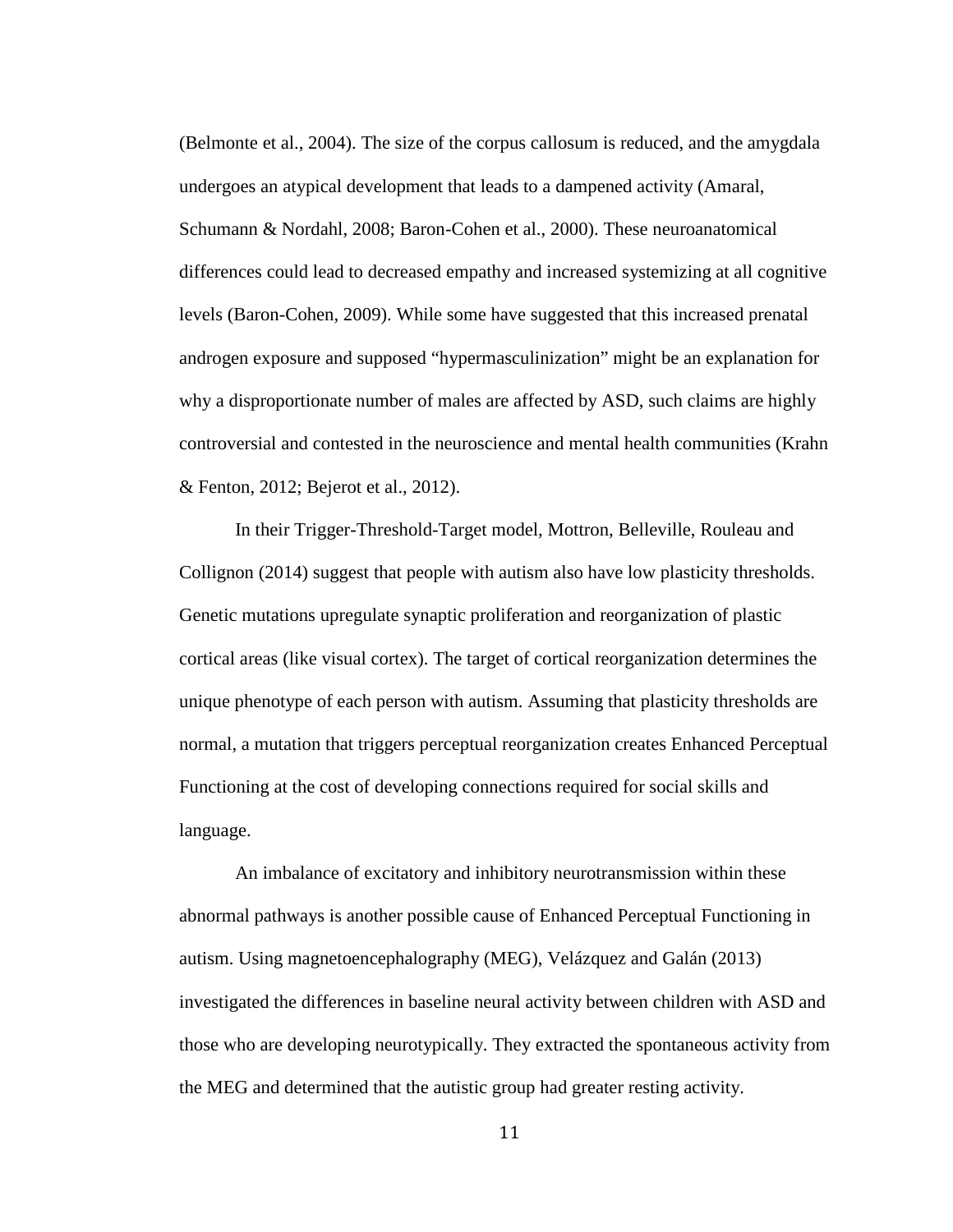(Belmonte et al., 2004). The size of the corpus callosum is reduced, and the amygdala undergoes an atypical development that leads to a dampened activity (Amaral, Schumann & Nordahl, 2008; Baron-Cohen et al., 2000). These neuroanatomical differences could lead to decreased empathy and increased systemizing at all cognitive levels (Baron-Cohen, 2009). While some have suggested that this increased prenatal androgen exposure and supposed "hypermasculinization" might be an explanation for why a disproportionate number of males are affected by ASD, such claims are highly controversial and contested in the neuroscience and mental health communities (Krahn & Fenton, 2012; Bejerot et al., 2012).

In their Trigger-Threshold-Target model, Mottron, Belleville, Rouleau and Collignon (2014) suggest that people with autism also have low plasticity thresholds. Genetic mutations upregulate synaptic proliferation and reorganization of plastic cortical areas (like visual cortex). The target of cortical reorganization determines the unique phenotype of each person with autism. Assuming that plasticity thresholds are normal, a mutation that triggers perceptual reorganization creates Enhanced Perceptual Functioning at the cost of developing connections required for social skills and language.

An imbalance of excitatory and inhibitory neurotransmission within these abnormal pathways is another possible cause of Enhanced Perceptual Functioning in autism. Using magnetoencephalography (MEG), Velázquez and Galán (2013) investigated the differences in baseline neural activity between children with ASD and those who are developing neurotypically. They extracted the spontaneous activity from the MEG and determined that the autistic group had greater resting activity.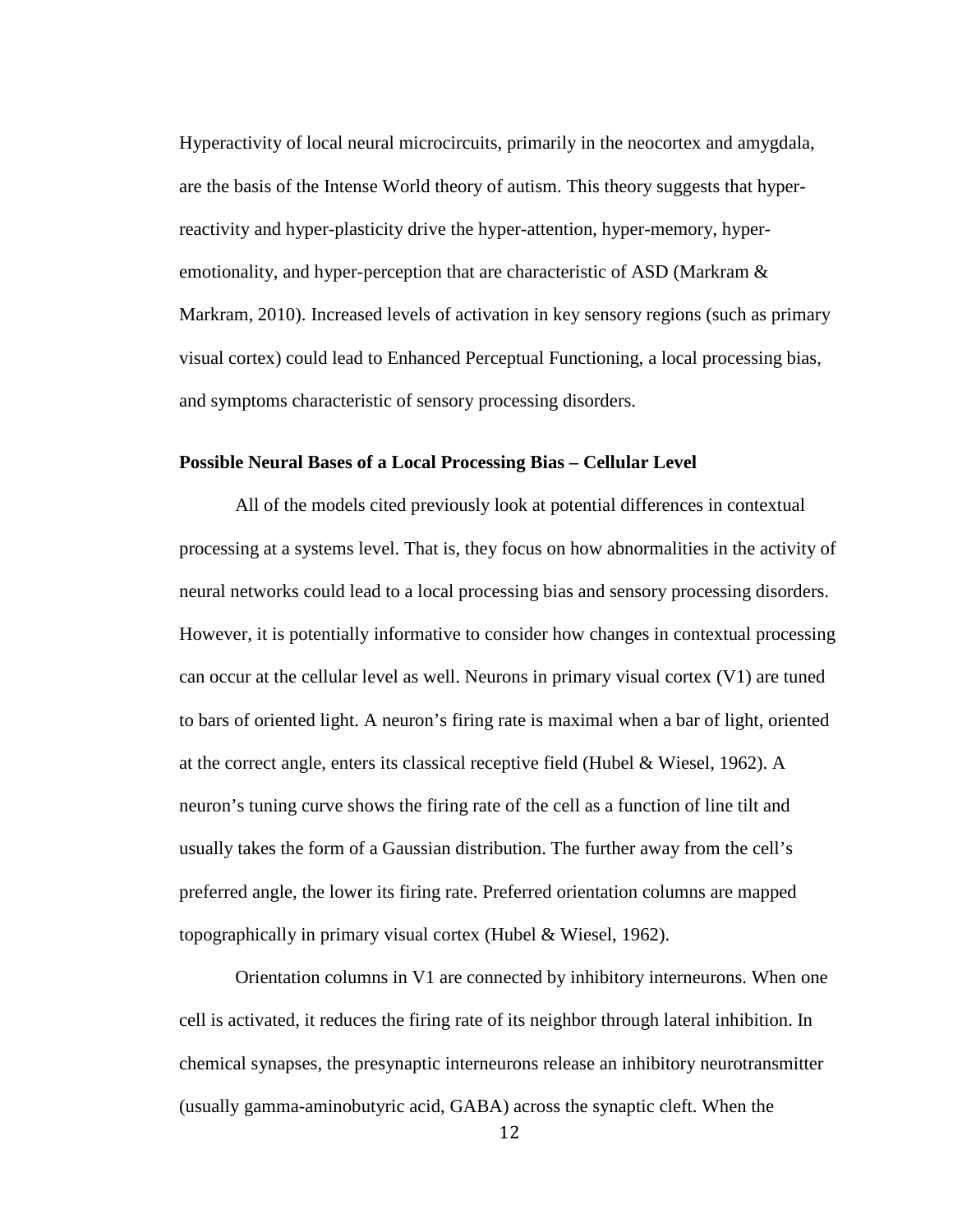Hyperactivity of local neural microcircuits, primarily in the neocortex and amygdala, are the basis of the Intense World theory of autism. This theory suggests that hyper-reactivity and hyper-plasticity drive the hyper-attention, hyper-memory, hyper-emotionality, and hyper-perception that are characteristic of ASD (Markram & Markram, 2010). Increased levels of activation in key sensory regions (such as primary visual cortex) could lead to Enhanced Perceptual Functioning, a local processing bias, and symptoms characteristic of sensory processing disorders.

**Possible Neural Bases of a Local Processing Bias – Cellular Level**

All of the models cited previously look at potential differences in contextual processing at a systems level. That is, they focus on how abnormalities in the activity of neural networks could lead to a local processing bias and sensory processing disorders. However, it is potentially informative to consider how changes in contextual processing can occur at the cellular level as well. Neurons in primary visual cortex (V1) are tuned to bars of oriented light. A neuron's firing rate is maximal when a bar of light, oriented at the correct angle, enters its classical receptive field (Hubel & Wiesel, 1962). A neuron's tuning curve shows the firing rate of the cell as a function of line tilt and usually takes the form of a Gaussian distribution. The further away from the cell's preferred angle, the lower its firing rate. Preferred orientation columns are mapped topographically in primary visual cortex (Hubel & Wiesel, 1962).

Orientation columns in V1 are connected by inhibitory interneurons. When one cell is activated, it reduces the firing rate of its neighbor through lateral inhibition. In chemical synapses, the presynaptic interneurons release an inhibitory neurotransmitter (usually gamma-aminobutyric acid, GABA) across the synaptic cleft. When the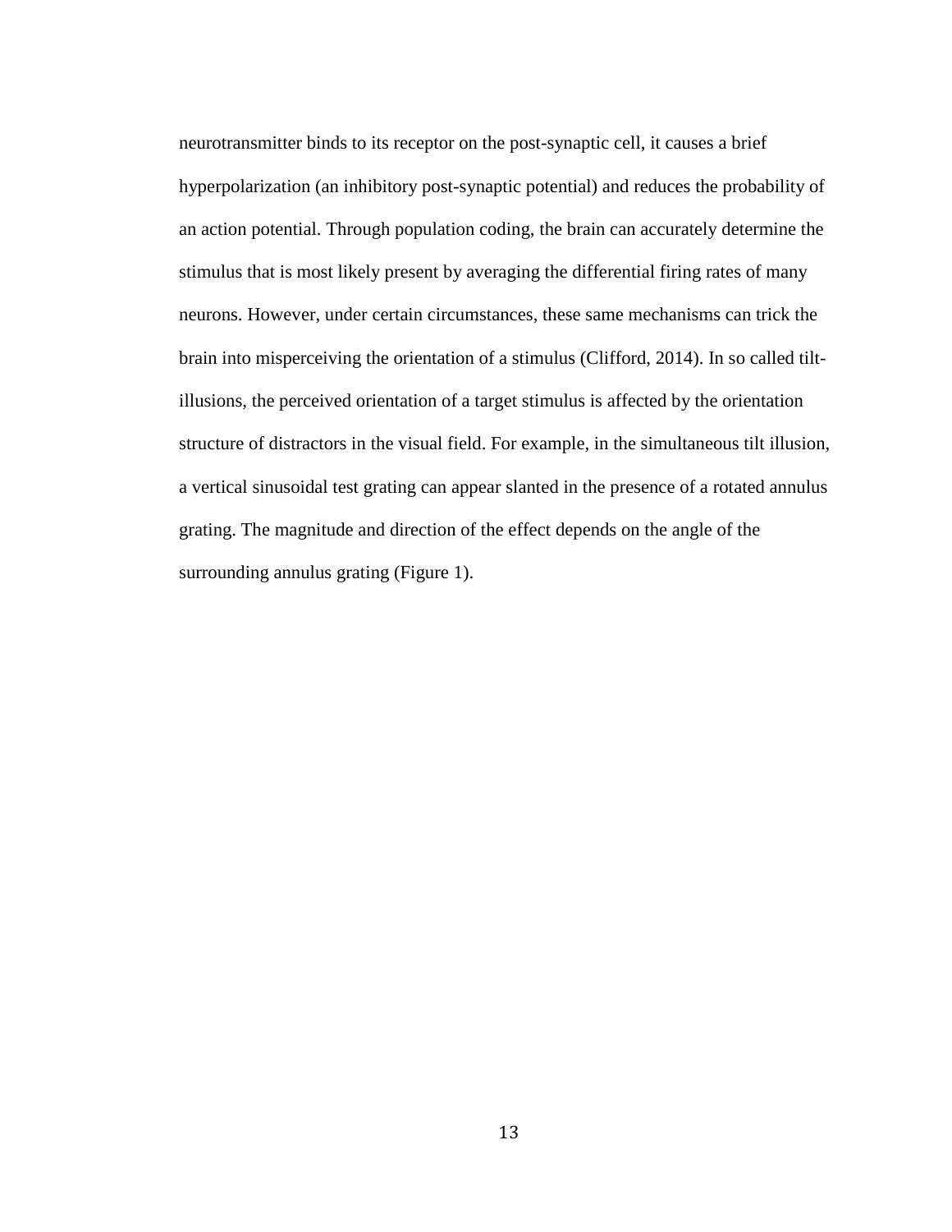neurotransmitter binds to its receptor on the post-synaptic cell, it causes a brief hyperpolarization (an inhibitory post-synaptic potential) and reduces the probability of an action potential. Through population coding, the brain can accurately determine the stimulus that is most likely present by averaging the differential firing rates of many neurons. However, under certain circumstances, these same mechanisms can trick the brain into misperceiving the orientation of a stimulus (Clifford, 2014). In so called tilt-illusions, the perceived orientation of a target stimulus is affected by the orientation structure of distractors in the visual field. For example, in the simultaneous tilt illusion, a vertical sinusoidal test grating can appear slanted in the presence of a rotated annulus grating. The magnitude and direction of the effect depends on the angle of the surrounding annulus grating (Figure 1).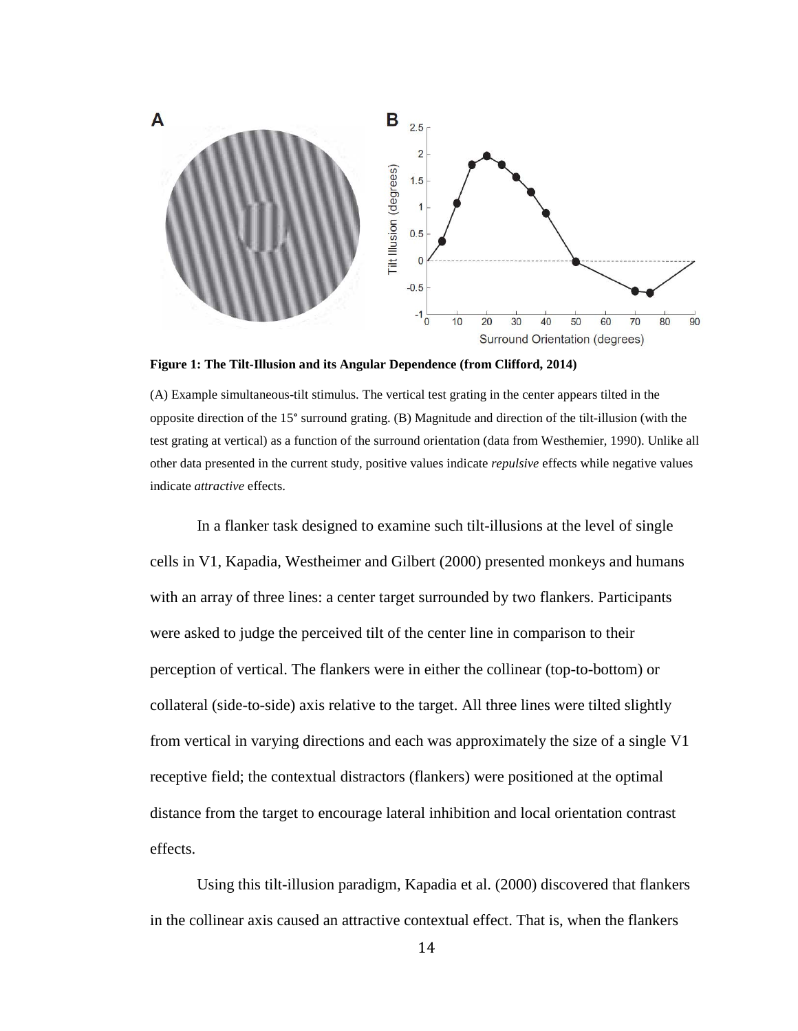**Figure 1: The Tilt-Illusion and its Angular Dependence (from Clifford, 2014)**

(A) Example simultaneous-tilt stimulus. The vertical test grating in the center appears tilted in the opposite direction of the 15° surround grating. (B) Magnitude and direction of the tilt-illusion (with the test grating at vertical) as a function of the surround orientation (data from Westhemier, 1990). Unlike all other data presented in the current study, positive values indicate *repulsive* effects while negative values indicate *attractive* effects.

In a flanker task designed to examine such tilt-illusions at the level of single cells in V1, Kapadia, Westheimer and Gilbert (2000) presented monkeys and humans with an array of three lines: a center target surrounded by two flankers. Participants were asked to judge the perceived tilt of the center line in comparison to their perception of vertical. The flankers were in either the collinear (top-to-bottom) or collateral (side-to-side) axis relative to the target. All three lines were tilted slightly from vertical in varying directions and each was approximately the size of a single V1 receptive field; the contextual distractors (flankers) were positioned at the optimal distance from the target to encourage lateral inhibition and local orientation contrast effects.

Using this tilt-illusion paradigm, Kapadia et al. (2000) discovered that flankers in the collinear axis caused an attractive contextual effect. That is, when the flankers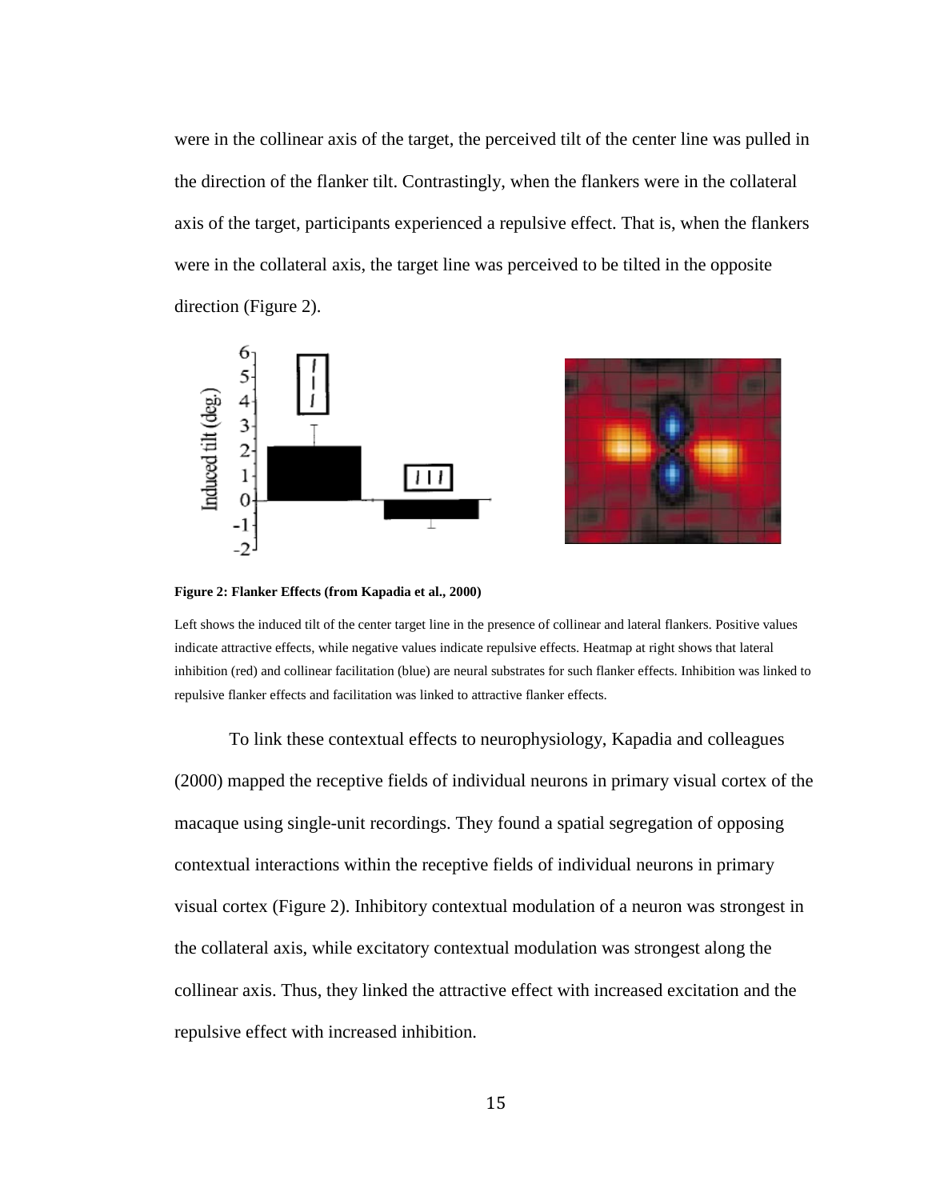were in the collinear axis of the target, the perceived tilt of the center line was pulled in the direction of the flanker tilt. Contrastingly, when the flankers were in the collateral axis of the target, participants experienced a repulsive effect. That is, when the flankers were in the collateral axis, the target line was perceived to be tilted in the opposite direction (Figure 2).

**Figure 2: Flanker Effects (from Kapadia et al., 2000)**

Left shows the induced tilt of the center target line in the presence of collinear and lateral flankers. Positive values indicate attractive effects, while negative values indicate repulsive effects. Heatmap at right shows that lateral inhibition (red) and collinear facilitation (blue) are neural substrates for such flanker effects. Inhibition was linked to repulsive flanker effects and facilitation was linked to attractive flanker effects.

To link these contextual effects to neurophysiology, Kapadia and colleagues (2000) mapped the receptive fields of individual neurons in primary visual cortex of the macaque using single-unit recordings. They found a spatial segregation of opposing contextual interactions within the receptive fields of individual neurons in primary visual cortex (Figure 2). Inhibitory contextual modulation of a neuron was strongest in the collateral axis, while excitatory contextual modulation was strongest along the collinear axis. Thus, they linked the attractive effect with increased excitation and the repulsive effect with increased inhibition.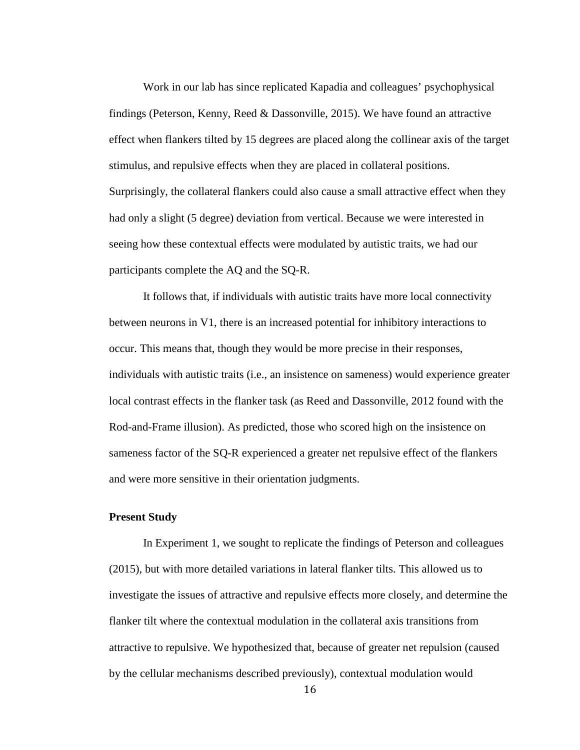Work in our lab has since replicated Kapadia and colleagues' psychophysical findings (Peterson, Kenny, Reed & Dassonville, 2015). We have found an attractive effect when flankers tilted by 15 degrees are placed along the collinear axis of the target stimulus, and repulsive effects when they are placed in collateral positions. Surprisingly, the collateral flankers could also cause a small attractive effect when they had only a slight (5 degree) deviation from vertical. Because we were interested in seeing how these contextual effects were modulated by autistic traits, we had our participants complete the AQ and the SQ-R.

It follows that, if individuals with autistic traits have more local connectivity between neurons in V1, there is an increased potential for inhibitory interactions to occur. This means that, though they would be more precise in their responses, individuals with autistic traits (i.e., an insistence on sameness) would experience greater local contrast effects in the flanker task (as Reed and Dassonville, 2012 found with the Rod-and-Frame illusion). As predicted, those who scored high on the insistence on sameness factor of the SQ-R experienced a greater net repulsive effect of the flankers and were more sensitive in their orientation judgments.

**Present Study**

In Experiment 1, we sought to replicate the findings of Peterson and colleagues (2015), but with more detailed variations in lateral flanker tilts. This allowed us to investigate the issues of attractive and repulsive effects more closely, and determine the flanker tilt where the contextual modulation in the collateral axis transitions from attractive to repulsive. We hypothesized that, because of greater net repulsion (caused by the cellular mechanisms described previously), contextual modulation would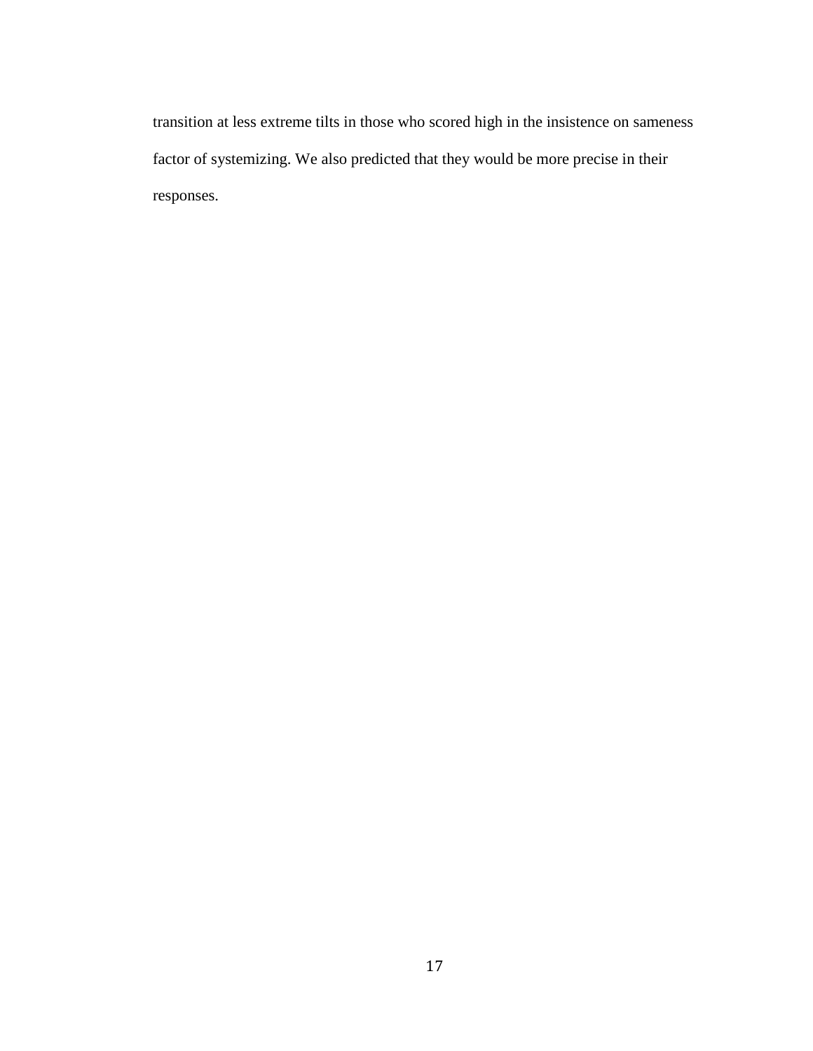transition at less extreme tilts in those who scored high in the insistence on sameness factor of systemizing. We also predicted that they would be more precise in their responses.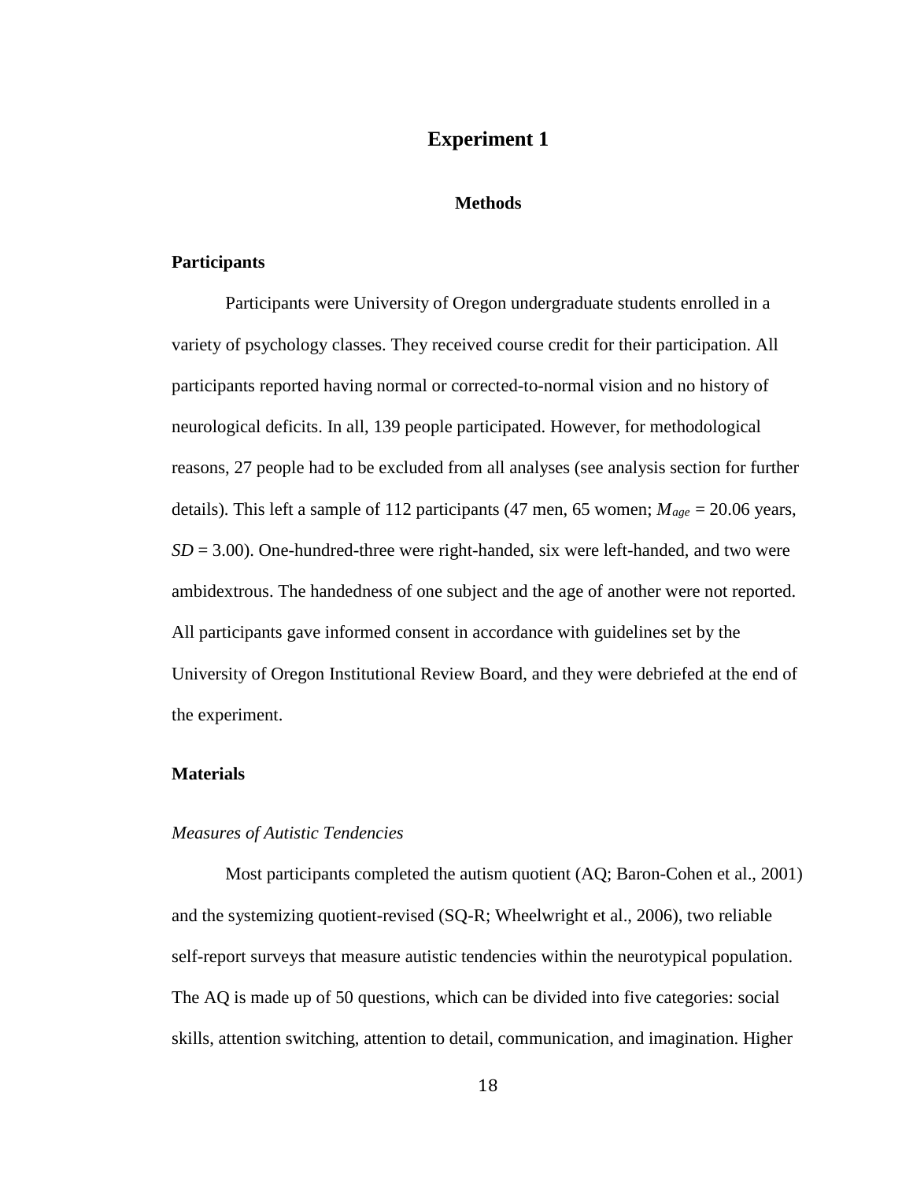# Experiment 1

## Methods

### Participants

Participants were University of Oregon undergraduate students enrolled in a variety of psychology classes. They received course credit for their participation. All participants reported having normal or corrected-to-normal vision and no history of neurological deficits. In all, 139 people participated. However, for methodological reasons, 27 people had to be excluded from all analyses (see analysis section for further details). This left a sample of 112 participants (47 men, 65 women; $M_{age}$ = 20.06 years, *SD* = 3.00). One-hundred-three were right-handed, six were left-handed, and two were ambidextrous. The handedness of one subject and the age of another were not reported. All participants gave informed consent in accordance with guidelines set by the University of Oregon Institutional Review Board, and they were debriefed at the end of the experiment.

### Materials

#### *Measures of Autistic Tendencies*

Most participants completed the autism quotient (AQ; Baron-Cohen et al., 2001) and the systemizing quotient-revised (SQ-R; Wheelwright et al., 2006), two reliable self-report surveys that measure autistic tendencies within the neurotypical population. The AQ is made up of 50 questions, which can be divided into five categories: social skills, attention switching, attention to detail, communication, and imagination. Higher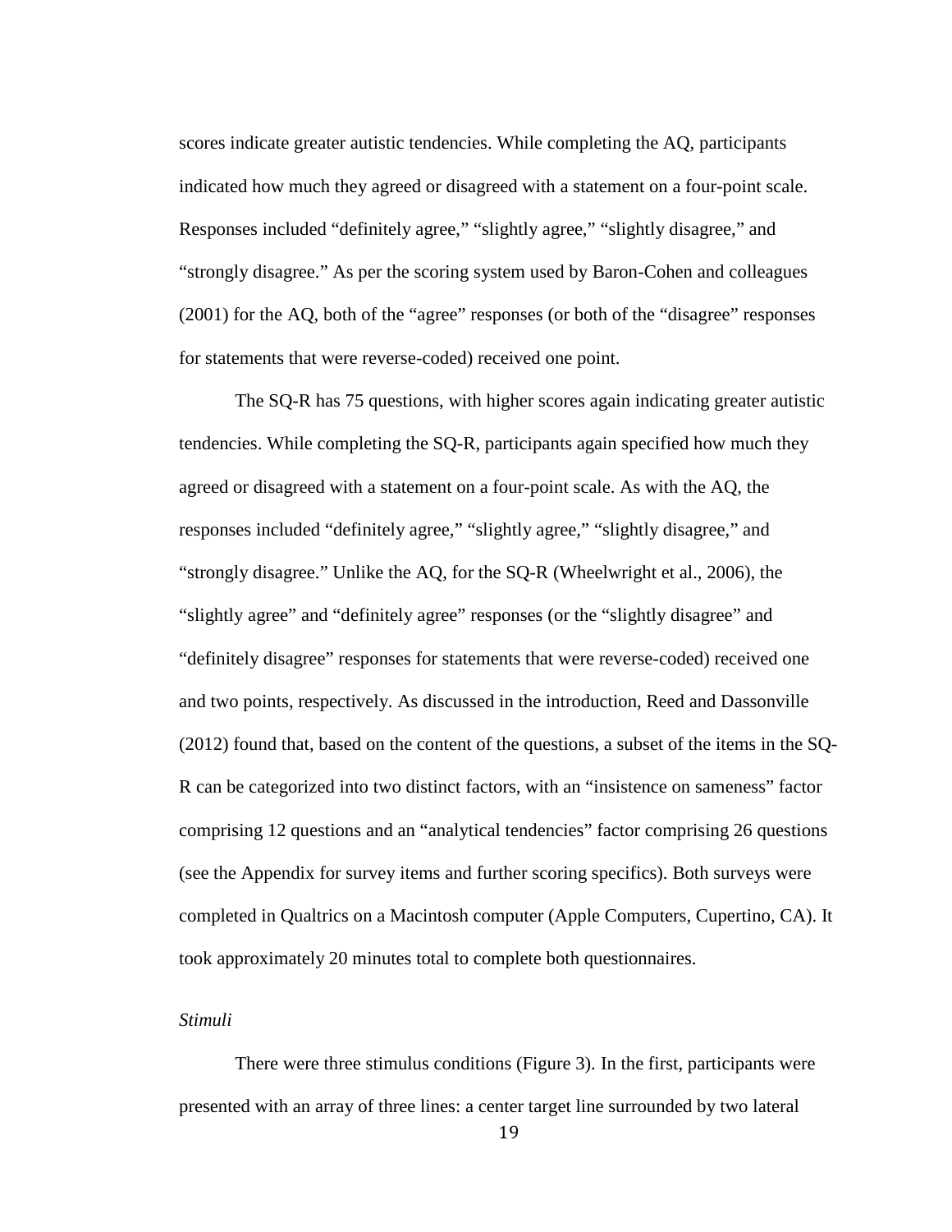scores indicate greater autistic tendencies. While completing the AQ, participants indicated how much they agreed or disagreed with a statement on a four-point scale. Responses included “definitely agree,” “slightly agree,” “slightly disagree,” and “strongly disagree.” As per the scoring system used by Baron-Cohen and colleagues (2001) for the AQ, both of the “agree” responses (or both of the “disagree” responses for statements that were reverse-coded) received one point.

The SQ-R has 75 questions, with higher scores again indicating greater autistic tendencies. While completing the SQ-R, participants again specified how much they agreed or disagreed with a statement on a four-point scale. As with the AQ, the responses included “definitely agree,” “slightly agree,” “slightly disagree,” and “strongly disagree.” Unlike the AQ, for the SQ-R (Wheelwright et al., 2006), the “slightly agree” and “definitely agree” responses (or the “slightly disagree” and “definitely disagree” responses for statements that were reverse-coded) received one and two points, respectively. As discussed in the introduction, Reed and Dassonville (2012) found that, based on the content of the questions, a subset of the items in the SQ-R can be categorized into two distinct factors, with an “insistence on sameness” factor comprising 12 questions and an “analytical tendencies” factor comprising 26 questions (see the Appendix for survey items and further scoring specifics). Both surveys were completed in Qualtrics on a Macintosh computer (Apple Computers, Cupertino, CA). It took approximately 20 minutes total to complete both questionnaires.

*Stimuli*

There were three stimulus conditions (Figure 3). In the first, participants were presented with an array of three lines: a center target line surrounded by two lateral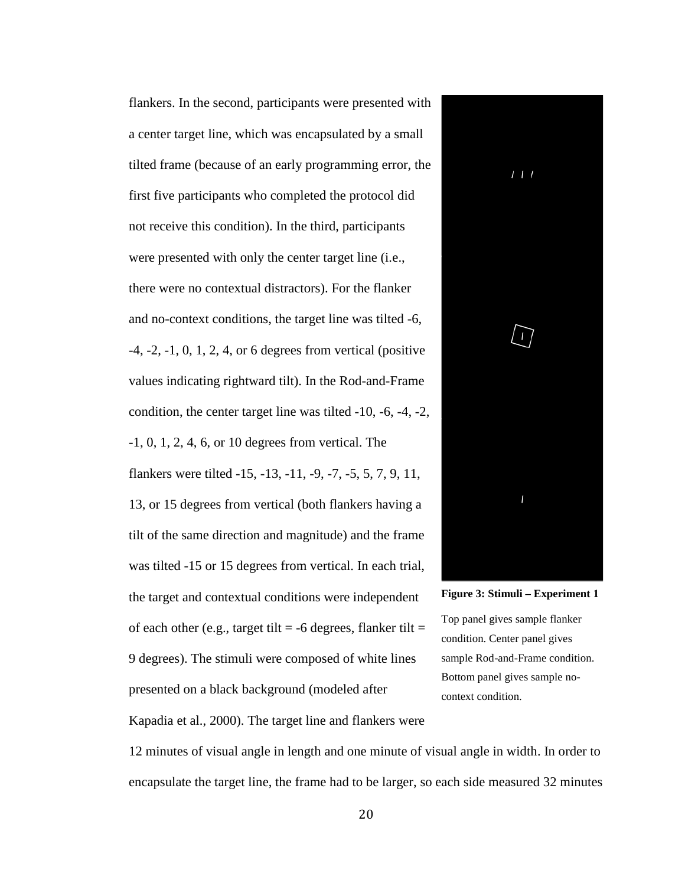flankers. In the second, participants were presented with a center target line, which was encapsulated by a small tilted frame (because of an early programming error, the first five participants who completed the protocol did not receive this condition). In the third, participants were presented with only the center target line (i.e., there were no contextual distractors). For the flanker and no-context conditions, the target line was tilted -6, -4, -2, -1, 0, 1, 2, 4, or 6 degrees from vertical (positive values indicating rightward tilt). In the Rod-and-Frame condition, the center target line was tilted -10, -6, -4, -2, -1, 0, 1, 2, 4, 6, or 10 degrees from vertical. The flankers were tilted -15, -13, -11, -9, -7, -5, 5, 7, 9, 11, 13, or 15 degrees from vertical (both flankers having a tilt of the same direction and magnitude) and the frame was tilted -15 or 15 degrees from vertical. In each trial, the target and contextual conditions were independent of each other (e.g., target tilt = -6 degrees, flanker tilt = 9 degrees). The stimuli were composed of white lines presented on a black background (modeled after Kapadia et al., 2000). The target line and flankers were 12 minutes of visual angle in length and one minute of visual angle in width. In order to encapsulate the target line, the frame had to be larger, so each side measured 32 minutes

**Figure 3: Stimuli – Experiment 1**

Top panel gives sample flanker condition. Center panel gives sample Rod-and-Frame condition. Bottom panel gives sample no-context condition.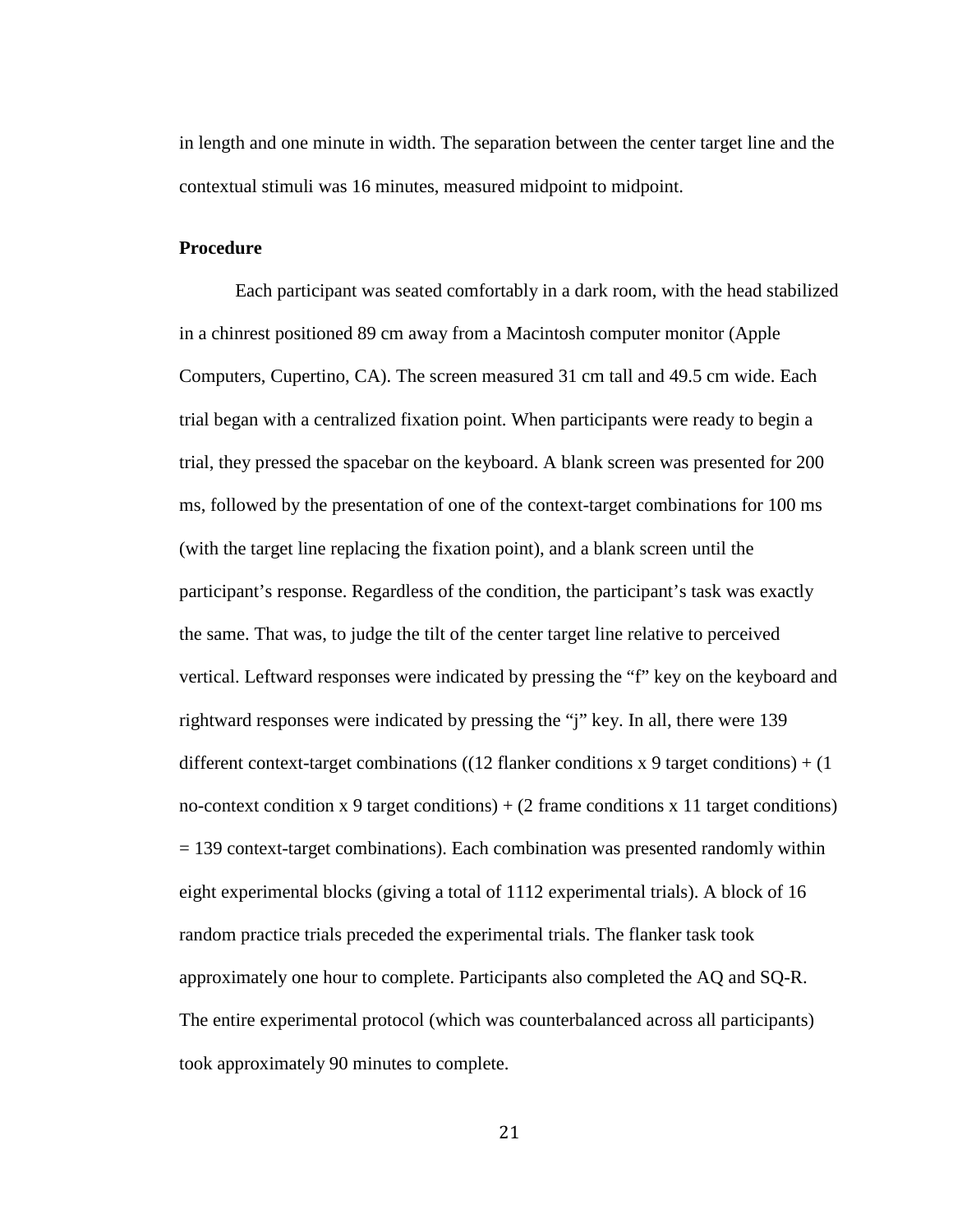in length and one minute in width. The separation between the center target line and the contextual stimuli was 16 minutes, measured midpoint to midpoint.

**Procedure**

Each participant was seated comfortably in a dark room, with the head stabilized in a chinrest positioned 89 cm away from a Macintosh computer monitor (Apple Computers, Cupertino, CA). The screen measured 31 cm tall and 49.5 cm wide. Each trial began with a centralized fixation point. When participants were ready to begin a trial, they pressed the spacebar on the keyboard. A blank screen was presented for 200 ms, followed by the presentation of one of the context-target combinations for 100 ms (with the target line replacing the fixation point), and a blank screen until the participant's response. Regardless of the condition, the participant's task was exactly the same. That was, to judge the tilt of the center target line relative to perceived vertical. Leftward responses were indicated by pressing the "f" key on the keyboard and rightward responses were indicated by pressing the "j" key. In all, there were 139 different context-target combinations ((12 flanker conditions x 9 target conditions) + (1 no-context condition x 9 target conditions) + (2 frame conditions x 11 target conditions) = 139 context-target combinations). Each combination was presented randomly within eight experimental blocks (giving a total of 1112 experimental trials). A block of 16 random practice trials preceded the experimental trials. The flanker task took approximately one hour to complete. Participants also completed the AQ and SQ-R. The entire experimental protocol (which was counterbalanced across all participants) took approximately 90 minutes to complete.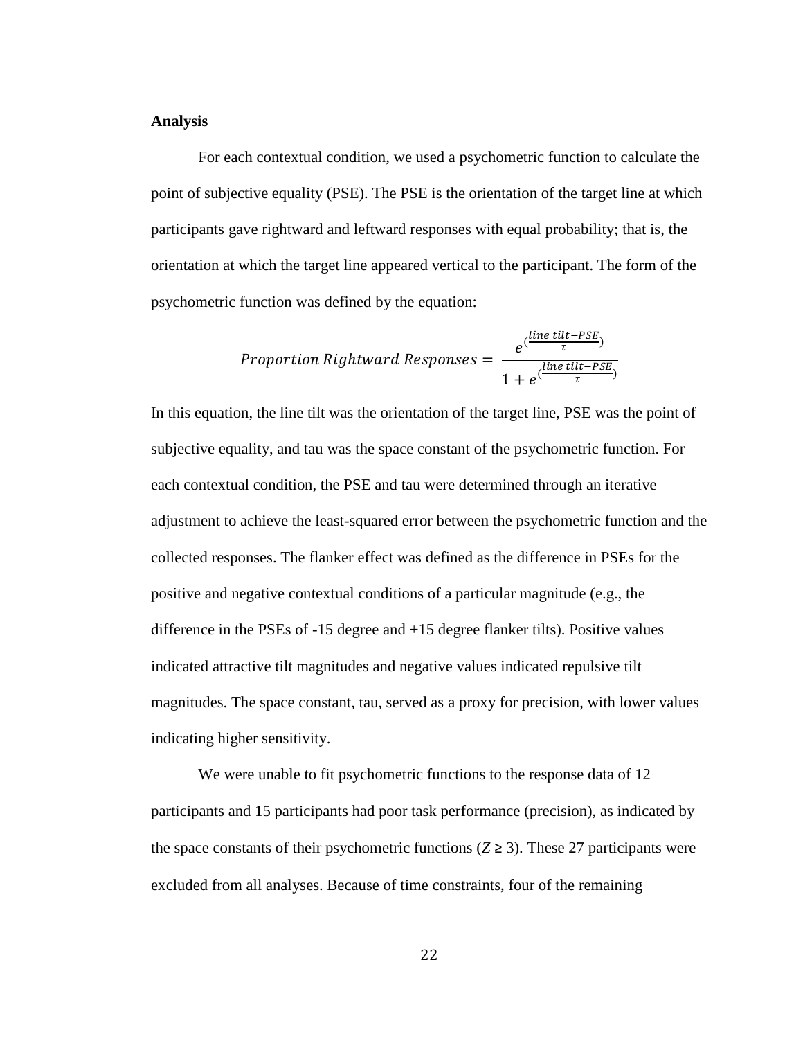**Analysis**

For each contextual condition, we used a psychometric function to calculate the point of subjective equality (PSE). The PSE is the orientation of the target line at which participants gave rightward and leftward responses with equal probability; that is, the orientation at which the target line appeared vertical to the participant. The form of the psychometric function was defined by the equation:

$$Proportion\ Rightward\ Responses = \frac{e^{(\frac{line\ tilt - PSE}{\tau})}}{1 + e^{(\frac{line\ tilt - PSE}{\tau})}}$$

In this equation, the line tilt was the orientation of the target line, PSE was the point of subjective equality, and tau was the space constant of the psychometric function. For each contextual condition, the PSE and tau were determined through an iterative adjustment to achieve the least-squared error between the psychometric function and the collected responses. The flanker effect was defined as the difference in PSEs for the positive and negative contextual conditions of a particular magnitude (e.g., the difference in the PSEs of -15 degree and +15 degree flanker tilts). Positive values indicated attractive tilt magnitudes and negative values indicated repulsive tilt magnitudes. The space constant, tau, served as a proxy for precision, with lower values indicating higher sensitivity.

We were unable to fit psychometric functions to the response data of 12 participants and 15 participants had poor task performance (precision), as indicated by the space constants of their psychometric functions ($Z \geq 3$). These 27 participants were excluded from all analyses. Because of time constraints, four of the remaining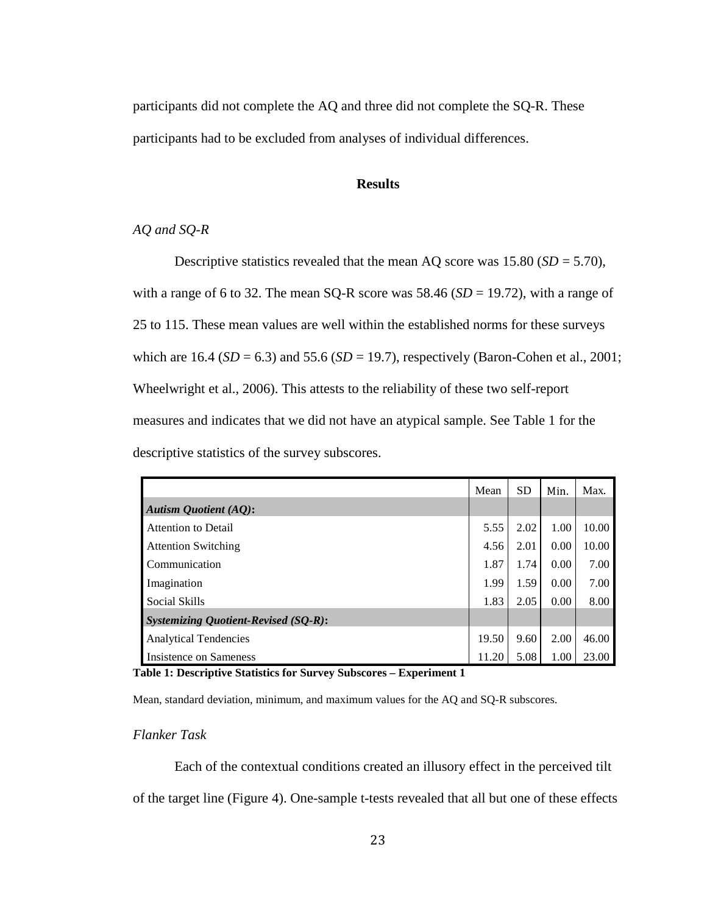participants did not complete the AQ and three did not complete the SQ-R. These participants had to be excluded from analyses of individual differences.

## Results

### *AQ and SQ-R*

Descriptive statistics revealed that the mean AQ score was 15.80 (*SD* = 5.70), with a range of 6 to 32. The mean SQ-R score was 58.46 (*SD* = 19.72), with a range of 25 to 115. These mean values are well within the established norms for these surveys which are 16.4 (*SD* = 6.3) and 55.6 (*SD* = 19.7), respectively (Baron-Cohen et al., 2001; Wheelwright et al., 2006). This attests to the reliability of these two self-report measures and indicates that we did not have an atypical sample. See Table 1 for the descriptive statistics of the survey subscores.

| | Mean | SD | Min. | Max. |
|---|---|---|---|---|
| ***Autism Quotient (AQ)*:** | | | | |
| Attention to Detail | 5.55 | 2.02 | 1.00 | 10.00 |
| Attention Switching | 4.56 | 2.01 | 0.00 | 10.00 |
| Communication | 1.87 | 1.74 | 0.00 | 7.00 |
| Imagination | 1.99 | 1.59 | 0.00 | 7.00 |
| Social Skills | 1.83 | 2.05 | 0.00 | 8.00 |
| ***Systemizing Quotient-Revised (SQ-R)*:** | | | | |
| Analytical Tendencies | 19.50 | 9.60 | 2.00 | 46.00 |
| Insistence on Sameness | 11.20 | 5.08 | 1.00 | 23.00 |

**Table 1: Descriptive Statistics for Survey Subscores – Experiment 1**

Mean, standard deviation, minimum, and maximum values for the AQ and SQ-R subscores.

### *Flanker Task*

Each of the contextual conditions created an illusory effect in the perceived tilt of the target line (Figure 4). One-sample t-tests revealed that all but one of these effects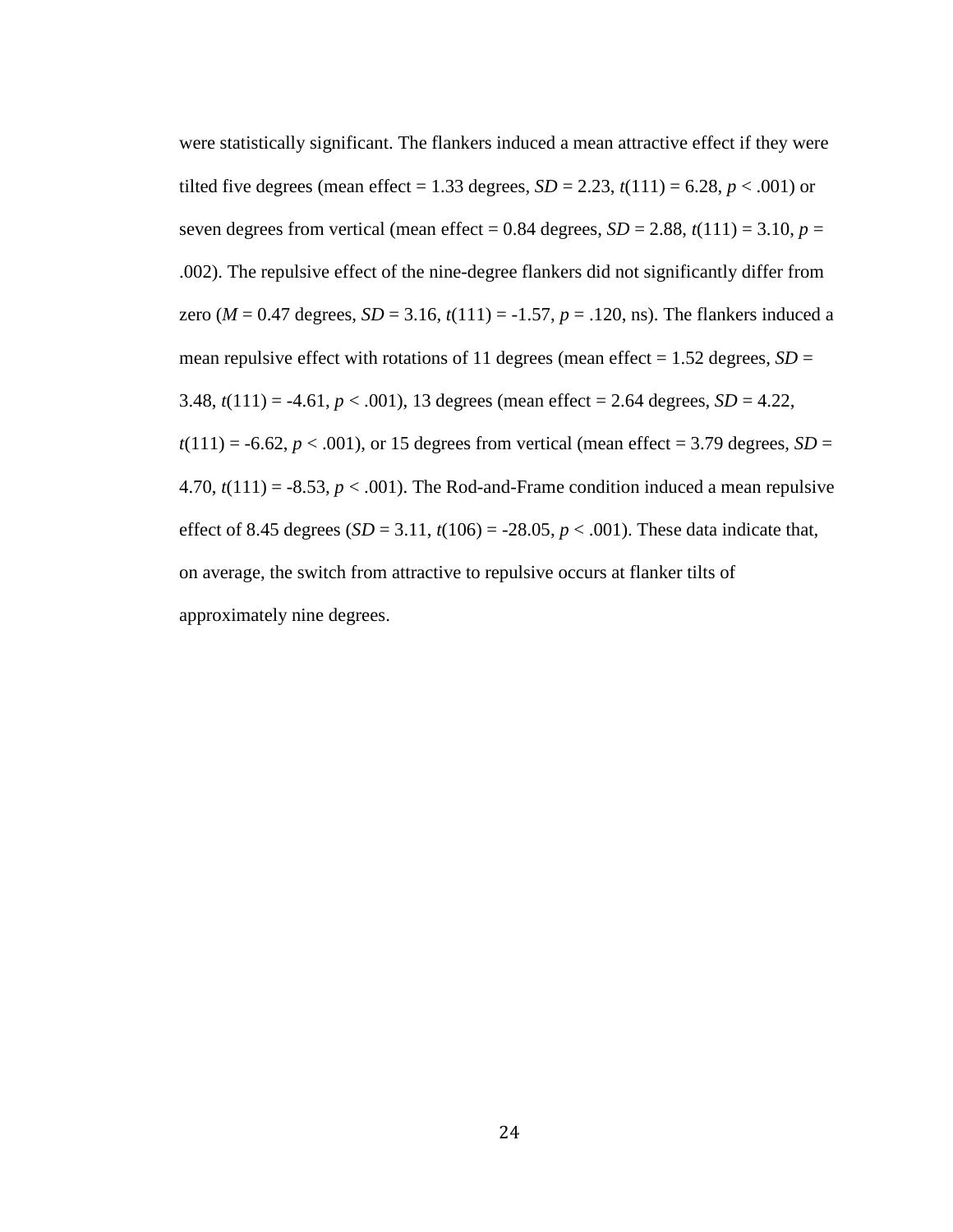were statistically significant. The flankers induced a mean attractive effect if they were tilted five degrees (mean effect = 1.33 degrees, $SD$ = 2.23, $t(111) = 6.28$, $p < .001$) or seven degrees from vertical (mean effect = 0.84 degrees, $SD$ = 2.88, $t(111) = 3.10$, $p$ = .002). The repulsive effect of the nine-degree flankers did not significantly differ from zero ($M$ = 0.47 degrees, $SD$ = 3.16, $t(111) = -1.57$, $p$ = .120, ns). The flankers induced a mean repulsive effect with rotations of 11 degrees (mean effect = 1.52 degrees, $SD$ = 3.48, $t(111) = -4.61$, $p < .001$), 13 degrees (mean effect = 2.64 degrees, $SD$ = 4.22, $t(111) = -6.62$, $p < .001$), or 15 degrees from vertical (mean effect = 3.79 degrees, $SD$ = 4.70, $t(111) = -8.53$, $p < .001$). The Rod-and-Frame condition induced a mean repulsive effect of 8.45 degrees ($SD$ = 3.11, $t(106) = -28.05$, $p < .001$). These data indicate that, on average, the switch from attractive to repulsive occurs at flanker tilts of approximately nine degrees.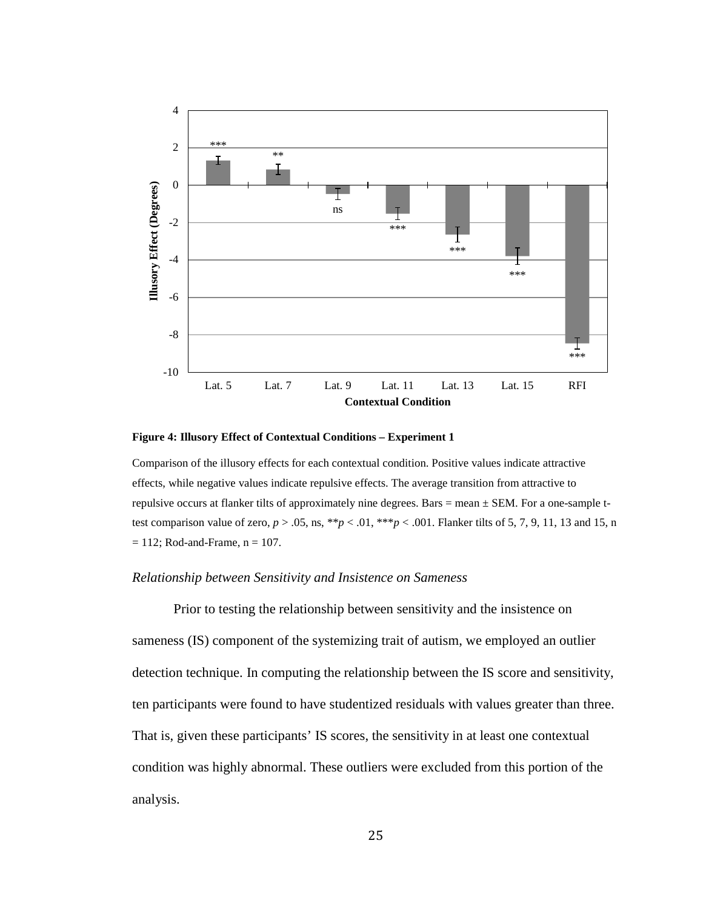**Figure 4: Illusory Effect of Contextual Conditions – Experiment 1**

Comparison of the illusory effects for each contextual condition. Positive values indicate attractive effects, while negative values indicate repulsive effects. The average transition from attractive to repulsive occurs at flanker tilts of approximately nine degrees. Bars = mean ± SEM. For a one-sample t-test comparison value of zero, $p > .05$, ns, $^{**}p < .01$, $^{***}p < .001$. Flanker tilts of 5, 7, 9, 11, 13 and 15, n = 112; Rod-and-Frame, n = 107.

### *Relationship between Sensitivity and Insistence on Sameness*

Prior to testing the relationship between sensitivity and the insistence on sameness (IS) component of the systemizing trait of autism, we employed an outlier detection technique. In computing the relationship between the IS score and sensitivity, ten participants were found to have studentized residuals with values greater than three. That is, given these participants' IS scores, the sensitivity in at least one contextual condition was highly abnormal. These outliers were excluded from this portion of the analysis.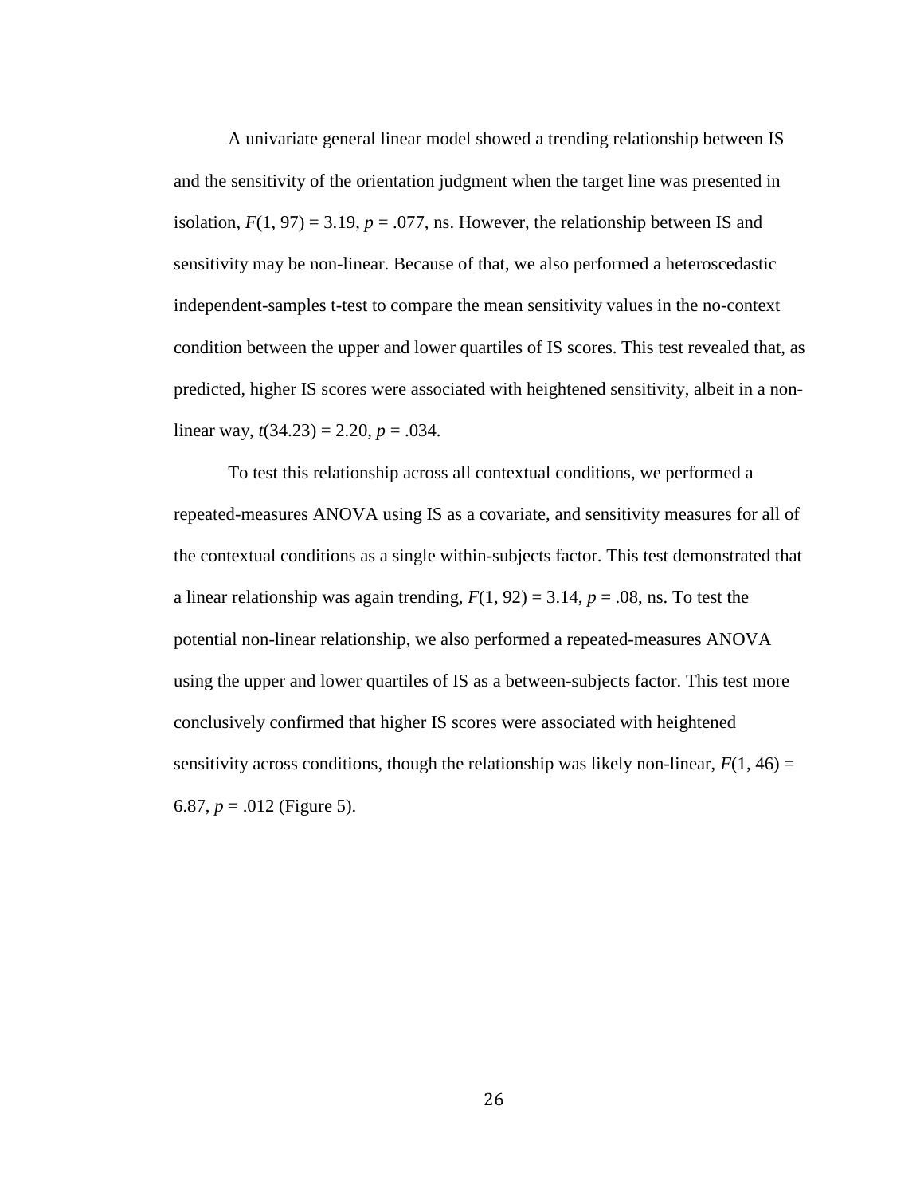A univariate general linear model showed a trending relationship between IS and the sensitivity of the orientation judgment when the target line was presented in isolation, $F(1, 97) = 3.19$, $p = .077$, ns. However, the relationship between IS and sensitivity may be non-linear. Because of that, we also performed a heteroscedastic independent-samples t-test to compare the mean sensitivity values in the no-context condition between the upper and lower quartiles of IS scores. This test revealed that, as predicted, higher IS scores were associated with heightened sensitivity, albeit in a non-linear way, $t(34.23) = 2.20$, $p = .034$.

To test this relationship across all contextual conditions, we performed a repeated-measures ANOVA using IS as a covariate, and sensitivity measures for all of the contextual conditions as a single within-subjects factor. This test demonstrated that a linear relationship was again trending, $F(1, 92) = 3.14$, $p = .08$, ns. To test the potential non-linear relationship, we also performed a repeated-measures ANOVA using the upper and lower quartiles of IS as a between-subjects factor. This test more conclusively confirmed that higher IS scores were associated with heightened sensitivity across conditions, though the relationship was likely non-linear, $F(1, 46) = 6.87$, $p = .012$ (Figure 5).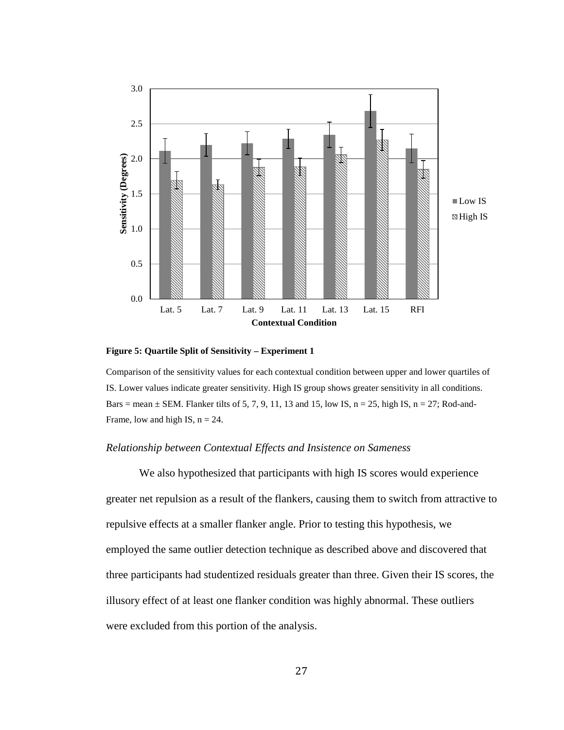**Figure 5: Quartile Split of Sensitivity – Experiment 1**

Comparison of the sensitivity values for each contextual condition between upper and lower quartiles of IS. Lower values indicate greater sensitivity. High IS group shows greater sensitivity in all conditions. Bars = mean ± SEM. Flanker tilts of 5, 7, 9, 11, 13 and 15, low IS, n = 25, high IS, n = 27; Rod-and-Frame, low and high IS, n = 24.

### *Relationship between Contextual Effects and Insistence on Sameness*

We also hypothesized that participants with high IS scores would experience greater net repulsion as a result of the flankers, causing them to switch from attractive to repulsive effects at a smaller flanker angle. Prior to testing this hypothesis, we employed the same outlier detection technique as described above and discovered that three participants had studentized residuals greater than three. Given their IS scores, the illusory effect of at least one flanker condition was highly abnormal. These outliers were excluded from this portion of the analysis.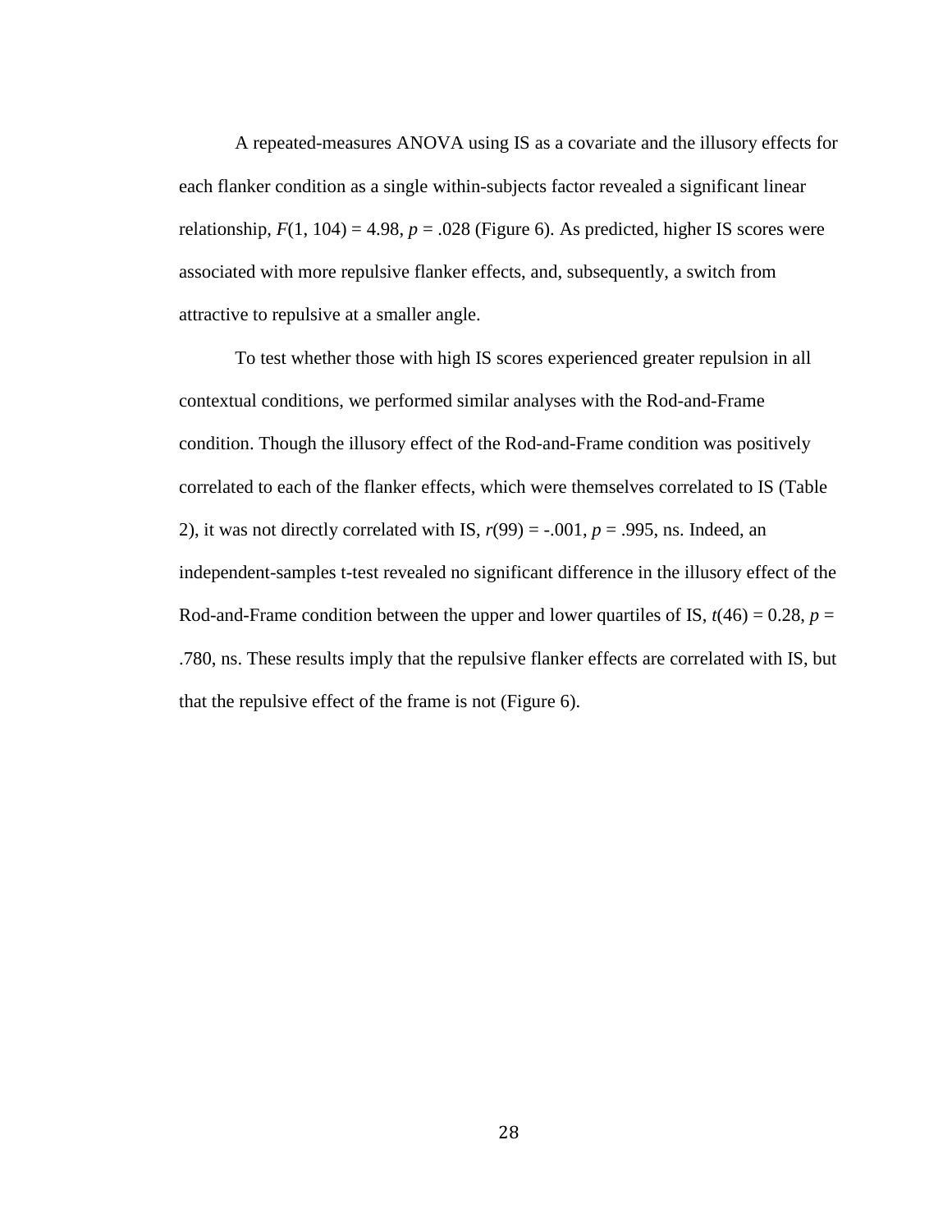A repeated-measures ANOVA using IS as a covariate and the illusory effects for each flanker condition as a single within-subjects factor revealed a significant linear relationship, $F(1, 104) = 4.98$, $p = .028$ (Figure 6). As predicted, higher IS scores were associated with more repulsive flanker effects, and, subsequently, a switch from attractive to repulsive at a smaller angle.

To test whether those with high IS scores experienced greater repulsion in all contextual conditions, we performed similar analyses with the Rod-and-Frame condition. Though the illusory effect of the Rod-and-Frame condition was positively correlated to each of the flanker effects, which were themselves correlated to IS (Table 2), it was not directly correlated with IS, $r(99) = -.001$, $p = .995$, ns. Indeed, an independent-samples t-test revealed no significant difference in the illusory effect of the Rod-and-Frame condition between the upper and lower quartiles of IS, $t(46) = 0.28$, $p = .780$, ns. These results imply that the repulsive flanker effects are correlated with IS, but that the repulsive effect of the frame is not (Figure 6).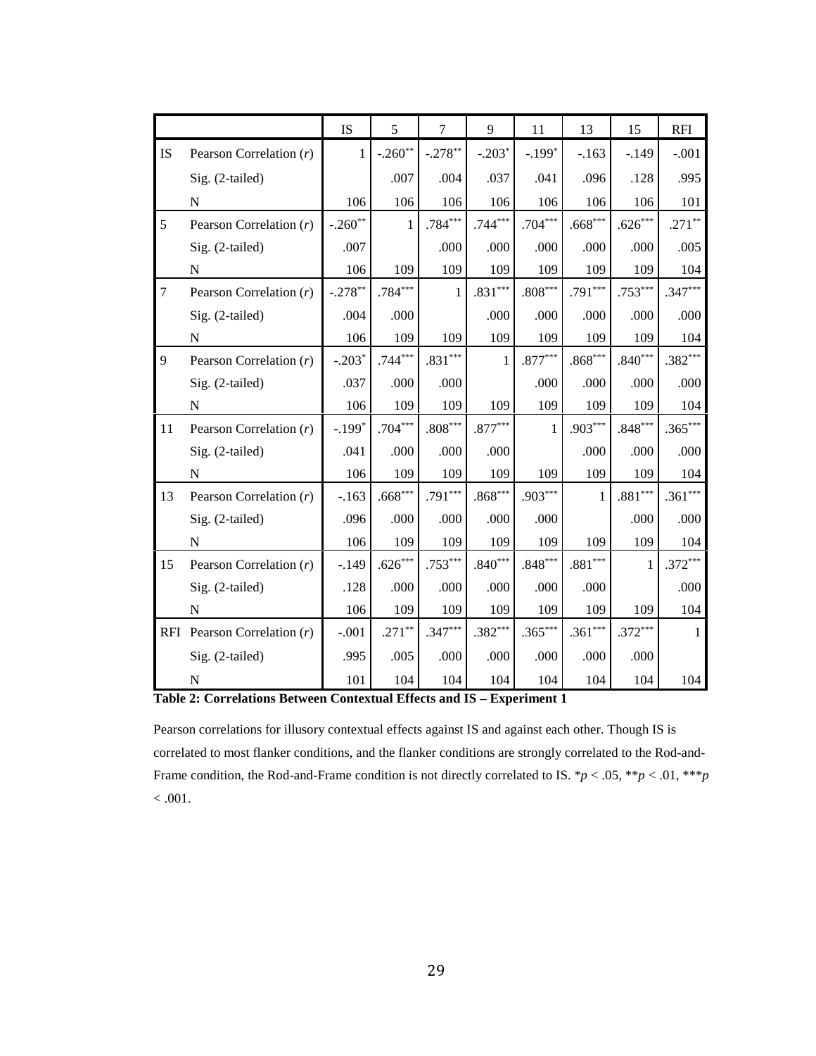| | | IS | 5 | 7 | 9 | 11 | 13 | 15 | RFI |
|---|---|---|---|---|---|---|---|---|---|
| IS | Pearson Correlation (*r*) | 1 | -.260** | -.278** | -.203* | -.199* | -.163 | -.149 | -.001 |
| | Sig. (2-tailed) | | .007 | .004 | .037 | .041 | .096 | .128 | .995 |
| | N | 106 | 106 | 106 | 106 | 106 | 106 | 106 | 101 |
| 5 | Pearson Correlation (*r*) | -.260** | 1 | .784*** | .744*** | .704*** | .668*** | .626*** | .271** |
| | Sig. (2-tailed) | .007 | | .000 | .000 | .000 | .000 | .000 | .005 |
| | N | 106 | 109 | 109 | 109 | 109 | 109 | 109 | 104 |
| 7 | Pearson Correlation (*r*) | -.278** | .784*** | 1 | .831*** | .808*** | .791*** | .753*** | .347*** |
| | Sig. (2-tailed) | .004 | .000 | | .000 | .000 | .000 | .000 | .000 |
| | N | 106 | 109 | 109 | 109 | 109 | 109 | 109 | 104 |
| 9 | Pearson Correlation (*r*) | -.203* | .744*** | .831*** | 1 | .877*** | .868*** | .840*** | .382*** |
| | Sig. (2-tailed) | .037 | .000 | .000 | | .000 | .000 | .000 | .000 |
| | N | 106 | 109 | 109 | 109 | 109 | 109 | 109 | 104 |
| 11 | Pearson Correlation (*r*) | -.199* | .704*** | .808*** | .877*** | 1 | .903*** | .848*** | .365*** |
| | Sig. (2-tailed) | .041 | .000 | .000 | .000 | | .000 | .000 | .000 |
| | N | 106 | 109 | 109 | 109 | 109 | 109 | 109 | 104 |
| 13 | Pearson Correlation (*r*) | -.163 | .668*** | .791*** | .868*** | .903*** | 1 | .881*** | .361*** |
| | Sig. (2-tailed) | .096 | .000 | .000 | .000 | .000 | | .000 | .000 |
| | N | 106 | 109 | 109 | 109 | 109 | 109 | 109 | 104 |
| 15 | Pearson Correlation (*r*) | -.149 | .626*** | .753*** | .840*** | .848*** | .881*** | 1 | .372*** |
| | Sig. (2-tailed) | .128 | .000 | .000 | .000 | .000 | .000 | | .000 |
| | N | 106 | 109 | 109 | 109 | 109 | 109 | 109 | 104 |
| RFI | Pearson Correlation (*r*) | -.001 | .271** | .347*** | .382*** | .365*** | .361*** | .372*** | 1 |
| | Sig. (2-tailed) | .995 | .005 | .000 | .000 | .000 | .000 | .000 | |
| | N | 101 | 104 | 104 | 104 | 104 | 104 | 104 | 104 |

**Table 2: Correlations Between Contextual Effects and IS – Experiment 1**

Pearson correlations for illusory contextual effects against IS and against each other. Though IS is correlated to most flanker conditions, and the flanker conditions are strongly correlated to the Rod-and-Frame condition, the Rod-and-Frame condition is not directly correlated to IS. \*$p < .05$, \*\*$p < .01$, \*\*\*$p < .001$.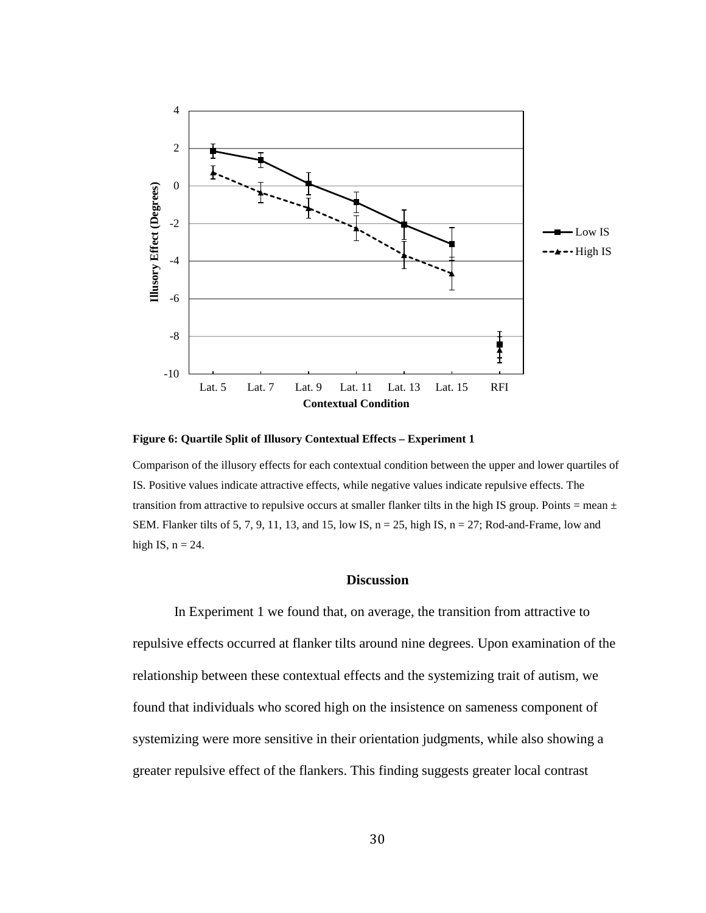**Figure 6: Quartile Split of Illusory Contextual Effects – Experiment 1**

Comparison of the illusory effects for each contextual condition between the upper and lower quartiles of IS. Positive values indicate attractive effects, while negative values indicate repulsive effects. The transition from attractive to repulsive occurs at smaller flanker tilts in the high IS group. Points = mean ± SEM. Flanker tilts of 5, 7, 9, 11, 13, and 15, low IS, n = 25, high IS, n = 27; Rod-and-Frame, low and high IS, n = 24.

## Discussion

In Experiment 1 we found that, on average, the transition from attractive to repulsive effects occurred at flanker tilts around nine degrees. Upon examination of the relationship between these contextual effects and the systemizing trait of autism, we found that individuals who scored high on the insistence on sameness component of systemizing were more sensitive in their orientation judgments, while also showing a greater repulsive effect of the flankers. This finding suggests greater local contrast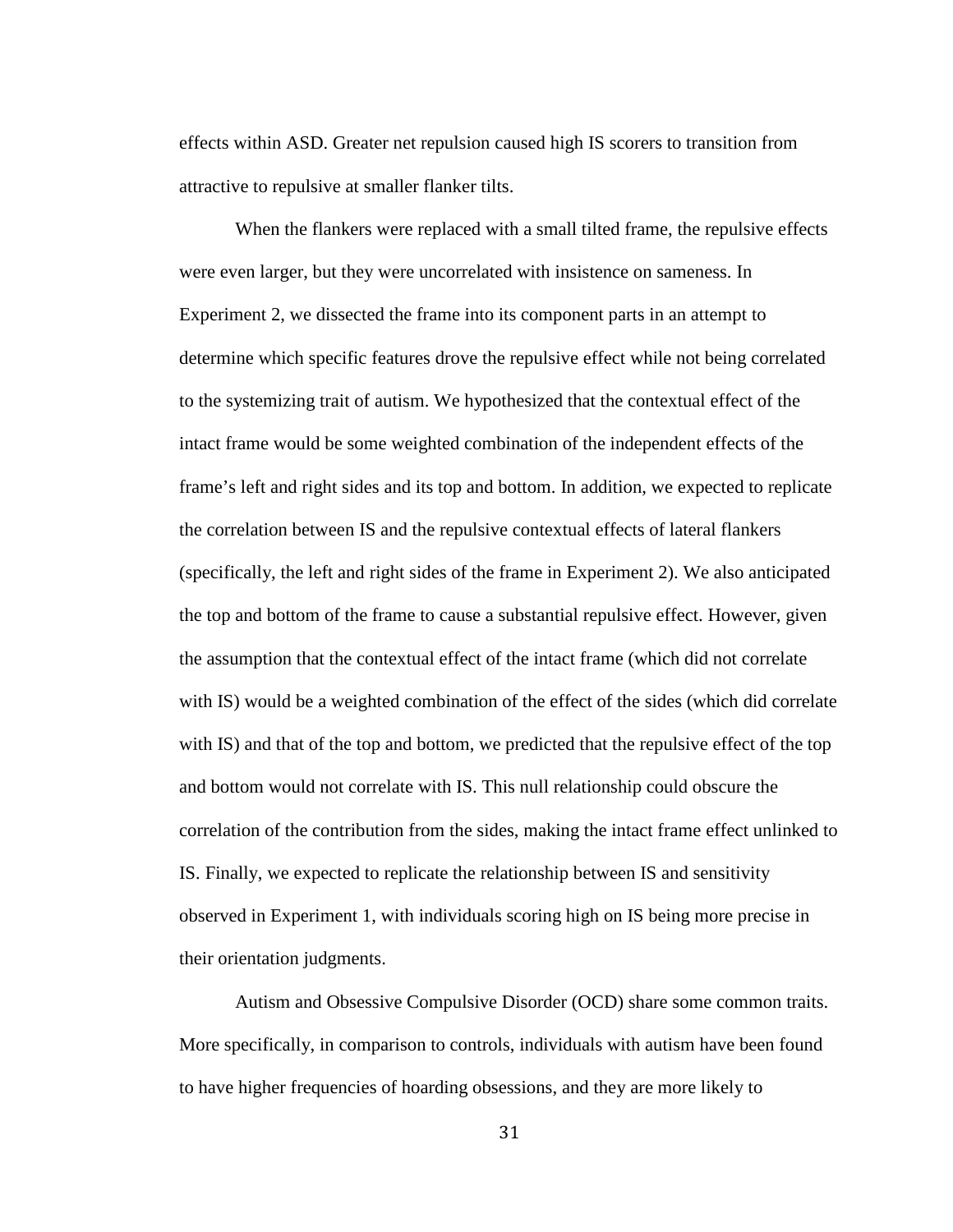effects within ASD. Greater net repulsion caused high IS scorers to transition from attractive to repulsive at smaller flanker tilts.

When the flankers were replaced with a small tilted frame, the repulsive effects were even larger, but they were uncorrelated with insistence on sameness. In Experiment 2, we dissected the frame into its component parts in an attempt to determine which specific features drove the repulsive effect while not being correlated to the systemizing trait of autism. We hypothesized that the contextual effect of the intact frame would be some weighted combination of the independent effects of the frame's left and right sides and its top and bottom. In addition, we expected to replicate the correlation between IS and the repulsive contextual effects of lateral flankers (specifically, the left and right sides of the frame in Experiment 2). We also anticipated the top and bottom of the frame to cause a substantial repulsive effect. However, given the assumption that the contextual effect of the intact frame (which did not correlate with IS) would be a weighted combination of the effect of the sides (which did correlate with IS) and that of the top and bottom, we predicted that the repulsive effect of the top and bottom would not correlate with IS. This null relationship could obscure the correlation of the contribution from the sides, making the intact frame effect unlinked to IS. Finally, we expected to replicate the relationship between IS and sensitivity observed in Experiment 1, with individuals scoring high on IS being more precise in their orientation judgments.

Autism and Obsessive Compulsive Disorder (OCD) share some common traits. More specifically, in comparison to controls, individuals with autism have been found to have higher frequencies of hoarding obsessions, and they are more likely to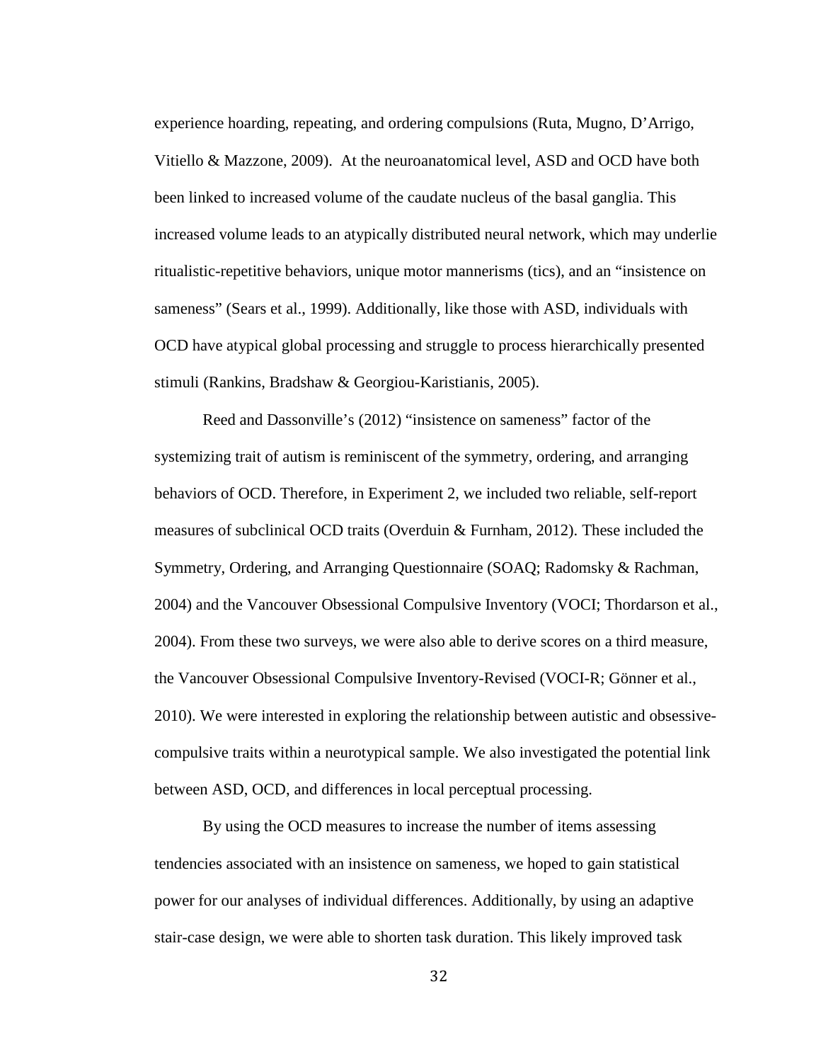experience hoarding, repeating, and ordering compulsions (Ruta, Mugno, D'Arrigo, Vitiello & Mazzone, 2009). At the neuroanatomical level, ASD and OCD have both been linked to increased volume of the caudate nucleus of the basal ganglia. This increased volume leads to an atypically distributed neural network, which may underlie ritualistic-repetitive behaviors, unique motor mannerisms (tics), and an "insistence on sameness" (Sears et al., 1999). Additionally, like those with ASD, individuals with OCD have atypical global processing and struggle to process hierarchically presented stimuli (Rankins, Bradshaw & Georgiou-Karistianis, 2005).

Reed and Dassonville's (2012) "insistence on sameness" factor of the systemizing trait of autism is reminiscent of the symmetry, ordering, and arranging behaviors of OCD. Therefore, in Experiment 2, we included two reliable, self-report measures of subclinical OCD traits (Overduin & Furnham, 2012). These included the Symmetry, Ordering, and Arranging Questionnaire (SOAQ; Radomsky & Rachman, 2004) and the Vancouver Obsessional Compulsive Inventory (VOCI; Thordarson et al., 2004). From these two surveys, we were also able to derive scores on a third measure, the Vancouver Obsessional Compulsive Inventory-Revised (VOCI-R; Gönner et al., 2010). We were interested in exploring the relationship between autistic and obsessive-compulsive traits within a neurotypical sample. We also investigated the potential link between ASD, OCD, and differences in local perceptual processing.

By using the OCD measures to increase the number of items assessing tendencies associated with an insistence on sameness, we hoped to gain statistical power for our analyses of individual differences. Additionally, by using an adaptive stair-case design, we were able to shorten task duration. This likely improved task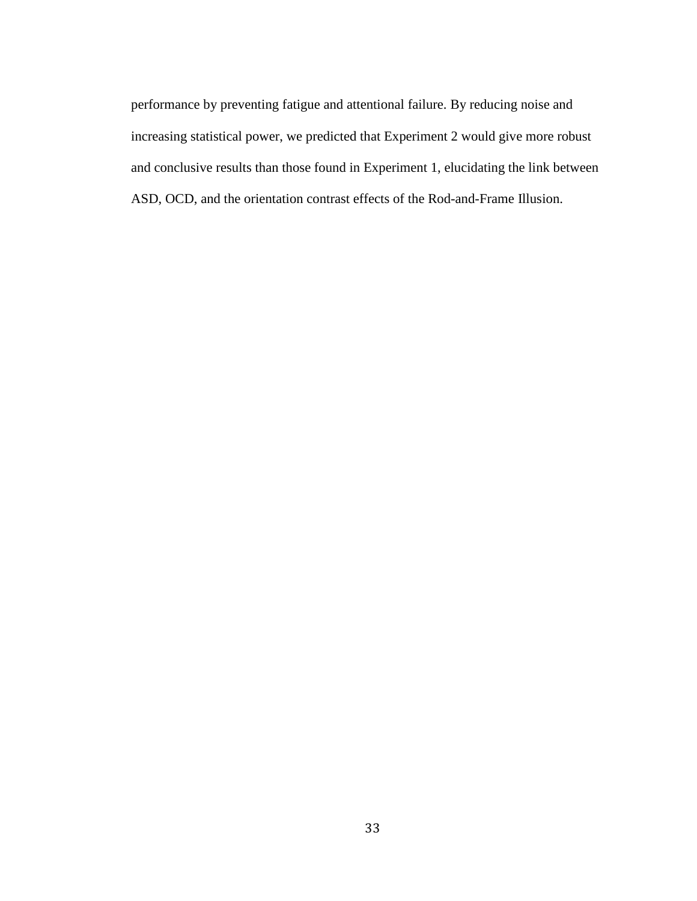performance by preventing fatigue and attentional failure. By reducing noise and increasing statistical power, we predicted that Experiment 2 would give more robust and conclusive results than those found in Experiment 1, elucidating the link between ASD, OCD, and the orientation contrast effects of the Rod-and-Frame Illusion.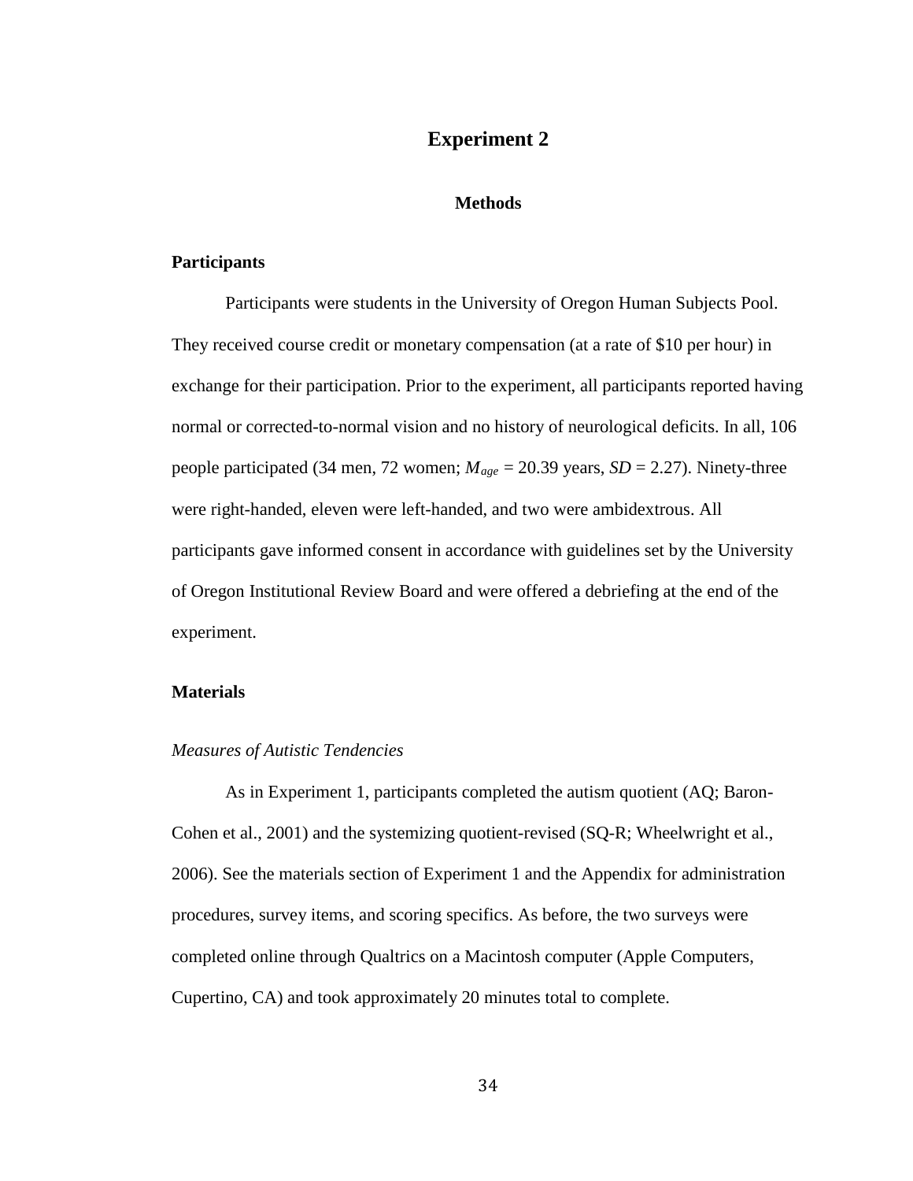# Experiment 2

## Methods

### Participants

Participants were students in the University of Oregon Human Subjects Pool. They received course credit or monetary compensation (at a rate of $10 per hour) in exchange for their participation. Prior to the experiment, all participants reported having normal or corrected-to-normal vision and no history of neurological deficits. In all, 106 people participated (34 men, 72 women; $M_{age}$ = 20.39 years, *SD* = 2.27). Ninety-three were right-handed, eleven were left-handed, and two were ambidextrous. All participants gave informed consent in accordance with guidelines set by the University of Oregon Institutional Review Board and were offered a debriefing at the end of the experiment.

### Materials

#### *Measures of Autistic Tendencies*

As in Experiment 1, participants completed the autism quotient (AQ; Baron-Cohen et al., 2001) and the systemizing quotient-revised (SQ-R; Wheelwright et al., 2006). See the materials section of Experiment 1 and the Appendix for administration procedures, survey items, and scoring specifics. As before, the two surveys were completed online through Qualtrics on a Macintosh computer (Apple Computers, Cupertino, CA) and took approximately 20 minutes total to complete.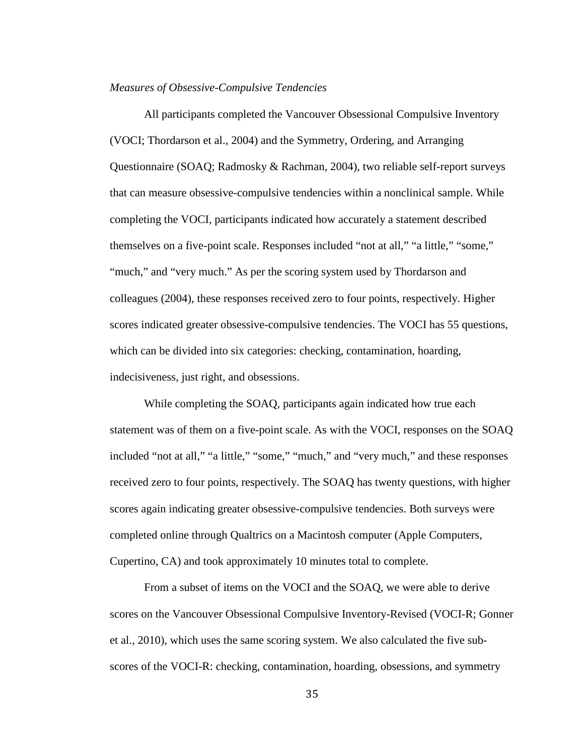*Measures of Obsessive-Compulsive Tendencies*

All participants completed the Vancouver Obsessional Compulsive Inventory (VOCI; Thordarson et al., 2004) and the Symmetry, Ordering, and Arranging Questionnaire (SOAQ; Radmosky & Rachman, 2004), two reliable self-report surveys that can measure obsessive-compulsive tendencies within a nonclinical sample. While completing the VOCI, participants indicated how accurately a statement described themselves on a five-point scale. Responses included "not at all," "a little," "some," "much," and "very much." As per the scoring system used by Thordarson and colleagues (2004), these responses received zero to four points, respectively. Higher scores indicated greater obsessive-compulsive tendencies. The VOCI has 55 questions, which can be divided into six categories: checking, contamination, hoarding, indecisiveness, just right, and obsessions.

While completing the SOAQ, participants again indicated how true each statement was of them on a five-point scale. As with the VOCI, responses on the SOAQ included "not at all," "a little," "some," "much," and "very much," and these responses received zero to four points, respectively. The SOAQ has twenty questions, with higher scores again indicating greater obsessive-compulsive tendencies. Both surveys were completed online through Qualtrics on a Macintosh computer (Apple Computers, Cupertino, CA) and took approximately 10 minutes total to complete.

From a subset of items on the VOCI and the SOAQ, we were able to derive scores on the Vancouver Obsessional Compulsive Inventory-Revised (VOCI-R; Gonner et al., 2010), which uses the same scoring system. We also calculated the five sub-scores of the VOCI-R: checking, contamination, hoarding, obsessions, and symmetry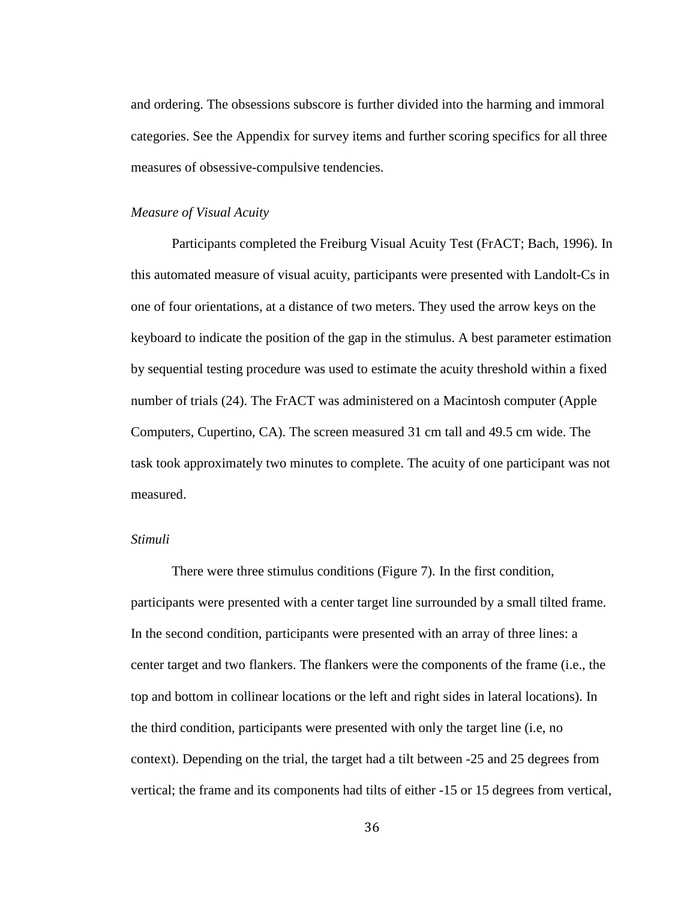and ordering. The obsessions subscore is further divided into the harming and immoral categories. See the Appendix for survey items and further scoring specifics for all three measures of obsessive-compulsive tendencies.

*Measure of Visual Acuity*

Participants completed the Freiburg Visual Acuity Test (FrACT; Bach, 1996). In this automated measure of visual acuity, participants were presented with Landolt-Cs in one of four orientations, at a distance of two meters. They used the arrow keys on the keyboard to indicate the position of the gap in the stimulus. A best parameter estimation by sequential testing procedure was used to estimate the acuity threshold within a fixed number of trials (24). The FrACT was administered on a Macintosh computer (Apple Computers, Cupertino, CA). The screen measured 31 cm tall and 49.5 cm wide. The task took approximately two minutes to complete. The acuity of one participant was not measured.

*Stimuli*

There were three stimulus conditions (Figure 7). In the first condition, participants were presented with a center target line surrounded by a small tilted frame. In the second condition, participants were presented with an array of three lines: a center target and two flankers. The flankers were the components of the frame (i.e., the top and bottom in collinear locations or the left and right sides in lateral locations). In the third condition, participants were presented with only the target line (i.e, no context). Depending on the trial, the target had a tilt between -25 and 25 degrees from vertical; the frame and its components had tilts of either -15 or 15 degrees from vertical,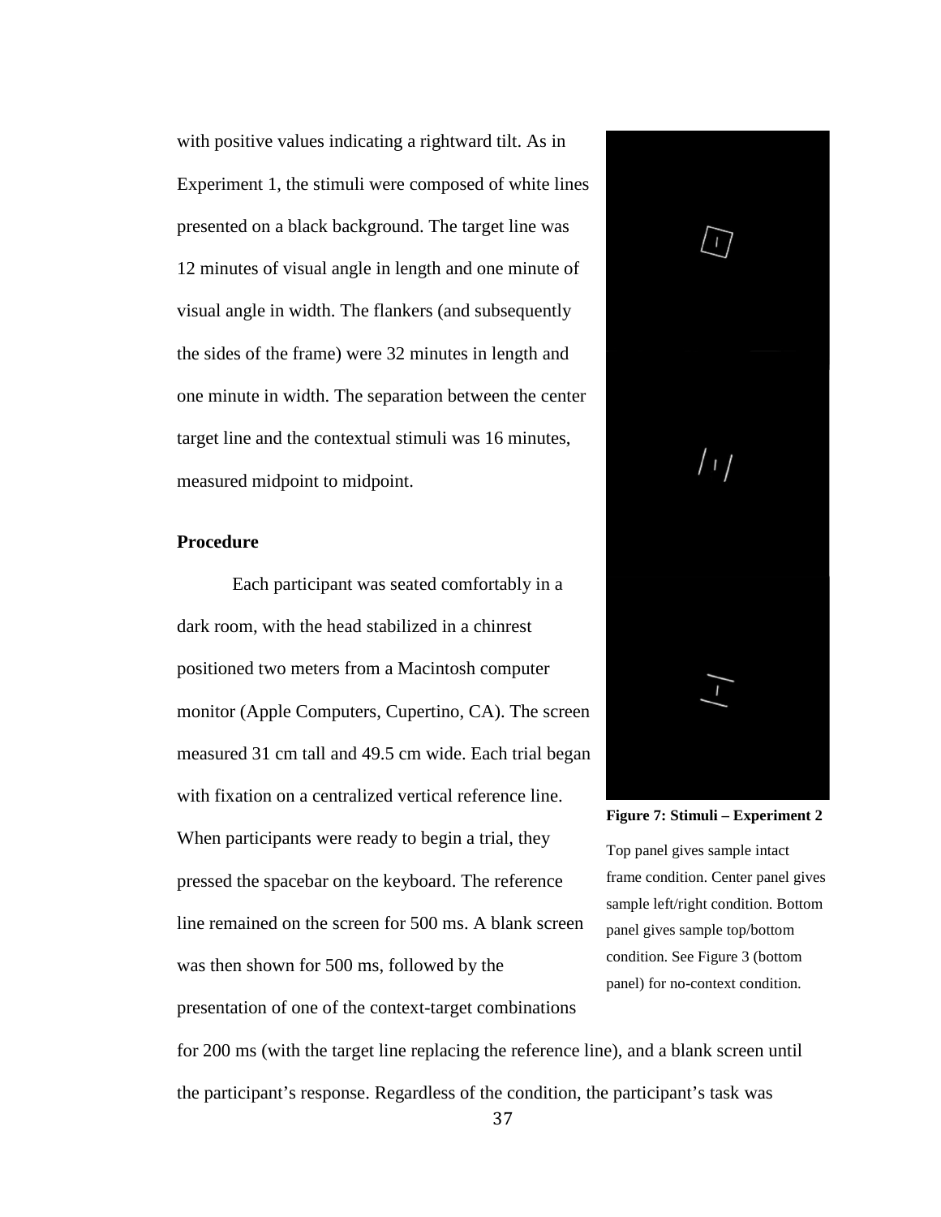with positive values indicating a rightward tilt. As in Experiment 1, the stimuli were composed of white lines presented on a black background. The target line was 12 minutes of visual angle in length and one minute of visual angle in width. The flankers (and subsequently the sides of the frame) were 32 minutes in length and one minute in width. The separation between the center target line and the contextual stimuli was 16 minutes, measured midpoint to midpoint.

**Procedure**

Each participant was seated comfortably in a dark room, with the head stabilized in a chinrest positioned two meters from a Macintosh computer monitor (Apple Computers, Cupertino, CA). The screen measured 31 cm tall and 49.5 cm wide. Each trial began with fixation on a centralized vertical reference line. When participants were ready to begin a trial, they pressed the spacebar on the keyboard. The reference line remained on the screen for 500 ms. A blank screen was then shown for 500 ms, followed by the presentation of one of the context-target combinations for 200 ms (with the target line replacing the reference line), and a blank screen until the participant's response. Regardless of the condition, the participant's task was

**Figure 7: Stimuli – Experiment 2**

Top panel gives sample intact frame condition. Center panel gives sample left/right condition. Bottom panel gives sample top/bottom condition. See Figure 3 (bottom panel) for no-context condition.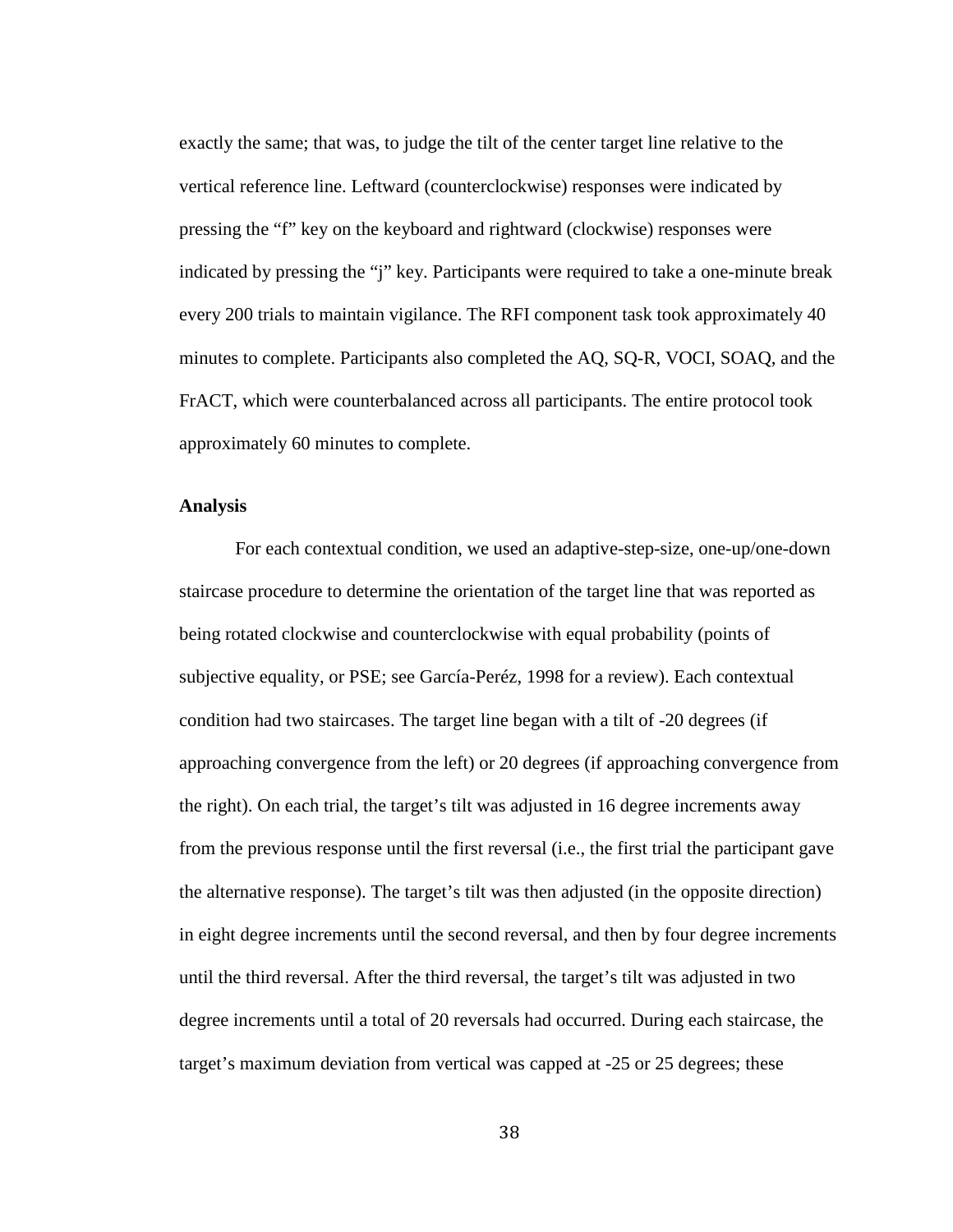exactly the same; that was, to judge the tilt of the center target line relative to the vertical reference line. Leftward (counterclockwise) responses were indicated by pressing the "f" key on the keyboard and rightward (clockwise) responses were indicated by pressing the "j" key. Participants were required to take a one-minute break every 200 trials to maintain vigilance. The RFI component task took approximately 40 minutes to complete. Participants also completed the AQ, SQ-R, VOCI, SOAQ, and the FrACT, which were counterbalanced across all participants. The entire protocol took approximately 60 minutes to complete.

**Analysis**

For each contextual condition, we used an adaptive-step-size, one-up/one-down staircase procedure to determine the orientation of the target line that was reported as being rotated clockwise and counterclockwise with equal probability (points of subjective equality, or PSE; see García-Peréz, 1998 for a review). Each contextual condition had two staircases. The target line began with a tilt of -20 degrees (if approaching convergence from the left) or 20 degrees (if approaching convergence from the right). On each trial, the target's tilt was adjusted in 16 degree increments away from the previous response until the first reversal (i.e., the first trial the participant gave the alternative response). The target's tilt was then adjusted (in the opposite direction) in eight degree increments until the second reversal, and then by four degree increments until the third reversal. After the third reversal, the target's tilt was adjusted in two degree increments until a total of 20 reversals had occurred. During each staircase, the target's maximum deviation from vertical was capped at -25 or 25 degrees; these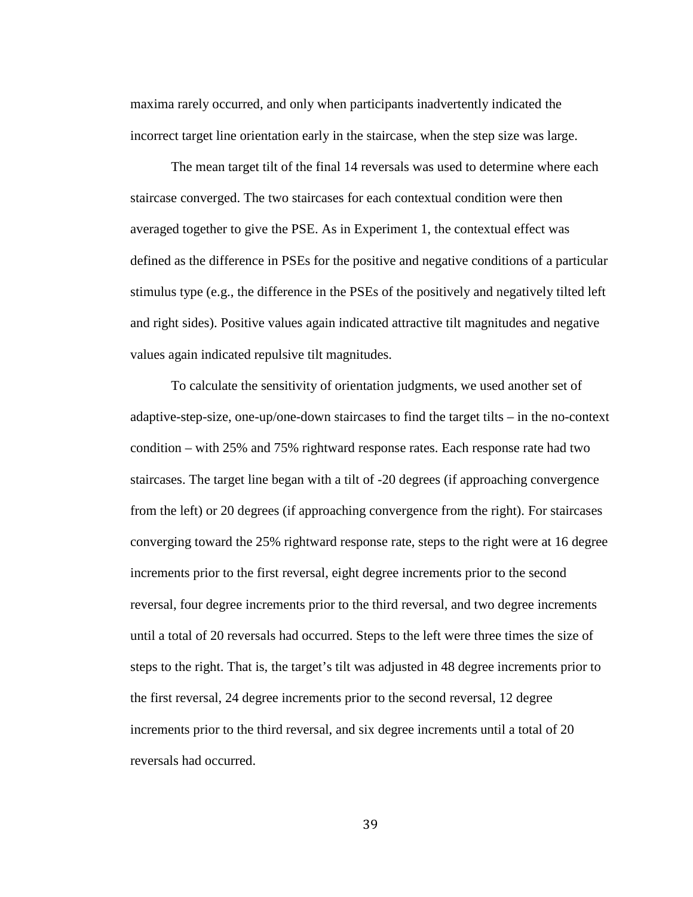maxima rarely occurred, and only when participants inadvertently indicated the incorrect target line orientation early in the staircase, when the step size was large.

The mean target tilt of the final 14 reversals was used to determine where each staircase converged. The two staircases for each contextual condition were then averaged together to give the PSE. As in Experiment 1, the contextual effect was defined as the difference in PSEs for the positive and negative conditions of a particular stimulus type (e.g., the difference in the PSEs of the positively and negatively tilted left and right sides). Positive values again indicated attractive tilt magnitudes and negative values again indicated repulsive tilt magnitudes.

To calculate the sensitivity of orientation judgments, we used another set of adaptive-step-size, one-up/one-down staircases to find the target tilts – in the no-context condition – with 25% and 75% rightward response rates. Each response rate had two staircases. The target line began with a tilt of -20 degrees (if approaching convergence from the left) or 20 degrees (if approaching convergence from the right). For staircases converging toward the 25% rightward response rate, steps to the right were at 16 degree increments prior to the first reversal, eight degree increments prior to the second reversal, four degree increments prior to the third reversal, and two degree increments until a total of 20 reversals had occurred. Steps to the left were three times the size of steps to the right. That is, the target's tilt was adjusted in 48 degree increments prior to the first reversal, 24 degree increments prior to the second reversal, 12 degree increments prior to the third reversal, and six degree increments until a total of 20 reversals had occurred.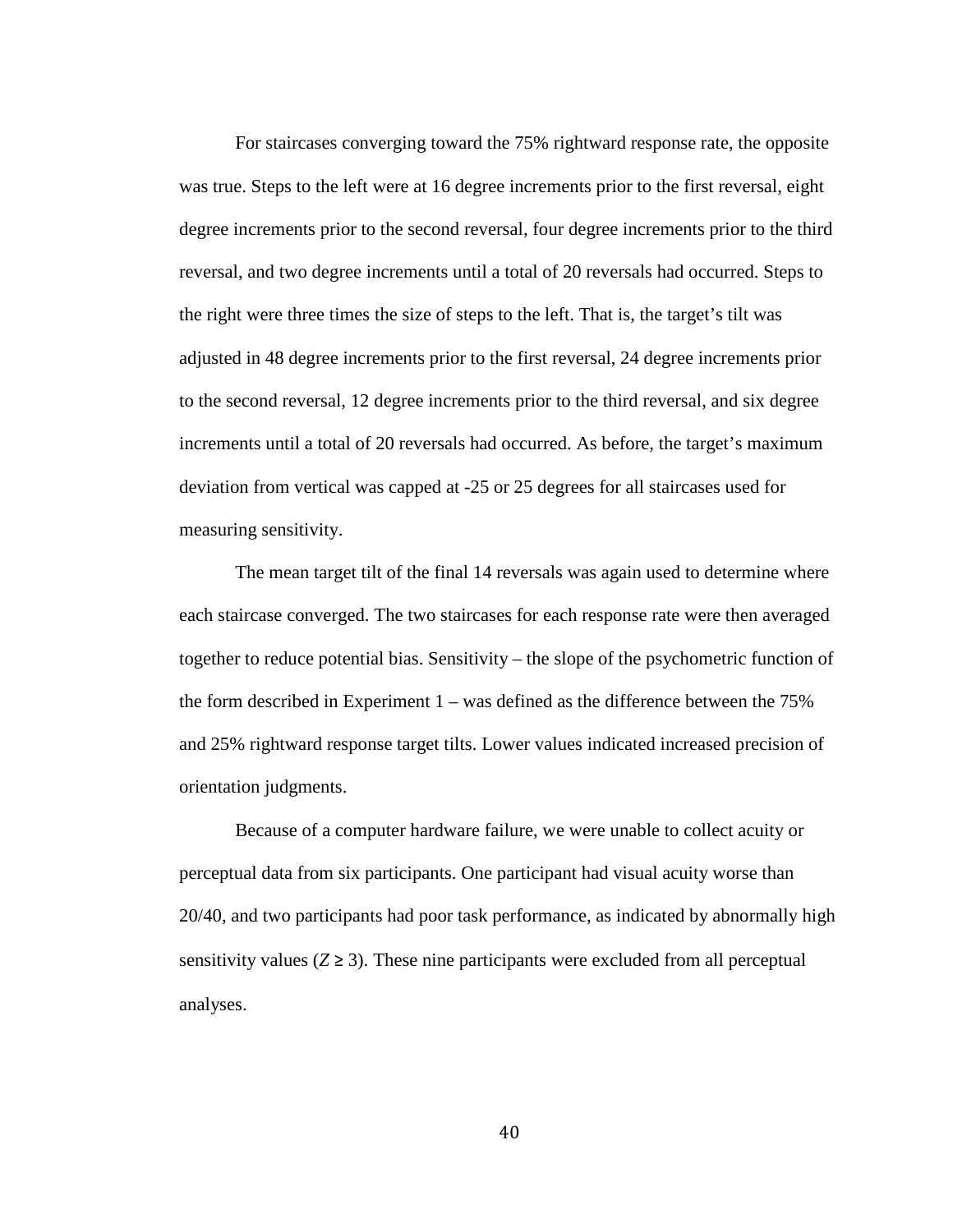For staircases converging toward the 75% rightward response rate, the opposite was true. Steps to the left were at 16 degree increments prior to the first reversal, eight degree increments prior to the second reversal, four degree increments prior to the third reversal, and two degree increments until a total of 20 reversals had occurred. Steps to the right were three times the size of steps to the left. That is, the target's tilt was adjusted in 48 degree increments prior to the first reversal, 24 degree increments prior to the second reversal, 12 degree increments prior to the third reversal, and six degree increments until a total of 20 reversals had occurred. As before, the target's maximum deviation from vertical was capped at -25 or 25 degrees for all staircases used for measuring sensitivity.

The mean target tilt of the final 14 reversals was again used to determine where each staircase converged. The two staircases for each response rate were then averaged together to reduce potential bias. Sensitivity – the slope of the psychometric function of the form described in Experiment 1 – was defined as the difference between the 75% and 25% rightward response target tilts. Lower values indicated increased precision of orientation judgments.

Because of a computer hardware failure, we were unable to collect acuity or perceptual data from six participants. One participant had visual acuity worse than 20/40, and two participants had poor task performance, as indicated by abnormally high sensitivity values ($Z \geq 3$). These nine participants were excluded from all perceptual analyses.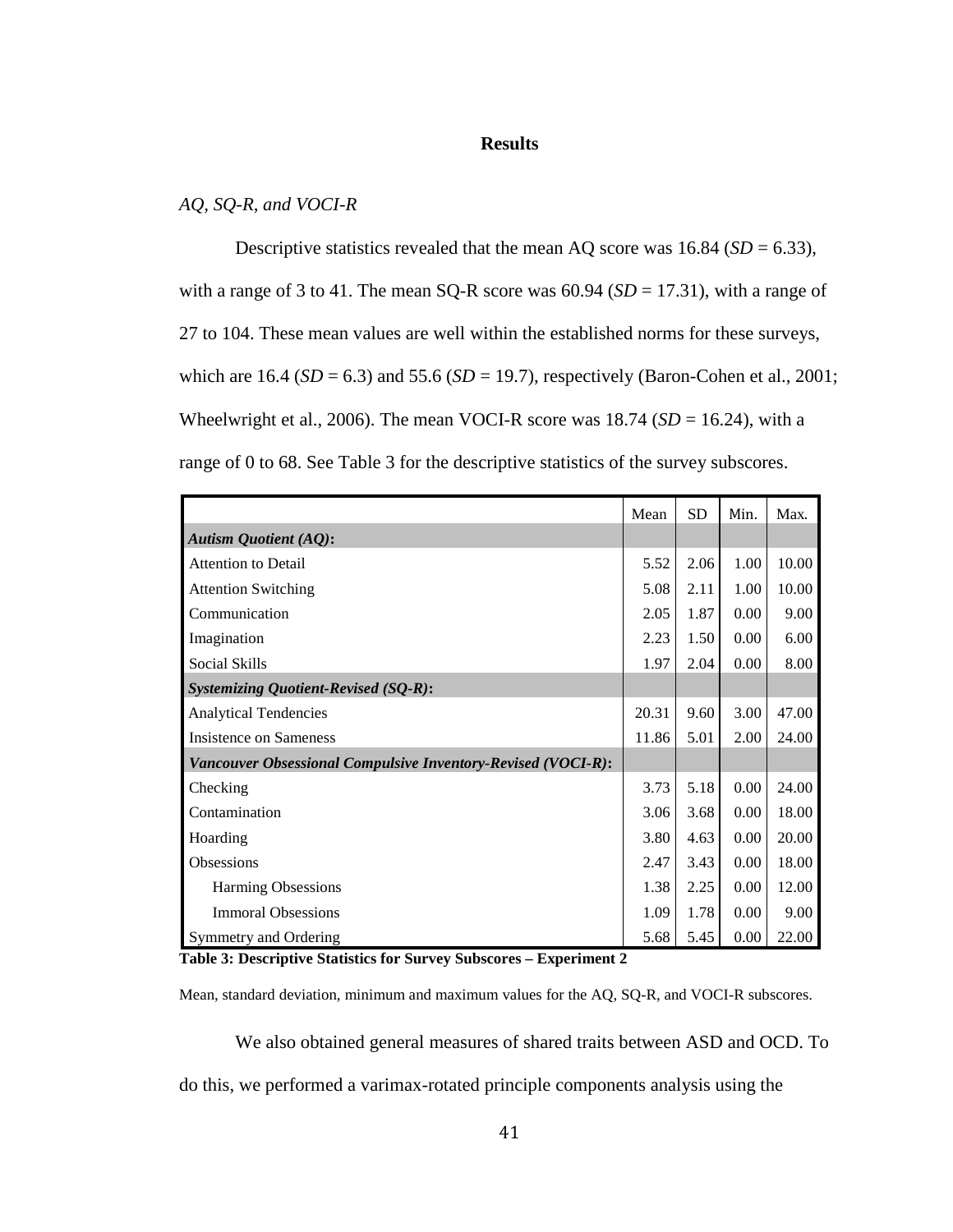## Results

### *AQ, SQ-R, and VOCI-R*

Descriptive statistics revealed that the mean AQ score was 16.84 (*SD* = 6.33), with a range of 3 to 41. The mean SQ-R score was 60.94 (*SD* = 17.31), with a range of 27 to 104. These mean values are well within the established norms for these surveys, which are 16.4 (*SD* = 6.3) and 55.6 (*SD* = 19.7), respectively (Baron-Cohen et al., 2001; Wheelwright et al., 2006). The mean VOCI-R score was 18.74 (*SD* = 16.24), with a range of 0 to 68. See Table 3 for the descriptive statistics of the survey subscores.

| | Mean | SD | Min. | Max. |
|---|---|---|---|---|
| ***Autism Quotient (AQ)*:** | | | | |
| Attention to Detail | 5.52 | 2.06 | 1.00 | 10.00 |
| Attention Switching | 5.08 | 2.11 | 1.00 | 10.00 |
| Communication | 2.05 | 1.87 | 0.00 | 9.00 |
| Imagination | 2.23 | 1.50 | 0.00 | 6.00 |
| Social Skills | 1.97 | 2.04 | 0.00 | 8.00 |
| ***Systemizing Quotient-Revised (SQ-R)*:** | | | | |
| Analytical Tendencies | 20.31 | 9.60 | 3.00 | 47.00 |
| Insistence on Sameness | 11.86 | 5.01 | 2.00 | 24.00 |
| ***Vancouver Obsessional Compulsive Inventory-Revised (VOCI-R)*:** | | | | |
| Checking | 3.73 | 5.18 | 0.00 | 24.00 |
| Contamination | 3.06 | 3.68 | 0.00 | 18.00 |
| Hoarding | 3.80 | 4.63 | 0.00 | 20.00 |
| Obsessions | 2.47 | 3.43 | 0.00 | 18.00 |
| Harming Obsessions | 1.38 | 2.25 | 0.00 | 12.00 |
| Immoral Obsessions | 1.09 | 1.78 | 0.00 | 9.00 |
| Symmetry and Ordering | 5.68 | 5.45 | 0.00 | 22.00 |

**Table 3: Descriptive Statistics for Survey Subscores – Experiment 2**

Mean, standard deviation, minimum and maximum values for the AQ, SQ-R, and VOCI-R subscores.

We also obtained general measures of shared traits between ASD and OCD. To do this, we performed a varimax-rotated principle components analysis using the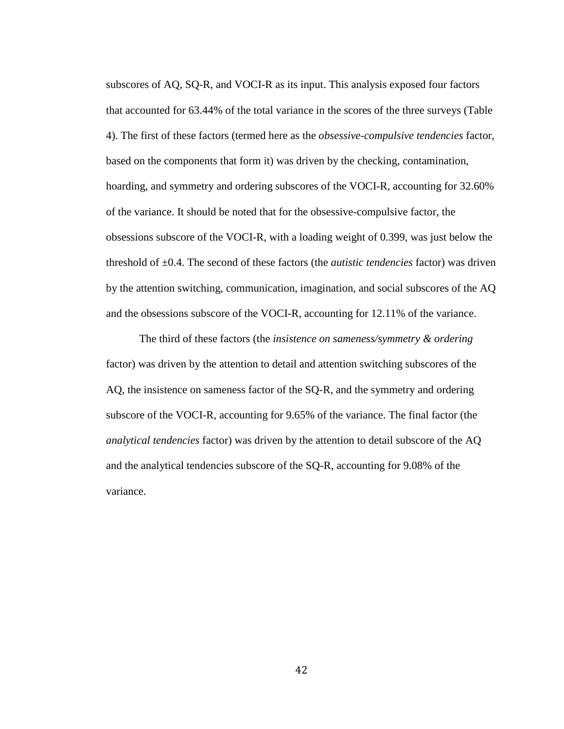subscores of AQ, SQ-R, and VOCI-R as its input. This analysis exposed four factors that accounted for 63.44% of the total variance in the scores of the three surveys (Table 4). The first of these factors (termed here as the *obsessive-compulsive tendencies* factor, based on the components that form it) was driven by the checking, contamination, hoarding, and symmetry and ordering subscores of the VOCI-R, accounting for 32.60% of the variance. It should be noted that for the obsessive-compulsive factor, the obsessions subscore of the VOCI-R, with a loading weight of 0.399, was just below the threshold of ±0.4. The second of these factors (the *autistic tendencies* factor) was driven by the attention switching, communication, imagination, and social subscores of the AQ and the obsessions subscore of the VOCI-R, accounting for 12.11% of the variance.

The third of these factors (the *insistence on sameness/symmetry & ordering* factor) was driven by the attention to detail and attention switching subscores of the AQ, the insistence on sameness factor of the SQ-R, and the symmetry and ordering subscore of the VOCI-R, accounting for 9.65% of the variance. The final factor (the *analytical tendencies* factor) was driven by the attention to detail subscore of the AQ and the analytical tendencies subscore of the SQ-R, accounting for 9.08% of the variance.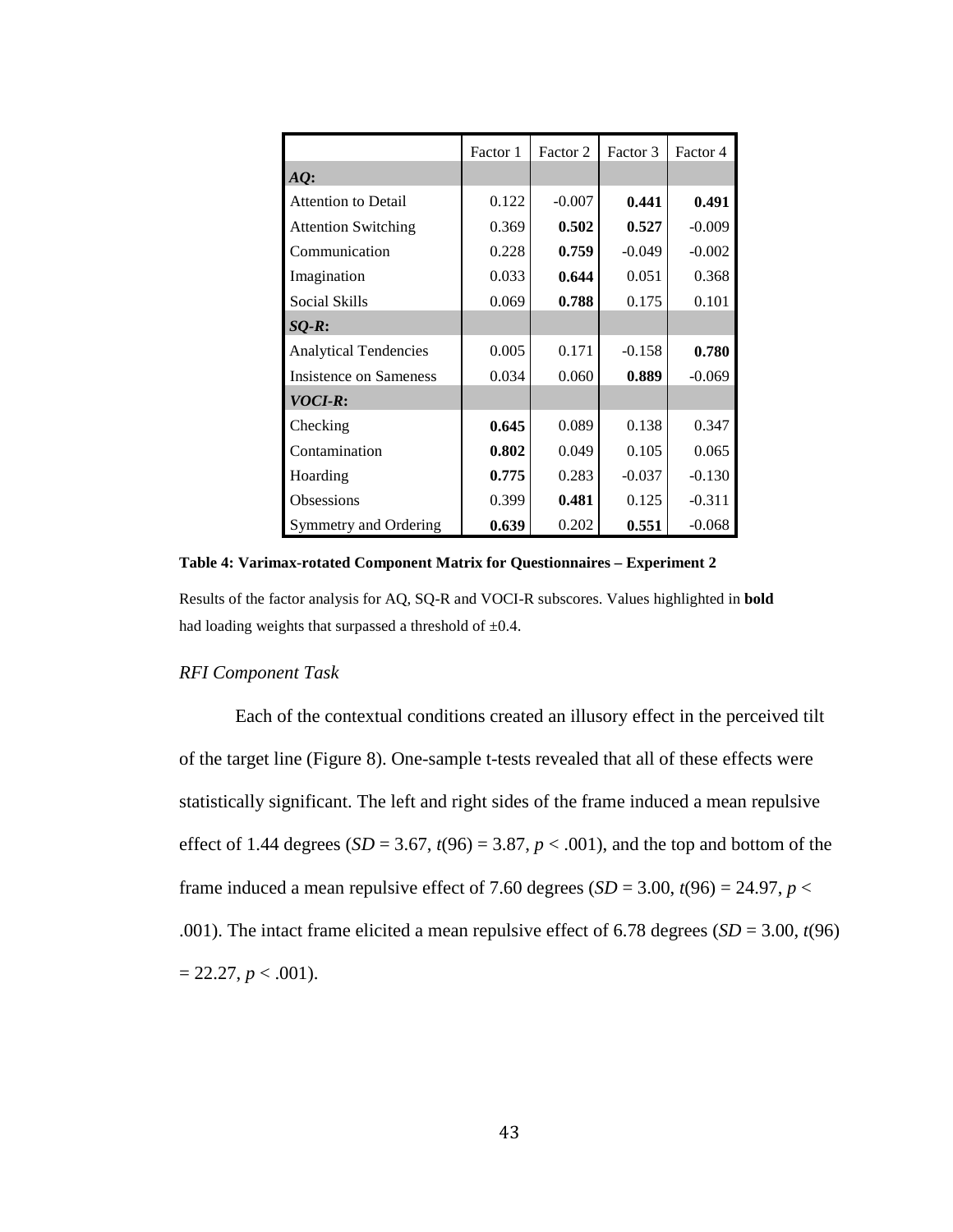| | Factor 1 | Factor 2 | Factor 3 | Factor 4 |
|---|---|---|---|---|
| ***AQ*:** | | | | |
| Attention to Detail | 0.122 | -0.007 | **0.441** | **0.491** |
| Attention Switching | 0.369 | **0.502** | **0.527** | -0.009 |
| Communication | 0.228 | **0.759** | -0.049 | -0.002 |
| Imagination | 0.033 | **0.644** | 0.051 | 0.368 |
| Social Skills | 0.069 | **0.788** | 0.175 | 0.101 |
| ***SQ-R*:** | | | | |
| Analytical Tendencies | 0.005 | 0.171 | -0.158 | **0.780** |
| Insistence on Sameness | 0.034 | 0.060 | **0.889** | -0.069 |
| ***VOCI-R*:** | | | | |
| Checking | **0.645** | 0.089 | 0.138 | 0.347 |
| Contamination | **0.802** | 0.049 | 0.105 | 0.065 |
| Hoarding | **0.775** | 0.283 | -0.037 | -0.130 |
| Obsessions | 0.399 | **0.481** | 0.125 | -0.311 |
| Symmetry and Ordering | **0.639** | 0.202 | **0.551** | -0.068 |

**Table 4: Varimax-rotated Component Matrix for Questionnaires – Experiment 2**

Results of the factor analysis for AQ, SQ-R and VOCI-R subscores. Values highlighted in **bold** had loading weights that surpassed a threshold of ±0.4.

### *RFI Component Task*

Each of the contextual conditions created an illusory effect in the perceived tilt of the target line (Figure 8). One-sample t-tests revealed that all of these effects were statistically significant. The left and right sides of the frame induced a mean repulsive effect of 1.44 degrees ($SD$ = 3.67, $t(96)$ = 3.87, $p < .001$), and the top and bottom of the frame induced a mean repulsive effect of 7.60 degrees ($SD$ = 3.00, $t(96)$ = 24.97, $p < .001$). The intact frame elicited a mean repulsive effect of 6.78 degrees ($SD$ = 3.00, $t(96)$ = 22.27, $p < .001$).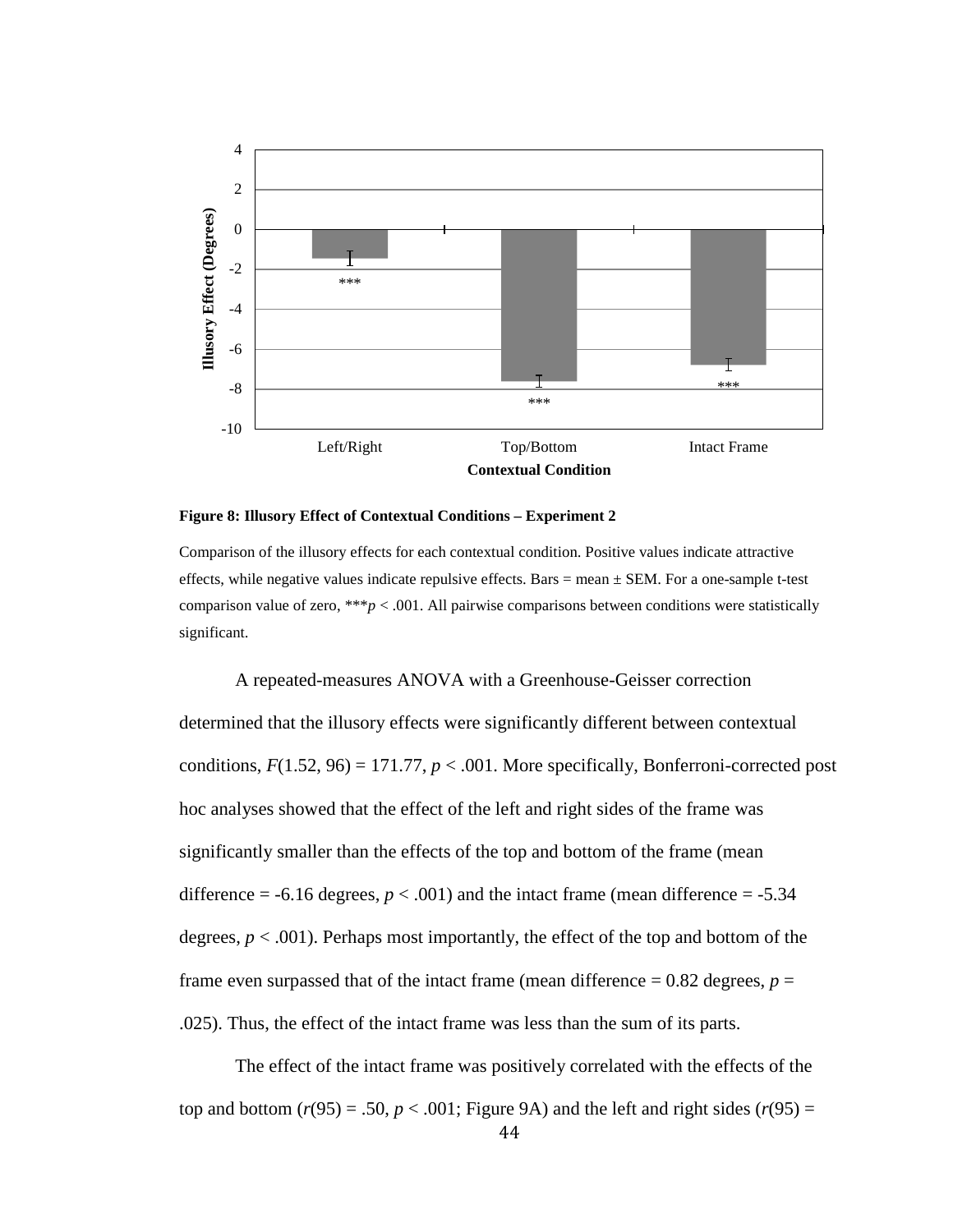**Figure 8: Illusory Effect of Contextual Conditions – Experiment 2**

Comparison of the illusory effects for each contextual condition. Positive values indicate attractive effects, while negative values indicate repulsive effects. Bars = mean ± SEM. For a one-sample t-test comparison value of zero, \*\*\**p* < .001. All pairwise comparisons between conditions were statistically significant.

A repeated-measures ANOVA with a Greenhouse-Geisser correction determined that the illusory effects were significantly different between contextual conditions, $F(1.52, 96) = 171.77$, $p < .001$. More specifically, Bonferroni-corrected post hoc analyses showed that the effect of the left and right sides of the frame was significantly smaller than the effects of the top and bottom of the frame (mean difference = -6.16 degrees, $p < .001$) and the intact frame (mean difference = -5.34 degrees, $p < .001$). Perhaps most importantly, the effect of the top and bottom of the frame even surpassed that of the intact frame (mean difference = 0.82 degrees, $p = .025$). Thus, the effect of the intact frame was less than the sum of its parts.

The effect of the intact frame was positively correlated with the effects of the top and bottom ($r(95) = .50$, $p < .001$; Figure 9A) and the left and right sides ($r(95) =$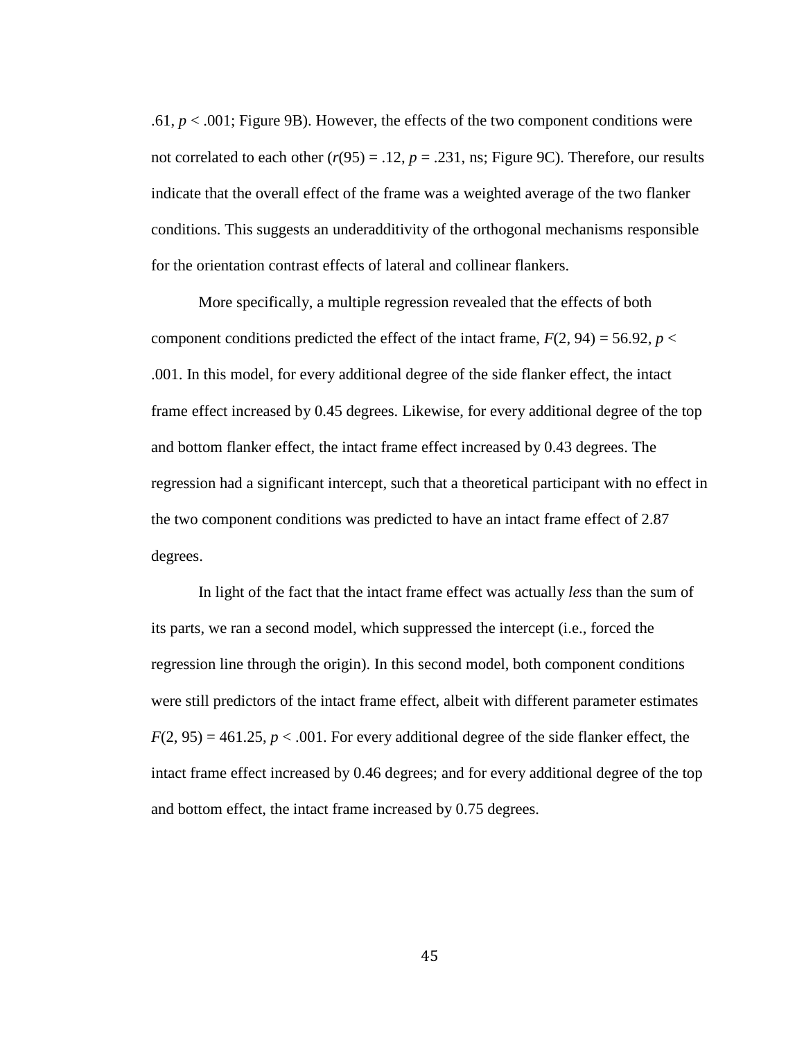.61, $p < .001$; Figure 9B). However, the effects of the two component conditions were not correlated to each other ($r(95) = .12$, $p = .231$, ns; Figure 9C). Therefore, our results indicate that the overall effect of the frame was a weighted average of the two flanker conditions. This suggests an underadditivity of the orthogonal mechanisms responsible for the orientation contrast effects of lateral and collinear flankers.

More specifically, a multiple regression revealed that the effects of both component conditions predicted the effect of the intact frame, $F(2, 94) = 56.92$, $p < .001$. In this model, for every additional degree of the side flanker effect, the intact frame effect increased by 0.45 degrees. Likewise, for every additional degree of the top and bottom flanker effect, the intact frame effect increased by 0.43 degrees. The regression had a significant intercept, such that a theoretical participant with no effect in the two component conditions was predicted to have an intact frame effect of 2.87 degrees.

In light of the fact that the intact frame effect was actually *less* than the sum of its parts, we ran a second model, which suppressed the intercept (i.e., forced the regression line through the origin). In this second model, both component conditions were still predictors of the intact frame effect, albeit with different parameter estimates $F(2, 95) = 461.25$, $p < .001$. For every additional degree of the side flanker effect, the intact frame effect increased by 0.46 degrees; and for every additional degree of the top and bottom effect, the intact frame increased by 0.75 degrees.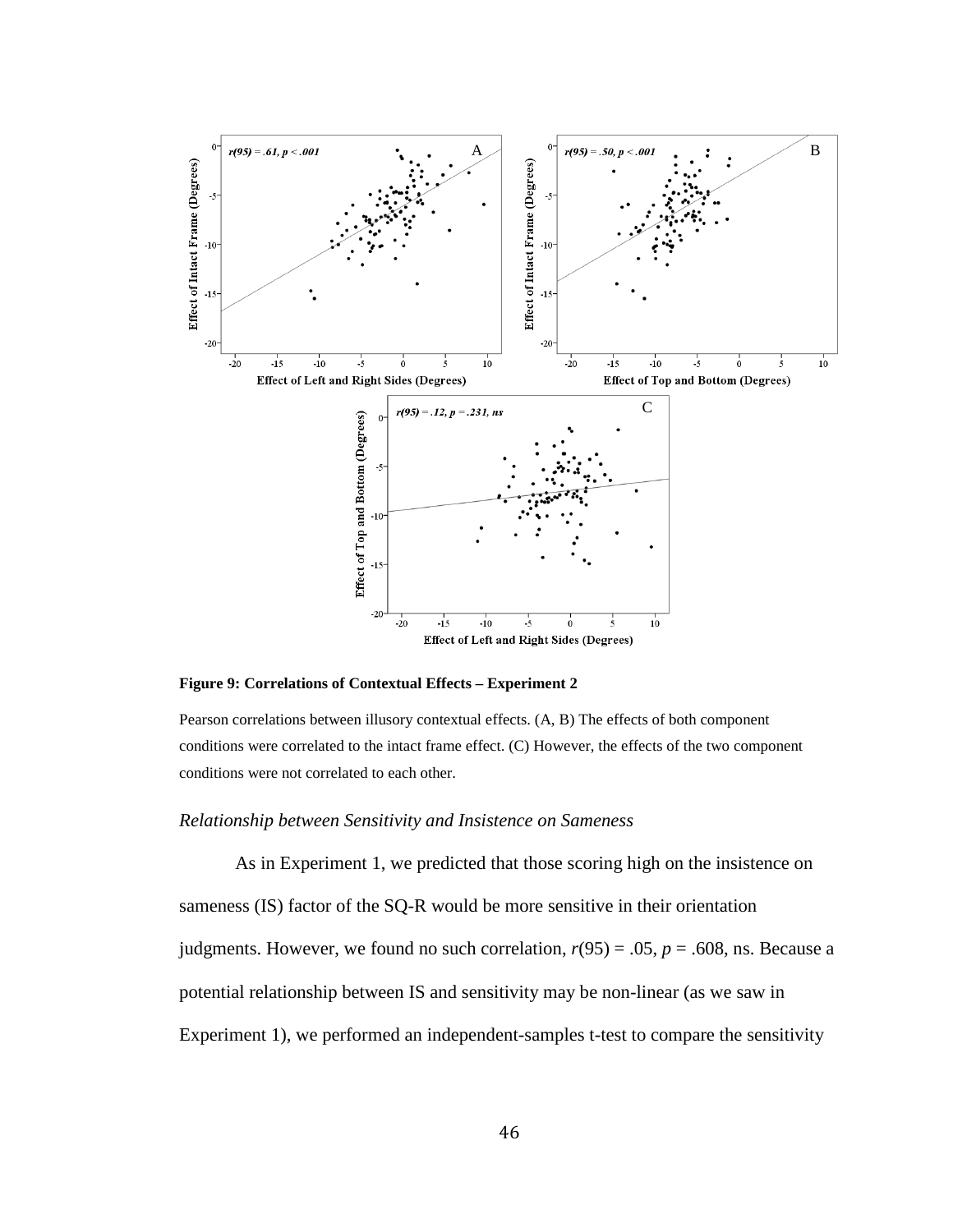**Figure 9: Correlations of Contextual Effects – Experiment 2**

Pearson correlations between illusory contextual effects. (A, B) The effects of both component conditions were correlated to the intact frame effect. (C) However, the effects of the two component conditions were not correlated to each other.

### *Relationship between Sensitivity and Insistence on Sameness*

As in Experiment 1, we predicted that those scoring high on the insistence on sameness (IS) factor of the SQ-R would be more sensitive in their orientation judgments. However, we found no such correlation, $r(95) = .05$, $p = .608$, ns. Because a potential relationship between IS and sensitivity may be non-linear (as we saw in Experiment 1), we performed an independent-samples t-test to compare the sensitivity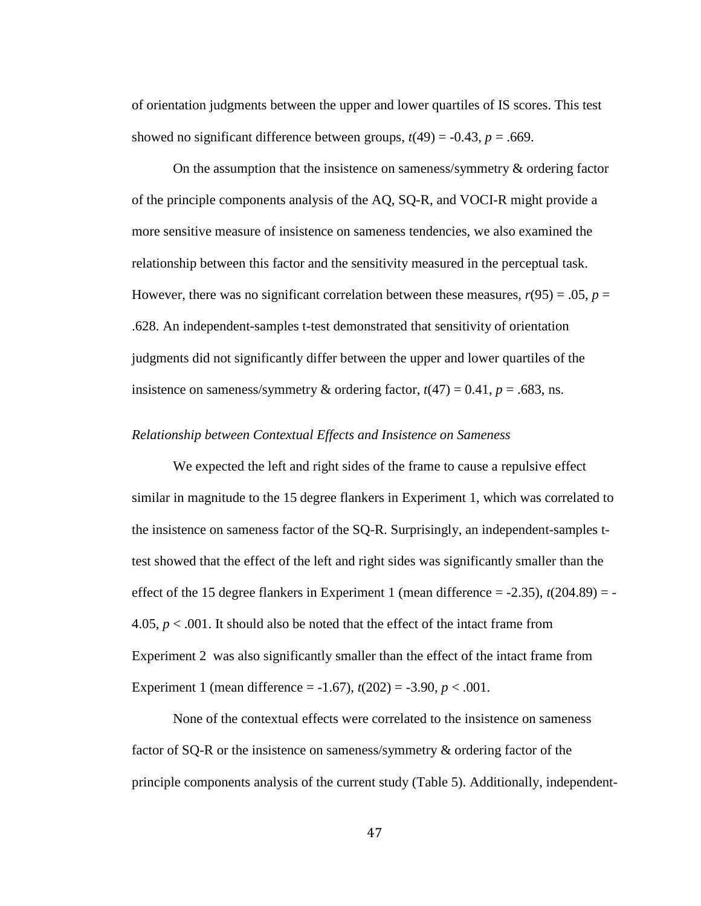of orientation judgments between the upper and lower quartiles of IS scores. This test showed no significant difference between groups, $t(49) = -0.43$, $p = .669$.

On the assumption that the insistence on sameness/symmetry & ordering factor of the principle components analysis of the AQ, SQ-R, and VOCI-R might provide a more sensitive measure of insistence on sameness tendencies, we also examined the relationship between this factor and the sensitivity measured in the perceptual task. However, there was no significant correlation between these measures, $r(95) = .05$, $p = .628$. An independent-samples t-test demonstrated that sensitivity of orientation judgments did not significantly differ between the upper and lower quartiles of the insistence on sameness/symmetry & ordering factor, $t(47) = 0.41$, $p = .683$, ns.

*Relationship between Contextual Effects and Insistence on Sameness*

We expected the left and right sides of the frame to cause a repulsive effect similar in magnitude to the 15 degree flankers in Experiment 1, which was correlated to the insistence on sameness factor of the SQ-R. Surprisingly, an independent-samples t-test showed that the effect of the left and right sides was significantly smaller than the effect of the 15 degree flankers in Experiment 1 (mean difference = -2.35), $t(204.89) = -4.05$, $p < .001$. It should also be noted that the effect of the intact frame from Experiment 2 was also significantly smaller than the effect of the intact frame from Experiment 1 (mean difference = -1.67), $t(202) = -3.90$, $p < .001$.

None of the contextual effects were correlated to the insistence on sameness factor of SQ-R or the insistence on sameness/symmetry & ordering factor of the principle components analysis of the current study (Table 5). Additionally, independent-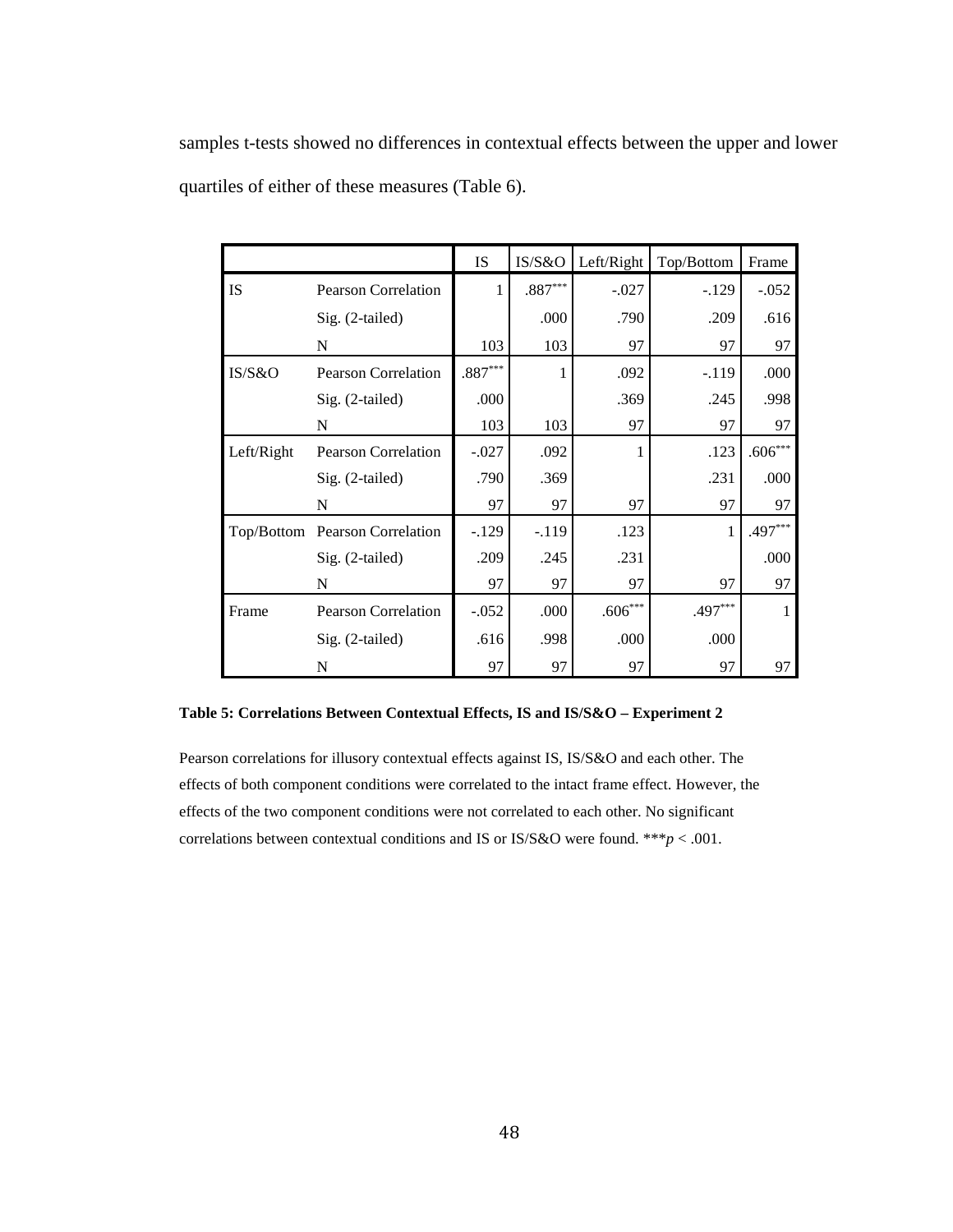samples t-tests showed no differences in contextual effects between the upper and lower quartiles of either of these measures (Table 6).

| | | IS | IS/S&O | Left/Right | Top/Bottom | Frame |
|---|---|---|---|---|---|---|
| IS | Pearson Correlation | 1 | .887*** | -.027 | -.129 | -.052 |
| | Sig. (2-tailed) | | .000 | .790 | .209 | .616 |
| | N | 103 | 103 | 97 | 97 | 97 |
| IS/S&O | Pearson Correlation | .887*** | 1 | .092 | -.119 | .000 |
| | Sig. (2-tailed) | .000 | | .369 | .245 | .998 |
| | N | 103 | 103 | 97 | 97 | 97 |
| Left/Right | Pearson Correlation | -.027 | .092 | 1 | .123 | .606*** |
| | Sig. (2-tailed) | .790 | .369 | | .231 | .000 |
| | N | 97 | 97 | 97 | 97 | 97 |
| Top/Bottom | Pearson Correlation | -.129 | -.119 | .123 | 1 | .497*** |
| | Sig. (2-tailed) | .209 | .245 | .231 | | .000 |
| | N | 97 | 97 | 97 | 97 | 97 |
| Frame | Pearson Correlation | -.052 | .000 | .606*** | .497*** | 1 |
| | Sig. (2-tailed) | .616 | .998 | .000 | .000 | |
| | N | 97 | 97 | 97 | 97 | 97 |

**Table 5: Correlations Between Contextual Effects, IS and IS/S&O – Experiment 2**

Pearson correlations for illusory contextual effects against IS, IS/S&O and each other. The effects of both component conditions were correlated to the intact frame effect. However, the effects of the two component conditions were not correlated to each other. No significant correlations between contextual conditions and IS or IS/S&O were found. ***$p < .001$.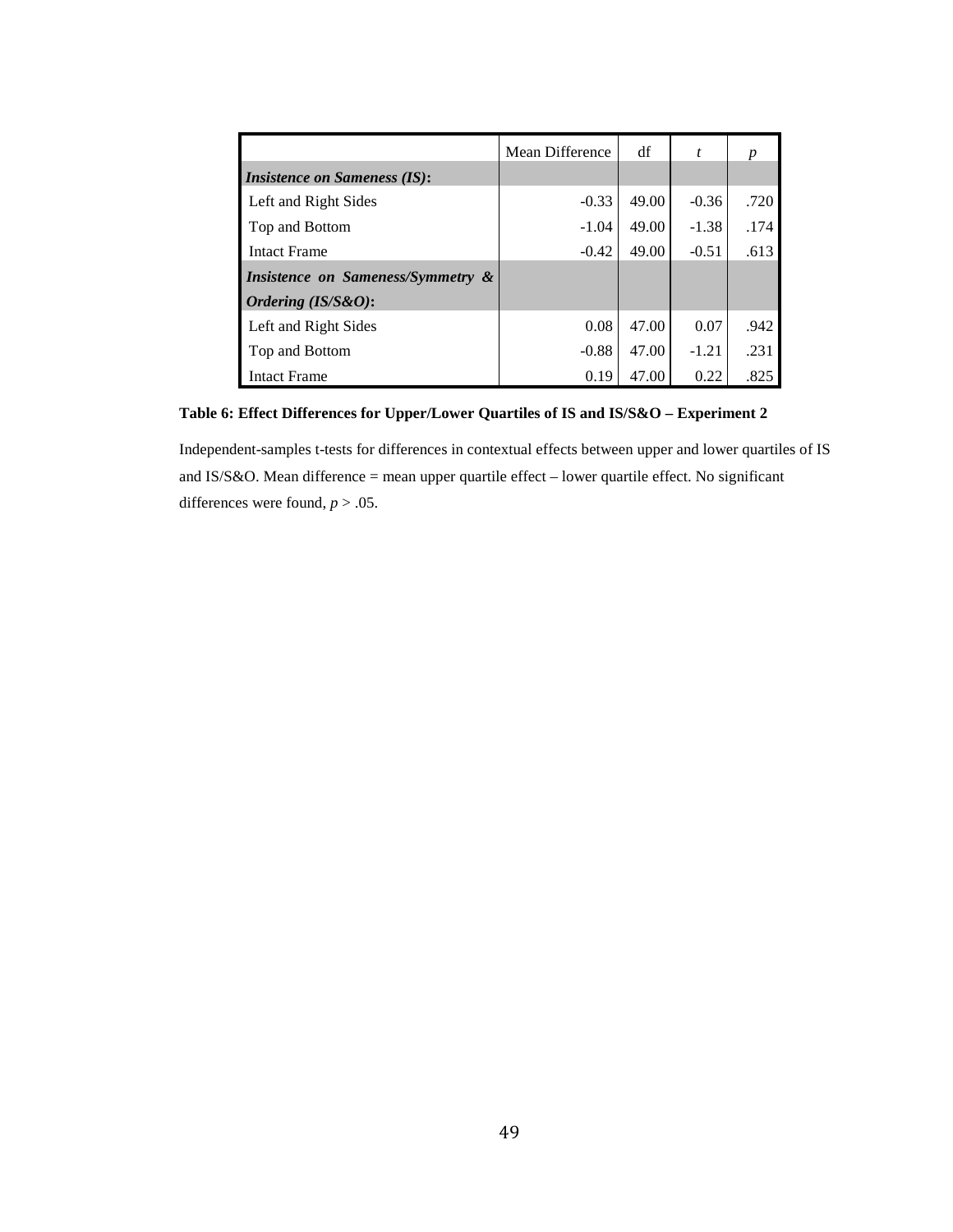| | Mean Difference | df | *t* | *p* |
|---|---|---|---|---|
| ***Insistence on Sameness (IS)*:** | | | | |
| Left and Right Sides | -0.33 | 49.00 | -0.36 | .720 |
| Top and Bottom | -1.04 | 49.00 | -1.38 | .174 |
| Intact Frame | -0.42 | 49.00 | -0.51 | .613 |
| ***Insistence on Sameness/Symmetry & Ordering (IS/S&O)*:** | | | | |
| Left and Right Sides | 0.08 | 47.00 | 0.07 | .942 |
| Top and Bottom | -0.88 | 47.00 | -1.21 | .231 |
| Intact Frame | 0.19 | 47.00 | 0.22 | .825 |

**Table 6: Effect Differences for Upper/Lower Quartiles of IS and IS/S&O – Experiment 2**

Independent-samples t-tests for differences in contextual effects between upper and lower quartiles of IS and IS/S&O. Mean difference = mean upper quartile effect – lower quartile effect. No significant differences were found, $p > .05$.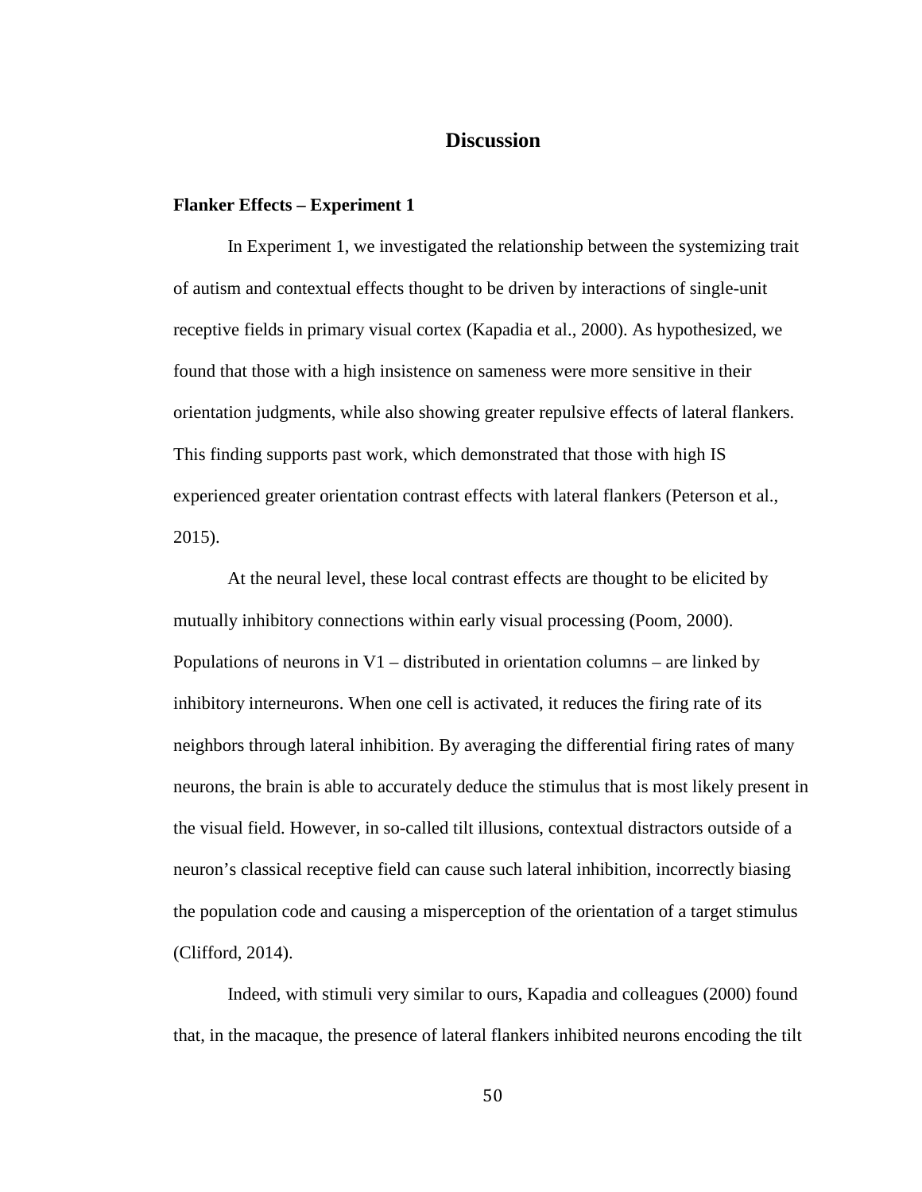# Discussion

**Flanker Effects – Experiment 1**

In Experiment 1, we investigated the relationship between the systemizing trait of autism and contextual effects thought to be driven by interactions of single-unit receptive fields in primary visual cortex (Kapadia et al., 2000). As hypothesized, we found that those with a high insistence on sameness were more sensitive in their orientation judgments, while also showing greater repulsive effects of lateral flankers. This finding supports past work, which demonstrated that those with high IS experienced greater orientation contrast effects with lateral flankers (Peterson et al., 2015).

At the neural level, these local contrast effects are thought to be elicited by mutually inhibitory connections within early visual processing (Poom, 2000). Populations of neurons in V1 – distributed in orientation columns – are linked by inhibitory interneurons. When one cell is activated, it reduces the firing rate of its neighbors through lateral inhibition. By averaging the differential firing rates of many neurons, the brain is able to accurately deduce the stimulus that is most likely present in the visual field. However, in so-called tilt illusions, contextual distractors outside of a neuron's classical receptive field can cause such lateral inhibition, incorrectly biasing the population code and causing a misperception of the orientation of a target stimulus (Clifford, 2014).

Indeed, with stimuli very similar to ours, Kapadia and colleagues (2000) found that, in the macaque, the presence of lateral flankers inhibited neurons encoding the tilt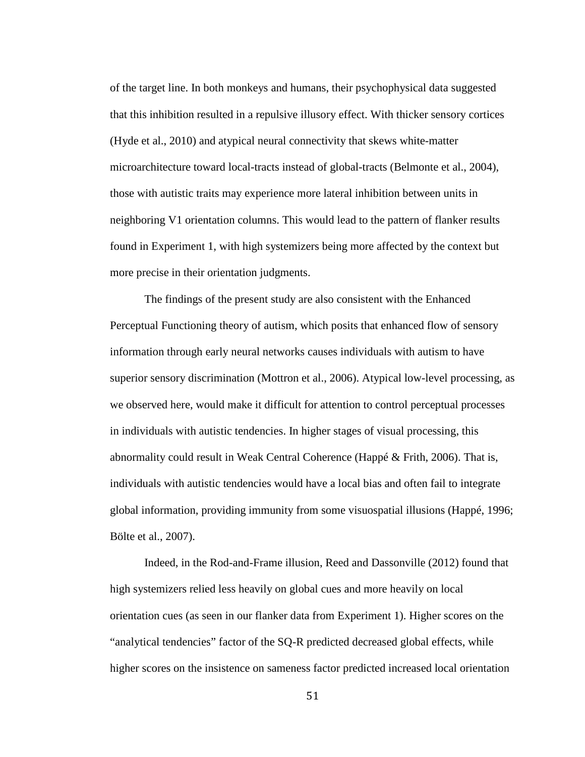of the target line. In both monkeys and humans, their psychophysical data suggested that this inhibition resulted in a repulsive illusory effect. With thicker sensory cortices (Hyde et al., 2010) and atypical neural connectivity that skews white-matter microarchitecture toward local-tracts instead of global-tracts (Belmonte et al., 2004), those with autistic traits may experience more lateral inhibition between units in neighboring V1 orientation columns. This would lead to the pattern of flanker results found in Experiment 1, with high systemizers being more affected by the context but more precise in their orientation judgments.

The findings of the present study are also consistent with the Enhanced Perceptual Functioning theory of autism, which posits that enhanced flow of sensory information through early neural networks causes individuals with autism to have superior sensory discrimination (Mottron et al., 2006). Atypical low-level processing, as we observed here, would make it difficult for attention to control perceptual processes in individuals with autistic tendencies. In higher stages of visual processing, this abnormality could result in Weak Central Coherence (Happé & Frith, 2006). That is, individuals with autistic tendencies would have a local bias and often fail to integrate global information, providing immunity from some visuospatial illusions (Happé, 1996; Bölte et al., 2007).

Indeed, in the Rod-and-Frame illusion, Reed and Dassonville (2012) found that high systemizers relied less heavily on global cues and more heavily on local orientation cues (as seen in our flanker data from Experiment 1). Higher scores on the "analytical tendencies" factor of the SQ-R predicted decreased global effects, while higher scores on the insistence on sameness factor predicted increased local orientation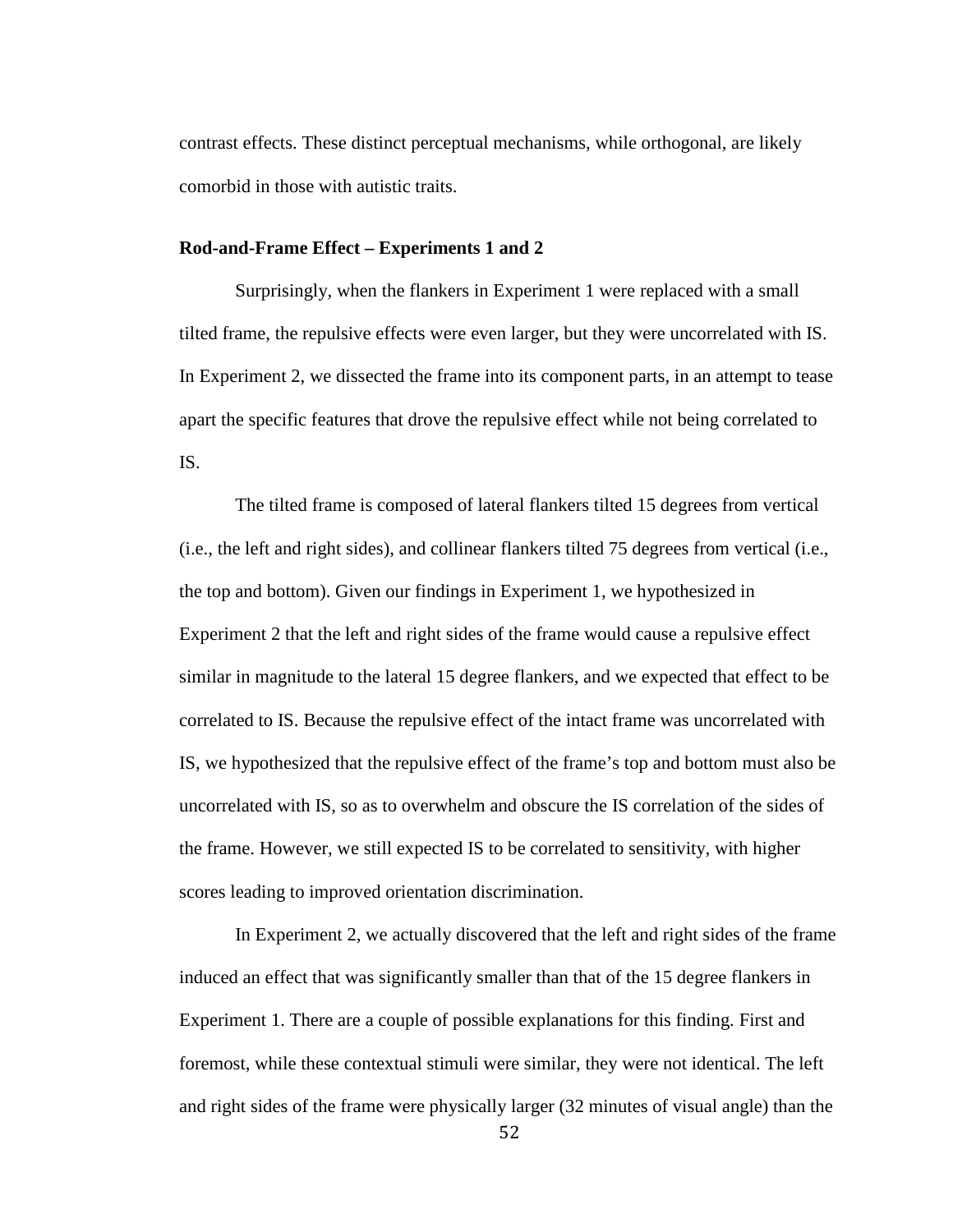contrast effects. These distinct perceptual mechanisms, while orthogonal, are likely comorbid in those with autistic traits.

**Rod-and-Frame Effect – Experiments 1 and 2**

Surprisingly, when the flankers in Experiment 1 were replaced with a small tilted frame, the repulsive effects were even larger, but they were uncorrelated with IS. In Experiment 2, we dissected the frame into its component parts, in an attempt to tease apart the specific features that drove the repulsive effect while not being correlated to IS.

The tilted frame is composed of lateral flankers tilted 15 degrees from vertical (i.e., the left and right sides), and collinear flankers tilted 75 degrees from vertical (i.e., the top and bottom). Given our findings in Experiment 1, we hypothesized in Experiment 2 that the left and right sides of the frame would cause a repulsive effect similar in magnitude to the lateral 15 degree flankers, and we expected that effect to be correlated to IS. Because the repulsive effect of the intact frame was uncorrelated with IS, we hypothesized that the repulsive effect of the frame's top and bottom must also be uncorrelated with IS, so as to overwhelm and obscure the IS correlation of the sides of the frame. However, we still expected IS to be correlated to sensitivity, with higher scores leading to improved orientation discrimination.

In Experiment 2, we actually discovered that the left and right sides of the frame induced an effect that was significantly smaller than that of the 15 degree flankers in Experiment 1. There are a couple of possible explanations for this finding. First and foremost, while these contextual stimuli were similar, they were not identical. The left and right sides of the frame were physically larger (32 minutes of visual angle) than the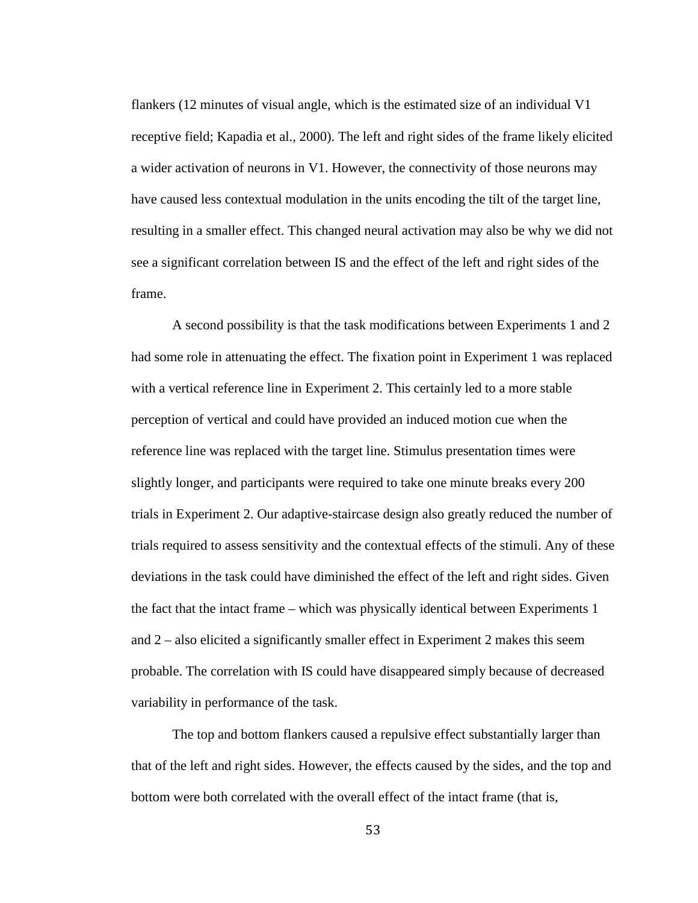flankers (12 minutes of visual angle, which is the estimated size of an individual V1 receptive field; Kapadia et al., 2000). The left and right sides of the frame likely elicited a wider activation of neurons in V1. However, the connectivity of those neurons may have caused less contextual modulation in the units encoding the tilt of the target line, resulting in a smaller effect. This changed neural activation may also be why we did not see a significant correlation between IS and the effect of the left and right sides of the frame.

A second possibility is that the task modifications between Experiments 1 and 2 had some role in attenuating the effect. The fixation point in Experiment 1 was replaced with a vertical reference line in Experiment 2. This certainly led to a more stable perception of vertical and could have provided an induced motion cue when the reference line was replaced with the target line. Stimulus presentation times were slightly longer, and participants were required to take one minute breaks every 200 trials in Experiment 2. Our adaptive-staircase design also greatly reduced the number of trials required to assess sensitivity and the contextual effects of the stimuli. Any of these deviations in the task could have diminished the effect of the left and right sides. Given the fact that the intact frame – which was physically identical between Experiments 1 and 2 – also elicited a significantly smaller effect in Experiment 2 makes this seem probable. The correlation with IS could have disappeared simply because of decreased variability in performance of the task.

The top and bottom flankers caused a repulsive effect substantially larger than that of the left and right sides. However, the effects caused by the sides, and the top and bottom were both correlated with the overall effect of the intact frame (that is,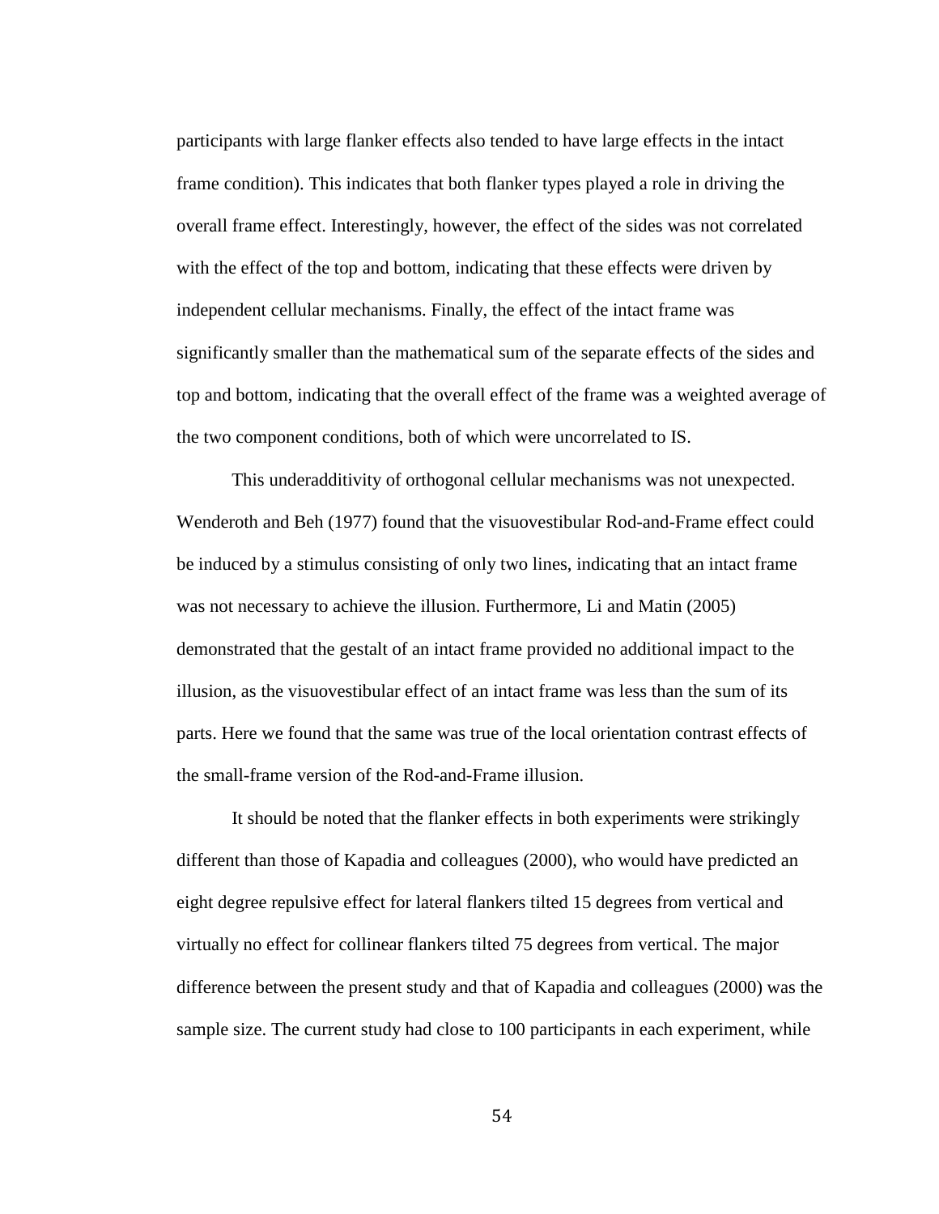participants with large flanker effects also tended to have large effects in the intact frame condition). This indicates that both flanker types played a role in driving the overall frame effect. Interestingly, however, the effect of the sides was not correlated with the effect of the top and bottom, indicating that these effects were driven by independent cellular mechanisms. Finally, the effect of the intact frame was significantly smaller than the mathematical sum of the separate effects of the sides and top and bottom, indicating that the overall effect of the frame was a weighted average of the two component conditions, both of which were uncorrelated to IS.

This underadditivity of orthogonal cellular mechanisms was not unexpected. Wenderoth and Beh (1977) found that the visuovestibular Rod-and-Frame effect could be induced by a stimulus consisting of only two lines, indicating that an intact frame was not necessary to achieve the illusion. Furthermore, Li and Matin (2005) demonstrated that the gestalt of an intact frame provided no additional impact to the illusion, as the visuovestibular effect of an intact frame was less than the sum of its parts. Here we found that the same was true of the local orientation contrast effects of the small-frame version of the Rod-and-Frame illusion.

It should be noted that the flanker effects in both experiments were strikingly different than those of Kapadia and colleagues (2000), who would have predicted an eight degree repulsive effect for lateral flankers tilted 15 degrees from vertical and virtually no effect for collinear flankers tilted 75 degrees from vertical. The major difference between the present study and that of Kapadia and colleagues (2000) was the sample size. The current study had close to 100 participants in each experiment, while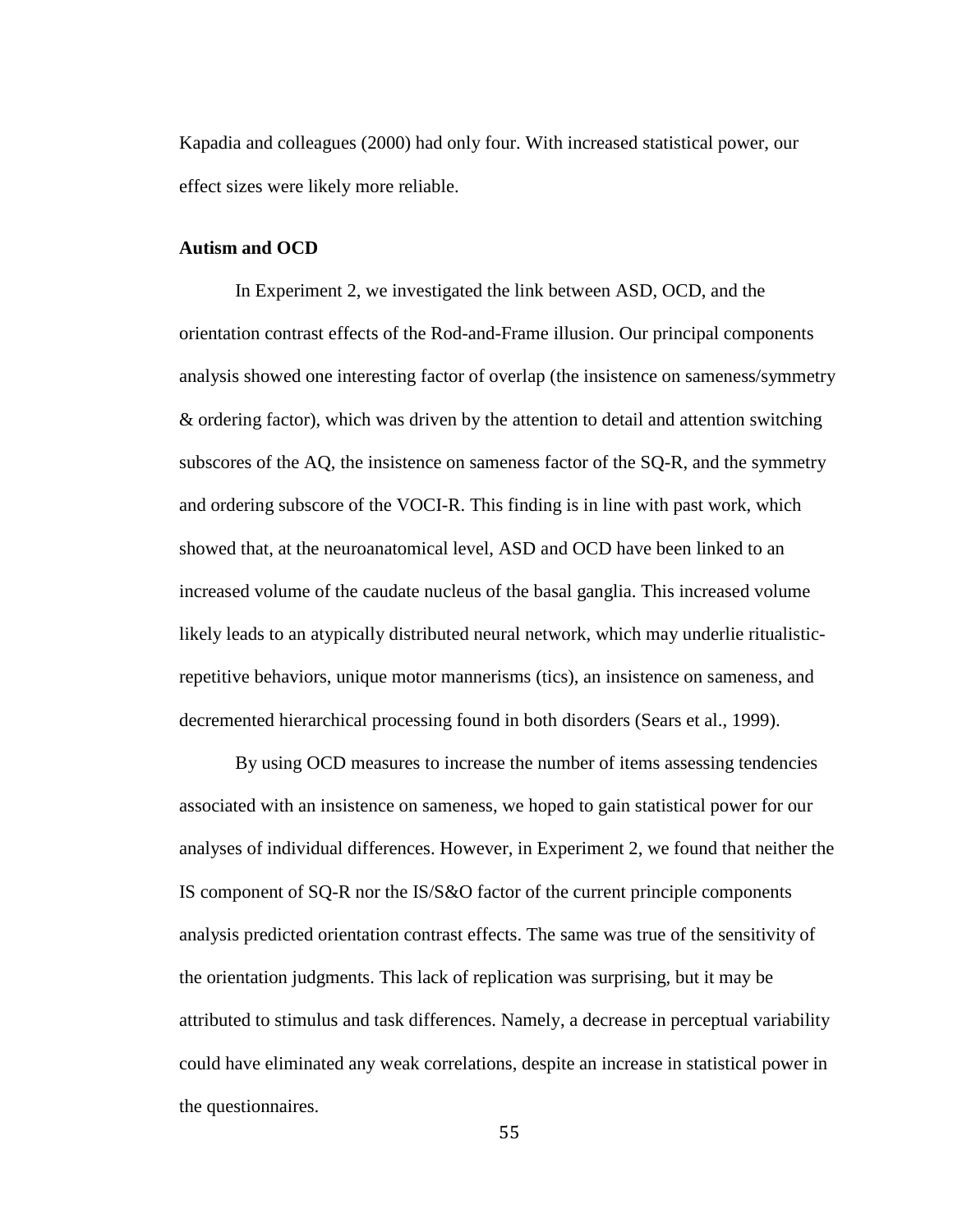Kapadia and colleagues (2000) had only four. With increased statistical power, our effect sizes were likely more reliable.

**Autism and OCD**

In Experiment 2, we investigated the link between ASD, OCD, and the orientation contrast effects of the Rod-and-Frame illusion. Our principal components analysis showed one interesting factor of overlap (the insistence on sameness/symmetry & ordering factor), which was driven by the attention to detail and attention switching subscores of the AQ, the insistence on sameness factor of the SQ-R, and the symmetry and ordering subscore of the VOCI-R. This finding is in line with past work, which showed that, at the neuroanatomical level, ASD and OCD have been linked to an increased volume of the caudate nucleus of the basal ganglia. This increased volume likely leads to an atypically distributed neural network, which may underlie ritualistic-repetitive behaviors, unique motor mannerisms (tics), an insistence on sameness, and decremented hierarchical processing found in both disorders (Sears et al., 1999).

By using OCD measures to increase the number of items assessing tendencies associated with an insistence on sameness, we hoped to gain statistical power for our analyses of individual differences. However, in Experiment 2, we found that neither the IS component of SQ-R nor the IS/S&O factor of the current principle components analysis predicted orientation contrast effects. The same was true of the sensitivity of the orientation judgments. This lack of replication was surprising, but it may be attributed to stimulus and task differences. Namely, a decrease in perceptual variability could have eliminated any weak correlations, despite an increase in statistical power in the questionnaires.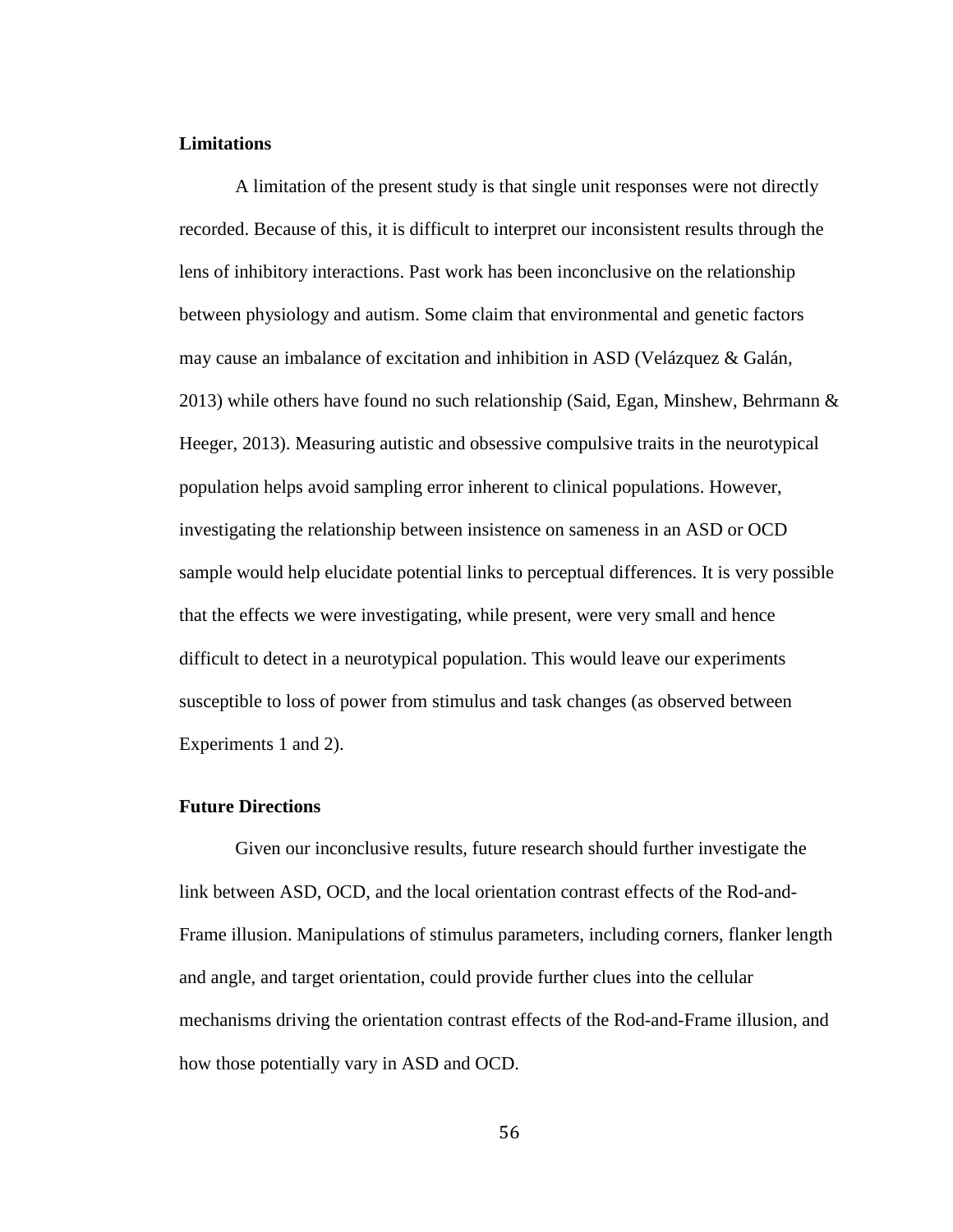### Limitations

A limitation of the present study is that single unit responses were not directly recorded. Because of this, it is difficult to interpret our inconsistent results through the lens of inhibitory interactions. Past work has been inconclusive on the relationship between physiology and autism. Some claim that environmental and genetic factors may cause an imbalance of excitation and inhibition in ASD (Velázquez & Galán, 2013) while others have found no such relationship (Said, Egan, Minshew, Behrmann & Heeger, 2013). Measuring autistic and obsessive compulsive traits in the neurotypical population helps avoid sampling error inherent to clinical populations. However, investigating the relationship between insistence on sameness in an ASD or OCD sample would help elucidate potential links to perceptual differences. It is very possible that the effects we were investigating, while present, were very small and hence difficult to detect in a neurotypical population. This would leave our experiments susceptible to loss of power from stimulus and task changes (as observed between Experiments 1 and 2).

### Future Directions

Given our inconclusive results, future research should further investigate the link between ASD, OCD, and the local orientation contrast effects of the Rod-and-Frame illusion. Manipulations of stimulus parameters, including corners, flanker length and angle, and target orientation, could provide further clues into the cellular mechanisms driving the orientation contrast effects of the Rod-and-Frame illusion, and how those potentially vary in ASD and OCD.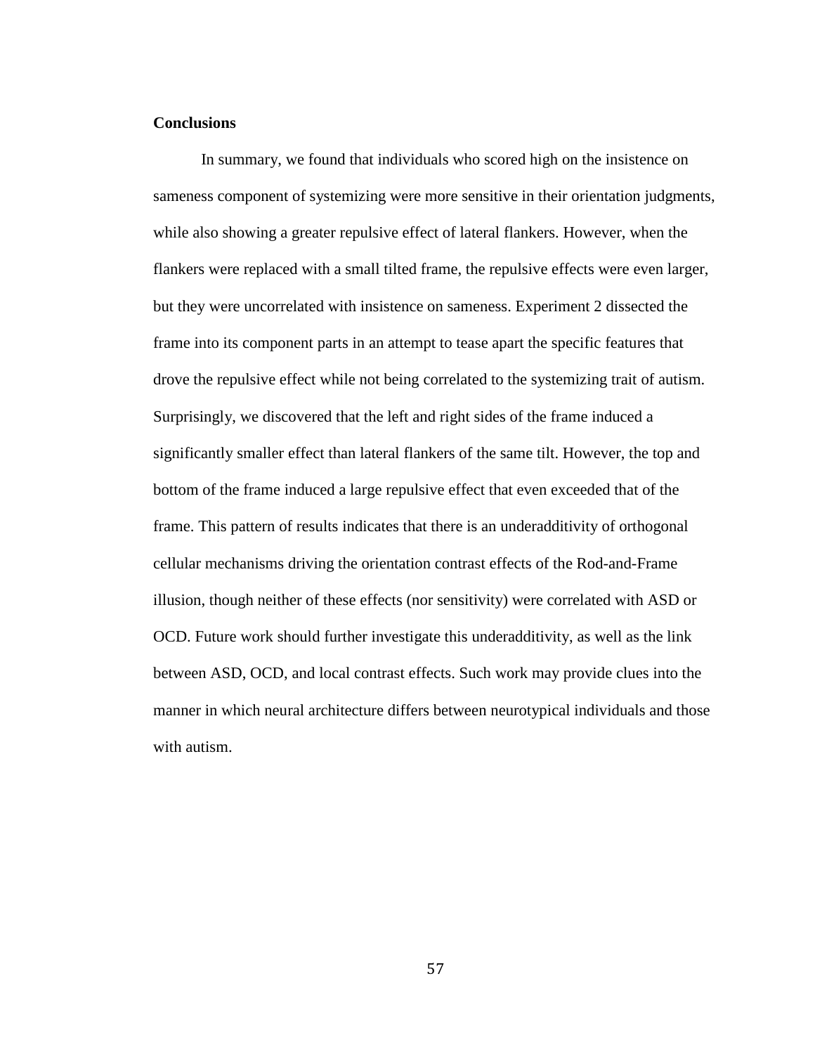**Conclusions**

In summary, we found that individuals who scored high on the insistence on sameness component of systemizing were more sensitive in their orientation judgments, while also showing a greater repulsive effect of lateral flankers. However, when the flankers were replaced with a small tilted frame, the repulsive effects were even larger, but they were uncorrelated with insistence on sameness. Experiment 2 dissected the frame into its component parts in an attempt to tease apart the specific features that drove the repulsive effect while not being correlated to the systemizing trait of autism. Surprisingly, we discovered that the left and right sides of the frame induced a significantly smaller effect than lateral flankers of the same tilt. However, the top and bottom of the frame induced a large repulsive effect that even exceeded that of the frame. This pattern of results indicates that there is an underadditivity of orthogonal cellular mechanisms driving the orientation contrast effects of the Rod-and-Frame illusion, though neither of these effects (nor sensitivity) were correlated with ASD or OCD. Future work should further investigate this underadditivity, as well as the link between ASD, OCD, and local contrast effects. Such work may provide clues into the manner in which neural architecture differs between neurotypical individuals and those with autism.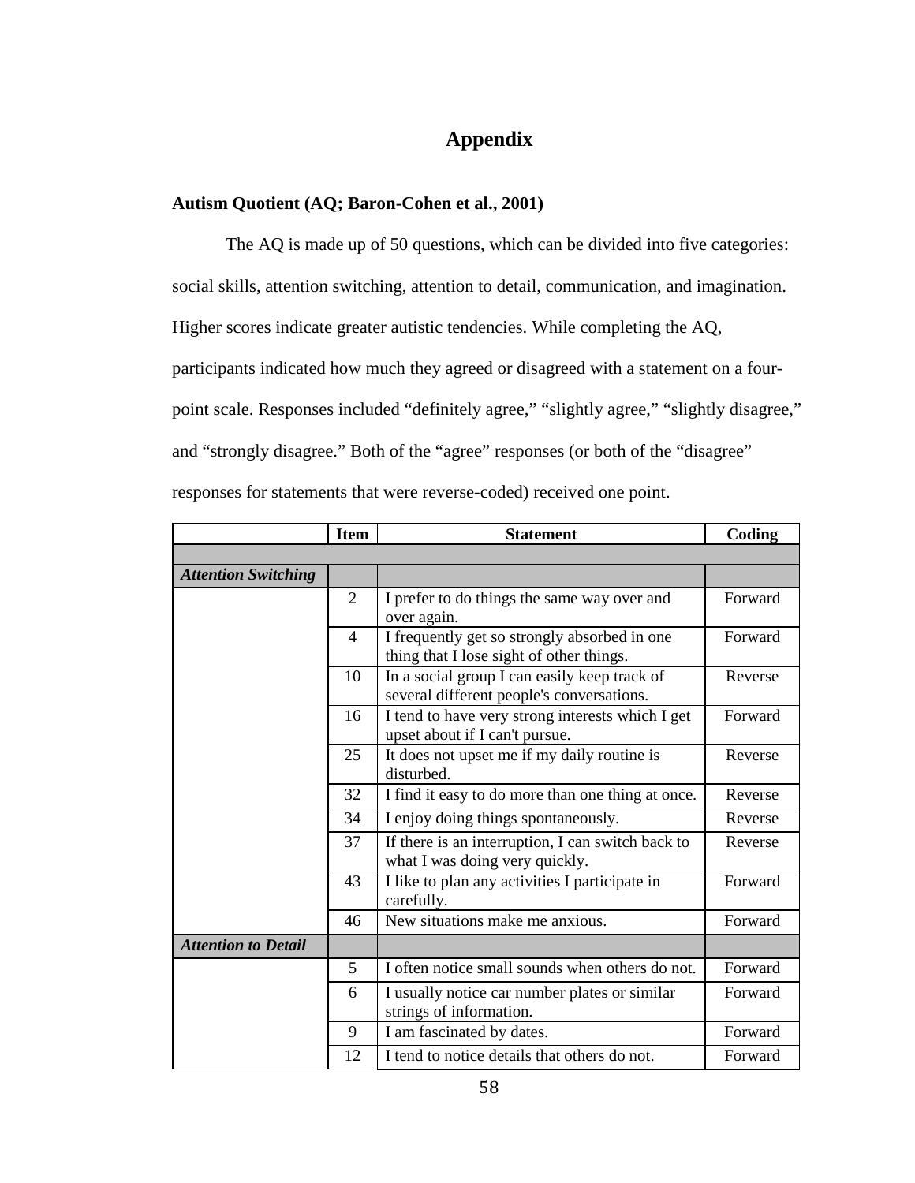# Appendix

**Autism Quotient (AQ; Baron-Cohen et al., 2001)**

The AQ is made up of 50 questions, which can be divided into five categories: social skills, attention switching, attention to detail, communication, and imagination. Higher scores indicate greater autistic tendencies. While completing the AQ, participants indicated how much they agreed or disagreed with a statement on a four-point scale. Responses included “definitely agree,” “slightly agree,” “slightly disagree,” and “strongly disagree.” Both of the “agree” responses (or both of the “disagree” responses for statements that were reverse-coded) received one point.

| | Item | Statement | Coding |
|---|---|---|---|
| | | | |
| ***Attention Switching*** | | | |
| | 2 | I prefer to do things the same way over and over again. | Forward |
| | 4 | I frequently get so strongly absorbed in one thing that I lose sight of other things. | Forward |
| | 10 | In a social group I can easily keep track of several different people's conversations. | Reverse |
| | 16 | I tend to have very strong interests which I get upset about if I can't pursue. | Forward |
| | 25 | It does not upset me if my daily routine is disturbed. | Reverse |
| | 32 | I find it easy to do more than one thing at once. | Reverse |
| | 34 | I enjoy doing things spontaneously. | Reverse |
| | 37 | If there is an interruption, I can switch back to what I was doing very quickly. | Reverse |
| | 43 | I like to plan any activities I participate in carefully. | Forward |
| | 46 | New situations make me anxious. | Forward |
| ***Attention to Detail*** | | | |
| | 5 | I often notice small sounds when others do not. | Forward |
| | 6 | I usually notice car number plates or similar strings of information. | Forward |
| | 9 | I am fascinated by dates. | Forward |
| | 12 | I tend to notice details that others do not. | Forward |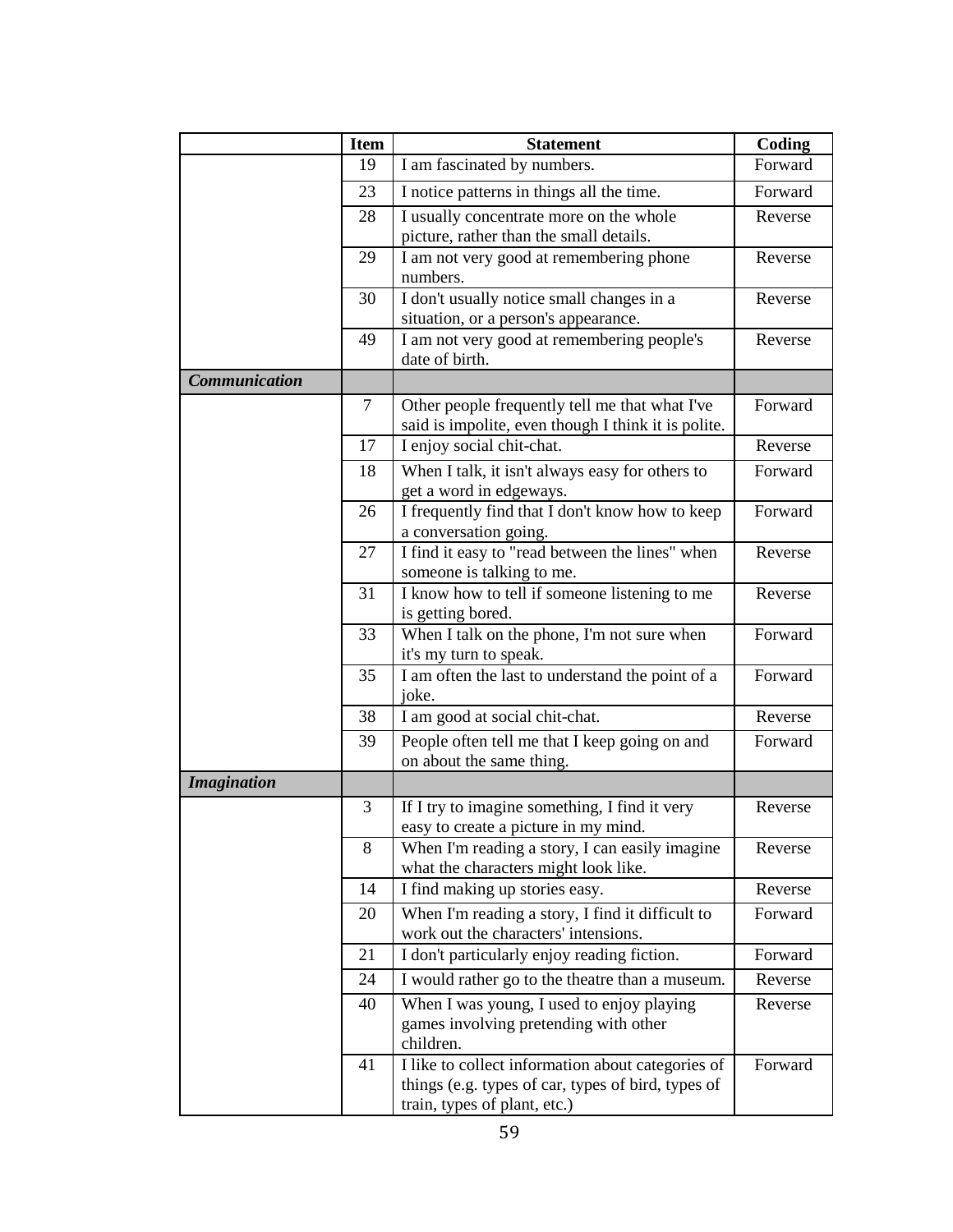| | Item | Statement | Coding |
|---|---|---|---|
| | 19 | I am fascinated by numbers. | Forward |
| | 23 | I notice patterns in things all the time. | Forward |
| | 28 | I usually concentrate more on the whole picture, rather than the small details. | Reverse |
| | 29 | I am not very good at remembering phone numbers. | Reverse |
| | 30 | I don't usually notice small changes in a situation, or a person's appearance. | Reverse |
| | 49 | I am not very good at remembering people's date of birth. | Reverse |
| ***Communication*** | | | |
| | 7 | Other people frequently tell me that what I've said is impolite, even though I think it is polite. | Forward |
| | 17 | I enjoy social chit-chat. | Reverse |
| | 18 | When I talk, it isn't always easy for others to get a word in edgeways. | Forward |
| | 26 | I frequently find that I don't know how to keep a conversation going. | Forward |
| | 27 | I find it easy to "read between the lines" when someone is talking to me. | Reverse |
| | 31 | I know how to tell if someone listening to me is getting bored. | Reverse |
| | 33 | When I talk on the phone, I'm not sure when it's my turn to speak. | Forward |
| | 35 | I am often the last to understand the point of a joke. | Forward |
| | 38 | I am good at social chit-chat. | Reverse |
| | 39 | People often tell me that I keep going on and on about the same thing. | Forward |
| ***Imagination*** | | | |
| | 3 | If I try to imagine something, I find it very easy to create a picture in my mind. | Reverse |
| | 8 | When I'm reading a story, I can easily imagine what the characters might look like. | Reverse |
| | 14 | I find making up stories easy. | Reverse |
| | 20 | When I'm reading a story, I find it difficult to work out the characters' intensions. | Forward |
| | 21 | I don't particularly enjoy reading fiction. | Forward |
| | 24 | I would rather go to the theatre than a museum. | Reverse |
| | 40 | When I was young, I used to enjoy playing games involving pretending with other children. | Reverse |
| | 41 | I like to collect information about categories of things (e.g. types of car, types of bird, types of train, types of plant, etc.) | Forward |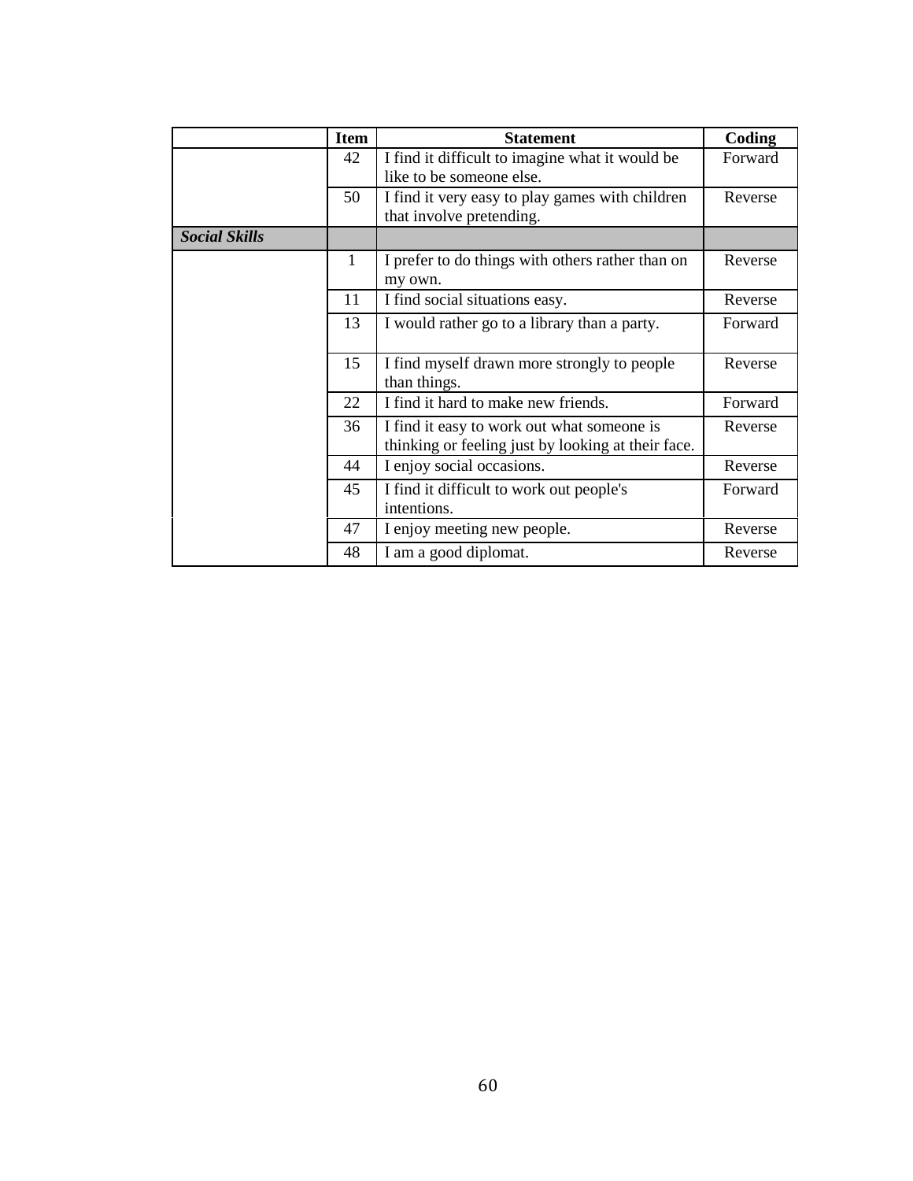| | Item | Statement | Coding |
|---|---|---|---|
| | 42 | I find it difficult to imagine what it would be like to be someone else. | Forward |
| | 50 | I find it very easy to play games with children that involve pretending. | Reverse |
| ***Social Skills*** | | | |
| | 1 | I prefer to do things with others rather than on my own. | Reverse |
| | 11 | I find social situations easy. | Reverse |
| | 13 | I would rather go to a library than a party. | Forward |
| | 15 | I find myself drawn more strongly to people than things. | Reverse |
| | 22 | I find it hard to make new friends. | Forward |
| | 36 | I find it easy to work out what someone is thinking or feeling just by looking at their face. | Reverse |
| | 44 | I enjoy social occasions. | Reverse |
| | 45 | I find it difficult to work out people's intentions. | Forward |
| | 47 | I enjoy meeting new people. | Reverse |
| | 48 | I am a good diplomat. | Reverse |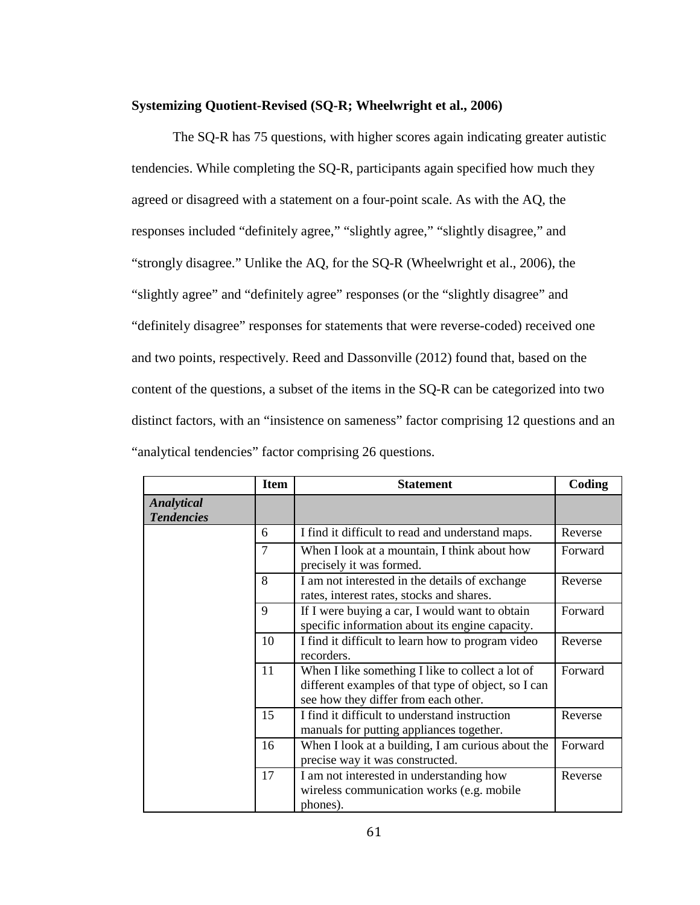**Systemizing Quotient-Revised (SQ-R; Wheelwright et al., 2006)**

The SQ-R has 75 questions, with higher scores again indicating greater autistic tendencies. While completing the SQ-R, participants again specified how much they agreed or disagreed with a statement on a four-point scale. As with the AQ, the responses included “definitely agree,” “slightly agree,” “slightly disagree,” and “strongly disagree.” Unlike the AQ, for the SQ-R (Wheelwright et al., 2006), the “slightly agree” and “definitely agree” responses (or the “slightly disagree” and “definitely disagree” responses for statements that were reverse-coded) received one and two points, respectively. Reed and Dassonville (2012) found that, based on the content of the questions, a subset of the items in the SQ-R can be categorized into two distinct factors, with an “insistence on sameness” factor comprising 12 questions and an “analytical tendencies” factor comprising 26 questions.

| | Item | Statement | Coding |
|---|---|---|---|
| ***Analytical Tendencies*** | | | |
| | 6 | I find it difficult to read and understand maps. | Reverse |
| | 7 | When I look at a mountain, I think about how precisely it was formed. | Forward |
| | 8 | I am not interested in the details of exchange rates, interest rates, stocks and shares. | Reverse |
| | 9 | If I were buying a car, I would want to obtain specific information about its engine capacity. | Forward |
| | 10 | I find it difficult to learn how to program video recorders. | Reverse |
| | 11 | When I like something I like to collect a lot of different examples of that type of object, so I can see how they differ from each other. | Forward |
| | 15 | I find it difficult to understand instruction manuals for putting appliances together. | Reverse |
| | 16 | When I look at a building, I am curious about the precise way it was constructed. | Forward |
| | 17 | I am not interested in understanding how wireless communication works (e.g. mobile phones). | Reverse |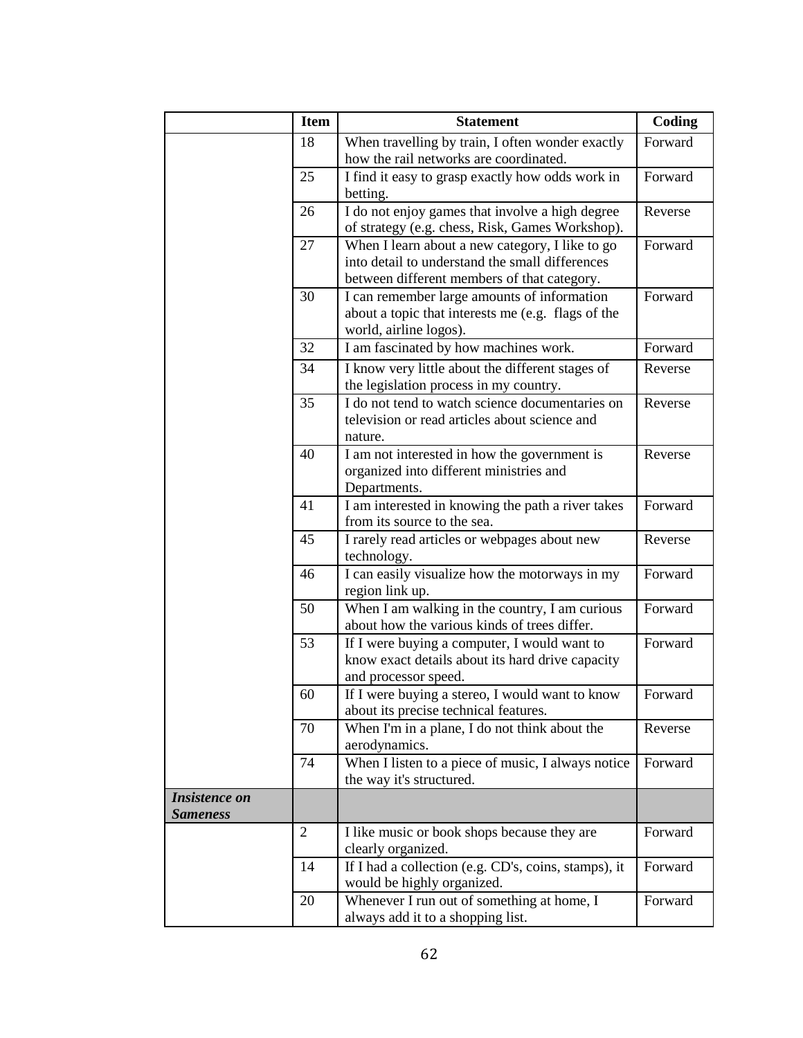| | Item | Statement | Coding |
|---|---|---|---|
| | 18 | When travelling by train, I often wonder exactly how the rail networks are coordinated. | Forward |
| | 25 | I find it easy to grasp exactly how odds work in betting. | Forward |
| | 26 | I do not enjoy games that involve a high degree of strategy (e.g. chess, Risk, Games Workshop). | Reverse |
| | 27 | When I learn about a new category, I like to go into detail to understand the small differences between different members of that category. | Forward |
| | 30 | I can remember large amounts of information about a topic that interests me (e.g. flags of the world, airline logos). | Forward |
| | 32 | I am fascinated by how machines work. | Forward |
| | 34 | I know very little about the different stages of the legislation process in my country. | Reverse |
| | 35 | I do not tend to watch science documentaries on television or read articles about science and nature. | Reverse |
| | 40 | I am not interested in how the government is organized into different ministries and Departments. | Reverse |
| | 41 | I am interested in knowing the path a river takes from its source to the sea. | Forward |
| | 45 | I rarely read articles or webpages about new technology. | Reverse |
| | 46 | I can easily visualize how the motorways in my region link up. | Forward |
| | 50 | When I am walking in the country, I am curious about how the various kinds of trees differ. | Forward |
| | 53 | If I were buying a computer, I would want to know exact details about its hard drive capacity and processor speed. | Forward |
| | 60 | If I were buying a stereo, I would want to know about its precise technical features. | Forward |
| | 70 | When I'm in a plane, I do not think about the aerodynamics. | Reverse |
| | 74 | When I listen to a piece of music, I always notice the way it's structured. | Forward |
| ***Insistence on Sameness*** | | | |
| | 2 | I like music or book shops because they are clearly organized. | Forward |
| | 14 | If I had a collection (e.g. CD's, coins, stamps), it would be highly organized. | Forward |
| | 20 | Whenever I run out of something at home, I always add it to a shopping list. | Forward |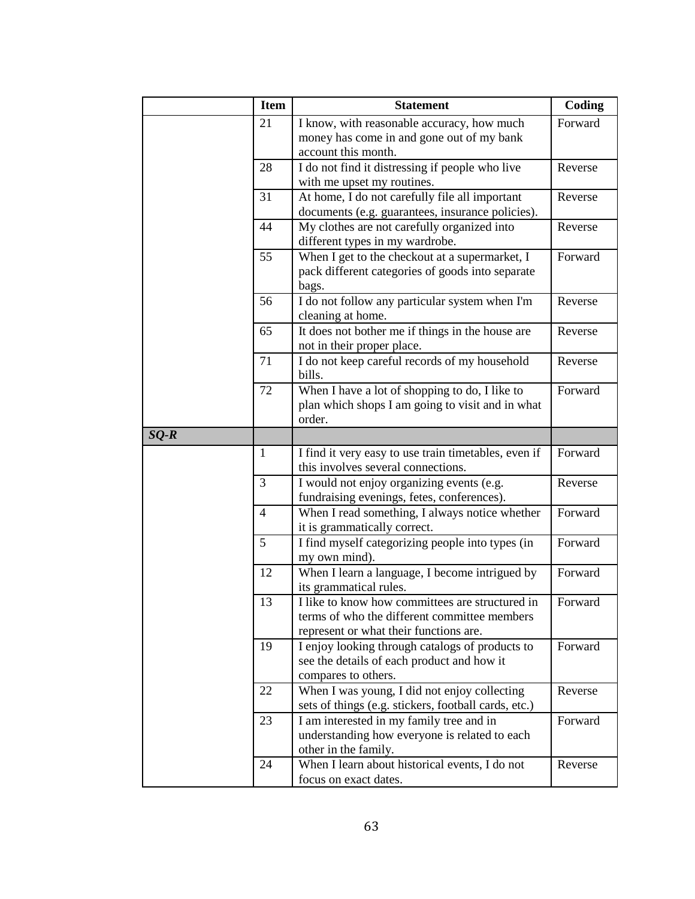| | Item | Statement | Coding |
|---|---|---|---|
| | 21 | I know, with reasonable accuracy, how much money has come in and gone out of my bank account this month. | Forward |
| | 28 | I do not find it distressing if people who live with me upset my routines. | Reverse |
| | 31 | At home, I do not carefully file all important documents (e.g. guarantees, insurance policies). | Reverse |
| | 44 | My clothes are not carefully organized into different types in my wardrobe. | Reverse |
| | 55 | When I get to the checkout at a supermarket, I pack different categories of goods into separate bags. | Forward |
| | 56 | I do not follow any particular system when I'm cleaning at home. | Reverse |
| | 65 | It does not bother me if things in the house are not in their proper place. | Reverse |
| | 71 | I do not keep careful records of my household bills. | Reverse |
| | 72 | When I have a lot of shopping to do, I like to plan which shops I am going to visit and in what order. | Forward |
| ***SQ-R*** | | | |
| | 1 | I find it very easy to use train timetables, even if this involves several connections. | Forward |
| | 3 | I would not enjoy organizing events (e.g. fundraising evenings, fetes, conferences). | Reverse |
| | 4 | When I read something, I always notice whether it is grammatically correct. | Forward |
| | 5 | I find myself categorizing people into types (in my own mind). | Forward |
| | 12 | When I learn a language, I become intrigued by its grammatical rules. | Forward |
| | 13 | I like to know how committees are structured in terms of who the different committee members represent or what their functions are. | Forward |
| | 19 | I enjoy looking through catalogs of products to see the details of each product and how it compares to others. | Forward |
| | 22 | When I was young, I did not enjoy collecting sets of things (e.g. stickers, football cards, etc.) | Reverse |
| | 23 | I am interested in my family tree and in understanding how everyone is related to each other in the family. | Forward |
| | 24 | When I learn about historical events, I do not focus on exact dates. | Reverse |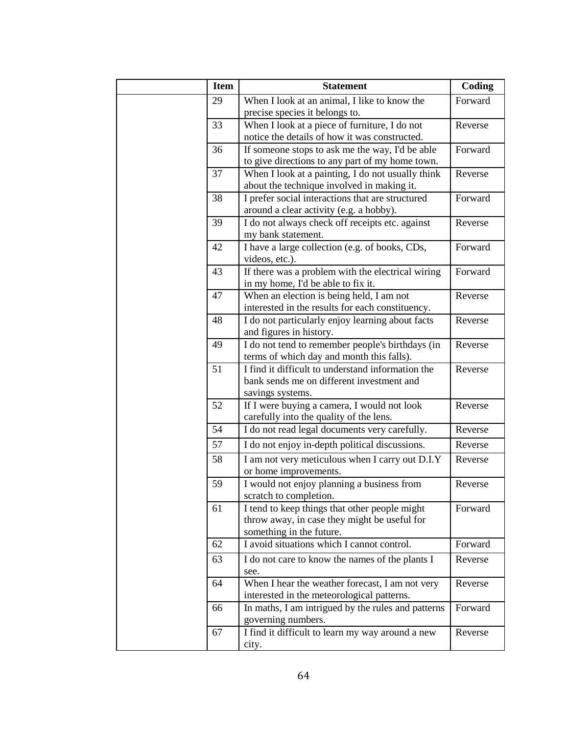|  | Item | Statement | Coding |
|---|---|---|---|
|  | 29 | When I look at an animal, I like to know the precise species it belongs to. | Forward |
|  | 33 | When I look at a piece of furniture, I do not notice the details of how it was constructed. | Reverse |
|  | 36 | If someone stops to ask me the way, I'd be able to give directions to any part of my home town. | Forward |
|  | 37 | When I look at a painting, I do not usually think about the technique involved in making it. | Reverse |
|  | 38 | I prefer social interactions that are structured around a clear activity (e.g. a hobby). | Forward |
|  | 39 | I do not always check off receipts etc. against my bank statement. | Reverse |
|  | 42 | I have a large collection (e.g. of books, CDs, videos, etc.). | Forward |
|  | 43 | If there was a problem with the electrical wiring in my home, I'd be able to fix it. | Forward |
|  | 47 | When an election is being held, I am not interested in the results for each constituency. | Reverse |
|  | 48 | I do not particularly enjoy learning about facts and figures in history. | Reverse |
|  | 49 | I do not tend to remember people's birthdays (in terms of which day and month this falls). | Reverse |
|  | 51 | I find it difficult to understand information the bank sends me on different investment and savings systems. | Reverse |
|  | 52 | If I were buying a camera, I would not look carefully into the quality of the lens. | Reverse |
|  | 54 | I do not read legal documents very carefully. | Reverse |
|  | 57 | I do not enjoy in-depth political discussions. | Reverse |
|  | 58 | I am not very meticulous when I carry out D.I.Y or home improvements. | Reverse |
|  | 59 | I would not enjoy planning a business from scratch to completion. | Reverse |
|  | 61 | I tend to keep things that other people might throw away, in case they might be useful for something in the future. | Forward |
|  | 62 | I avoid situations which I cannot control. | Forward |
|  | 63 | I do not care to know the names of the plants I see. | Reverse |
|  | 64 | When I hear the weather forecast, I am not very interested in the meteorological patterns. | Reverse |
|  | 66 | In maths, I am intrigued by the rules and patterns governing numbers. | Forward |
|  | 67 | I find it difficult to learn my way around a new city. | Reverse |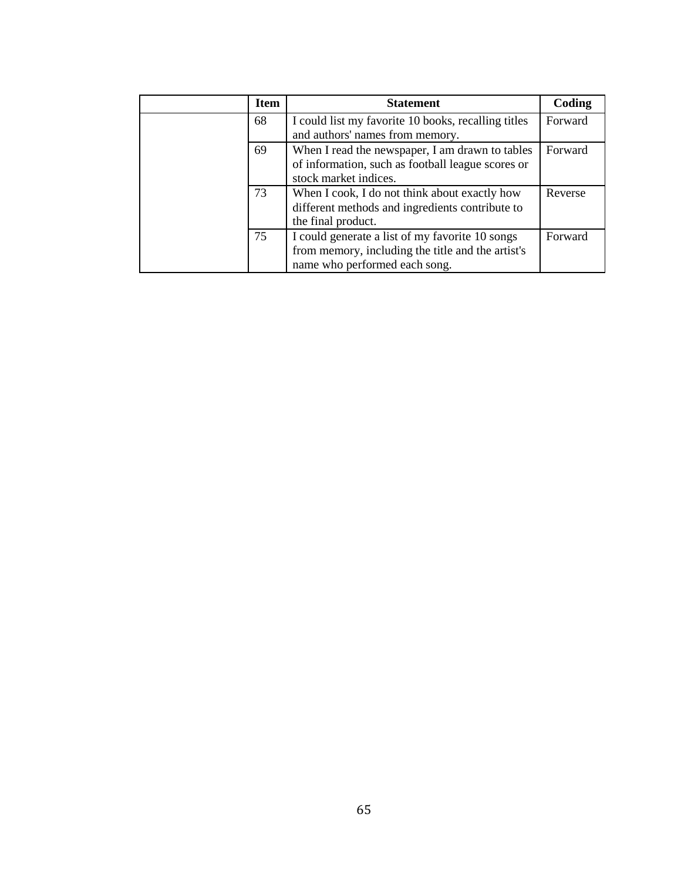| | Item | Statement | Coding |
|---|---|---|---|
| | 68 | I could list my favorite 10 books, recalling titles and authors' names from memory. | Forward |
| | 69 | When I read the newspaper, I am drawn to tables of information, such as football league scores or stock market indices. | Forward |
| | 73 | When I cook, I do not think about exactly how different methods and ingredients contribute to the final product. | Reverse |
| | 75 | I could generate a list of my favorite 10 songs from memory, including the title and the artist's name who performed each song. | Forward |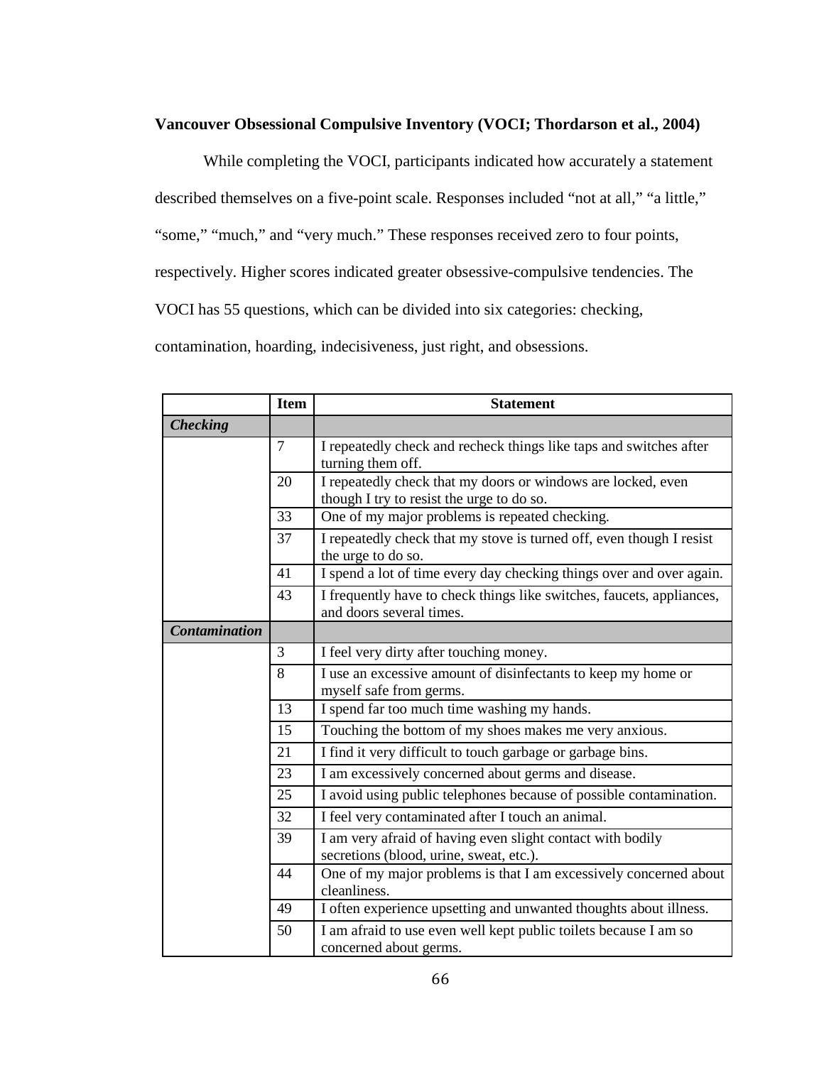**Vancouver Obsessional Compulsive Inventory (VOCI; Thordarson et al., 2004)**

While completing the VOCI, participants indicated how accurately a statement described themselves on a five-point scale. Responses included “not at all,” “a little,” “some,” “much,” and “very much.” These responses received zero to four points, respectively. Higher scores indicated greater obsessive-compulsive tendencies. The VOCI has 55 questions, which can be divided into six categories: checking, contamination, hoarding, indecisiveness, just right, and obsessions.

| | Item | Statement |
|---|---|---|
| ***Checking*** | | |
| | 7 | I repeatedly check and recheck things like taps and switches after turning them off. |
| | 20 | I repeatedly check that my doors or windows are locked, even though I try to resist the urge to do so. |
| | 33 | One of my major problems is repeated checking. |
| | 37 | I repeatedly check that my stove is turned off, even though I resist the urge to do so. |
| | 41 | I spend a lot of time every day checking things over and over again. |
| | 43 | I frequently have to check things like switches, faucets, appliances, and doors several times. |
| ***Contamination*** | | |
| | 3 | I feel very dirty after touching money. |
| | 8 | I use an excessive amount of disinfectants to keep my home or myself safe from germs. |
| | 13 | I spend far too much time washing my hands. |
| | 15 | Touching the bottom of my shoes makes me very anxious. |
| | 21 | I find it very difficult to touch garbage or garbage bins. |
| | 23 | I am excessively concerned about germs and disease. |
| | 25 | I avoid using public telephones because of possible contamination. |
| | 32 | I feel very contaminated after I touch an animal. |
| | 39 | I am very afraid of having even slight contact with bodily secretions (blood, urine, sweat, etc.). |
| | 44 | One of my major problems is that I am excessively concerned about cleanliness. |
| | 49 | I often experience upsetting and unwanted thoughts about illness. |
| | 50 | I am afraid to use even well kept public toilets because I am so concerned about germs. |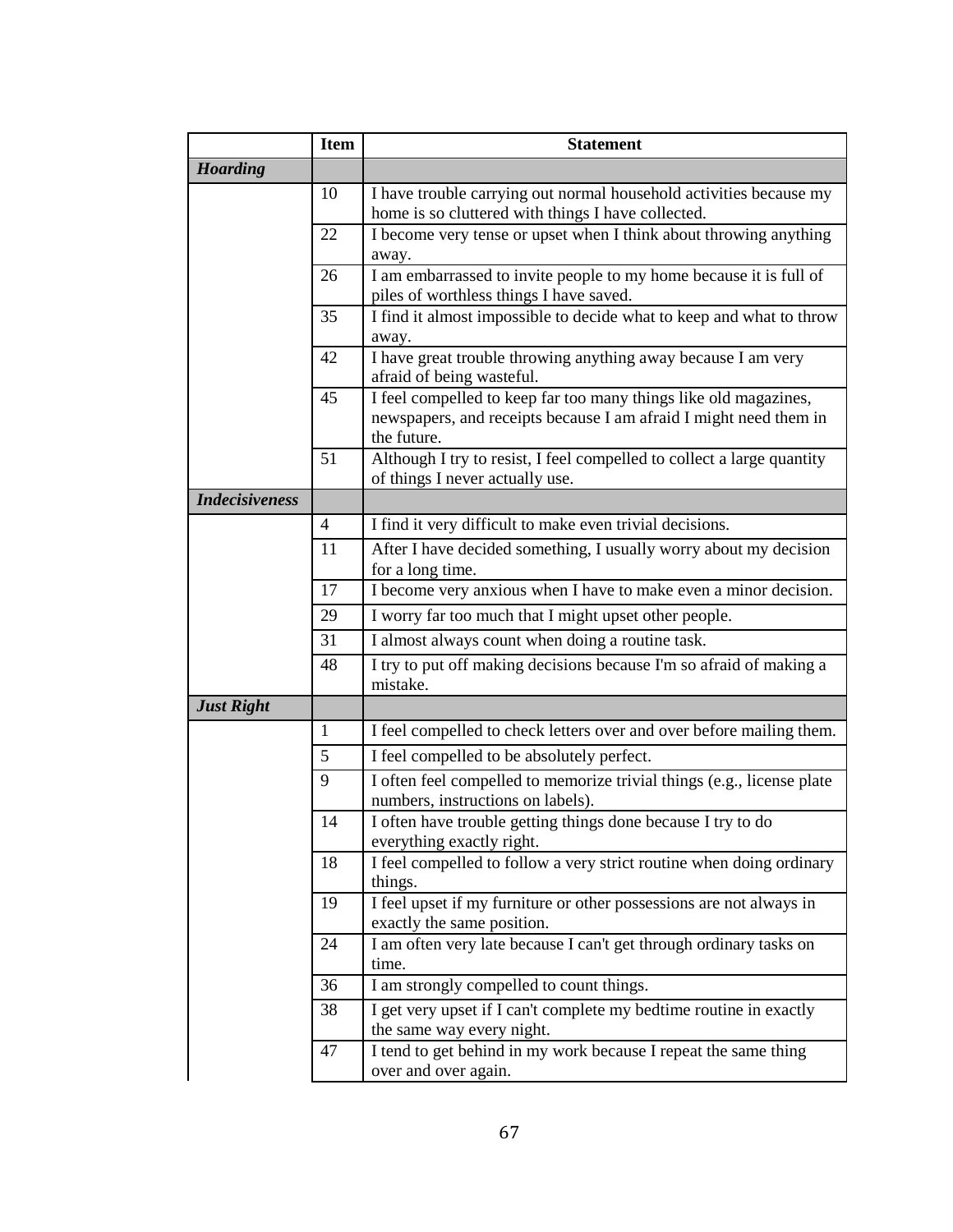| | Item | Statement |
|---|---|---|
| ***Hoarding*** | | |
| | 10 | I have trouble carrying out normal household activities because my home is so cluttered with things I have collected. |
| | 22 | I become very tense or upset when I think about throwing anything away. |
| | 26 | I am embarrassed to invite people to my home because it is full of piles of worthless things I have saved. |
| | 35 | I find it almost impossible to decide what to keep and what to throw away. |
| | 42 | I have great trouble throwing anything away because I am very afraid of being wasteful. |
| | 45 | I feel compelled to keep far too many things like old magazines, newspapers, and receipts because I am afraid I might need them in the future. |
| | 51 | Although I try to resist, I feel compelled to collect a large quantity of things I never actually use. |
| ***Indecisiveness*** | | |
| | 4 | I find it very difficult to make even trivial decisions. |
| | 11 | After I have decided something, I usually worry about my decision for a long time. |
| | 17 | I become very anxious when I have to make even a minor decision. |
| | 29 | I worry far too much that I might upset other people. |
| | 31 | I almost always count when doing a routine task. |
| | 48 | I try to put off making decisions because I'm so afraid of making a mistake. |
| ***Just Right*** | | |
| | 1 | I feel compelled to check letters over and over before mailing them. |
| | 5 | I feel compelled to be absolutely perfect. |
| | 9 | I often feel compelled to memorize trivial things (e.g., license plate numbers, instructions on labels). |
| | 14 | I often have trouble getting things done because I try to do everything exactly right. |
| | 18 | I feel compelled to follow a very strict routine when doing ordinary things. |
| | 19 | I feel upset if my furniture or other possessions are not always in exactly the same position. |
| | 24 | I am often very late because I can't get through ordinary tasks on time. |
| | 36 | I am strongly compelled to count things. |
| | 38 | I get very upset if I can't complete my bedtime routine in exactly the same way every night. |
| | 47 | I tend to get behind in my work because I repeat the same thing over and over again. |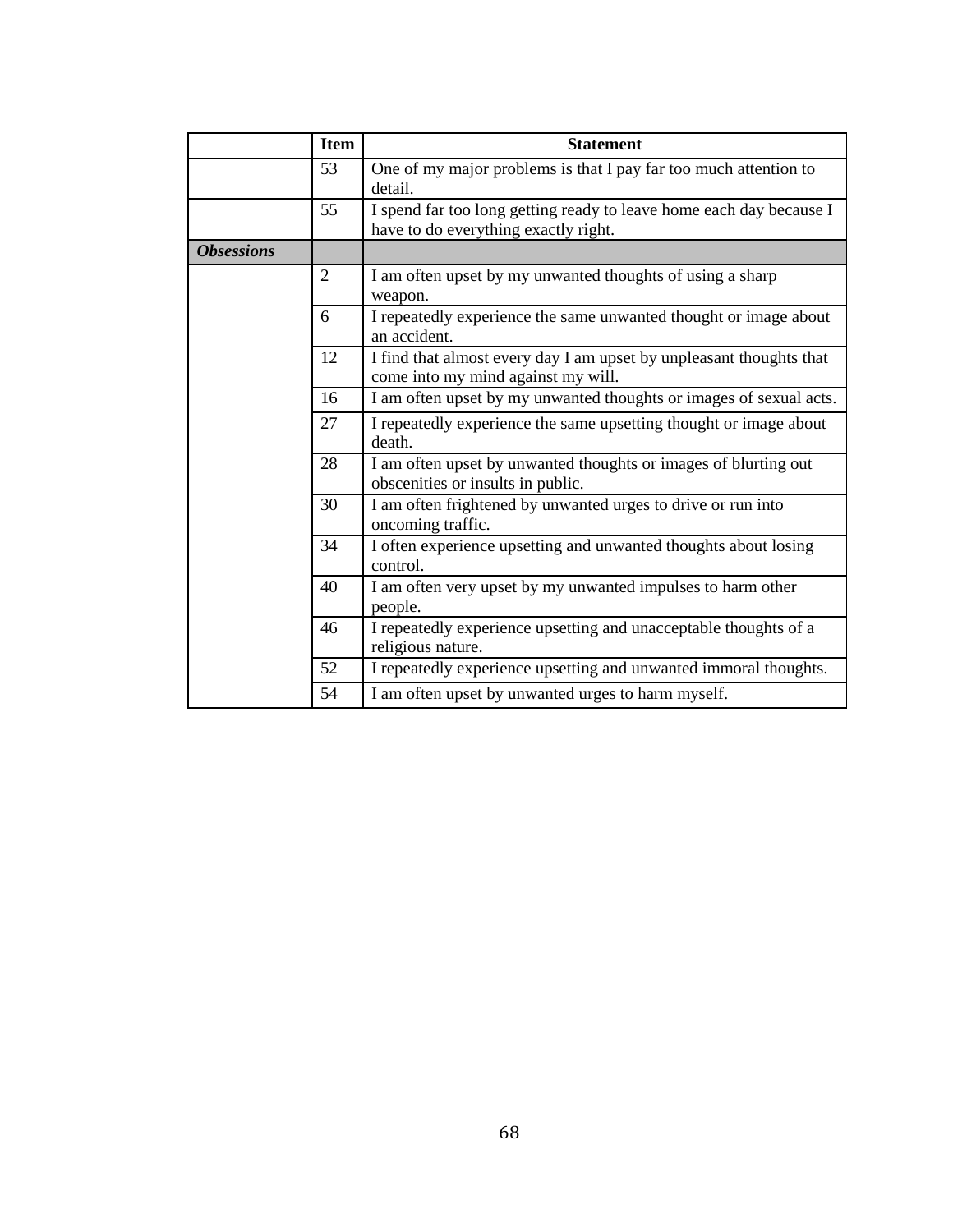| | Item | Statement |
|---|---|---|
| | 53 | One of my major problems is that I pay far too much attention to detail. |
| | 55 | I spend far too long getting ready to leave home each day because I have to do everything exactly right. |
| ***Obsessions*** | | |
| | 2 | I am often upset by my unwanted thoughts of using a sharp weapon. |
| | 6 | I repeatedly experience the same unwanted thought or image about an accident. |
| | 12 | I find that almost every day I am upset by unpleasant thoughts that come into my mind against my will. |
| | 16 | I am often upset by my unwanted thoughts or images of sexual acts. |
| | 27 | I repeatedly experience the same upsetting thought or image about death. |
| | 28 | I am often upset by unwanted thoughts or images of blurting out obscenities or insults in public. |
| | 30 | I am often frightened by unwanted urges to drive or run into oncoming traffic. |
| | 34 | I often experience upsetting and unwanted thoughts about losing control. |
| | 40 | I am often very upset by my unwanted impulses to harm other people. |
| | 46 | I repeatedly experience upsetting and unacceptable thoughts of a religious nature. |
| | 52 | I repeatedly experience upsetting and unwanted immoral thoughts. |
| | 54 | I am often upset by unwanted urges to harm myself. |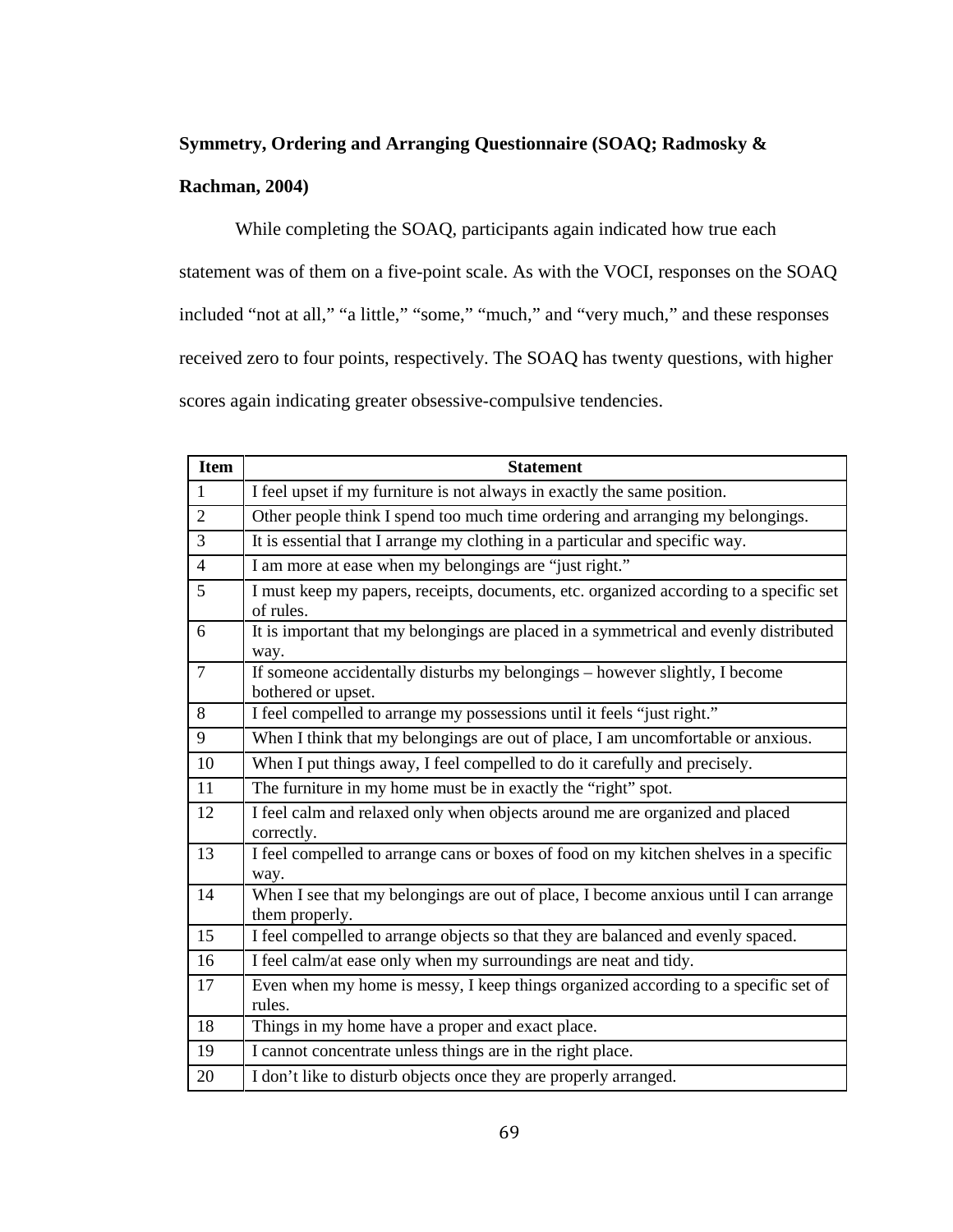**Symmetry, Ordering and Arranging Questionnaire (SOAQ; Radmosky & Rachman, 2004)**

While completing the SOAQ, participants again indicated how true each statement was of them on a five-point scale. As with the VOCI, responses on the SOAQ included "not at all," "a little," "some," "much," and "very much," and these responses received zero to four points, respectively. The SOAQ has twenty questions, with higher scores again indicating greater obsessive-compulsive tendencies.

| Item | Statement |
|---|---|
| 1 | I feel upset if my furniture is not always in exactly the same position. |
| 2 | Other people think I spend too much time ordering and arranging my belongings. |
| 3 | It is essential that I arrange my clothing in a particular and specific way. |
| 4 | I am more at ease when my belongings are "just right." |
| 5 | I must keep my papers, receipts, documents, etc. organized according to a specific set of rules. |
| 6 | It is important that my belongings are placed in a symmetrical and evenly distributed way. |
| 7 | If someone accidentally disturbs my belongings – however slightly, I become bothered or upset. |
| 8 | I feel compelled to arrange my possessions until it feels "just right." |
| 9 | When I think that my belongings are out of place, I am uncomfortable or anxious. |
| 10 | When I put things away, I feel compelled to do it carefully and precisely. |
| 11 | The furniture in my home must be in exactly the "right" spot. |
| 12 | I feel calm and relaxed only when objects around me are organized and placed correctly. |
| 13 | I feel compelled to arrange cans or boxes of food on my kitchen shelves in a specific way. |
| 14 | When I see that my belongings are out of place, I become anxious until I can arrange them properly. |
| 15 | I feel compelled to arrange objects so that they are balanced and evenly spaced. |
| 16 | I feel calm/at ease only when my surroundings are neat and tidy. |
| 17 | Even when my home is messy, I keep things organized according to a specific set of rules. |
| 18 | Things in my home have a proper and exact place. |
| 19 | I cannot concentrate unless things are in the right place. |
| 20 | I don't like to disturb objects once they are properly arranged. |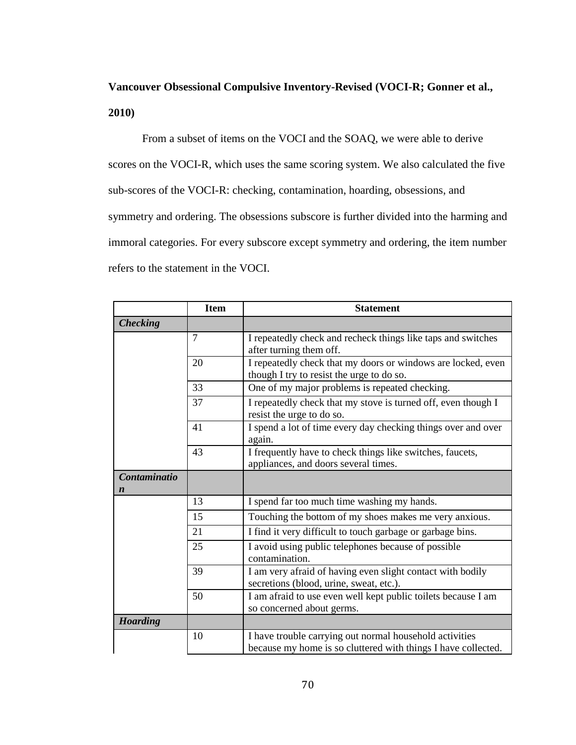**Vancouver Obsessional Compulsive Inventory-Revised (VOCI-R; Gonner et al., 2010)**

From a subset of items on the VOCI and the SOAQ, we were able to derive scores on the VOCI-R, which uses the same scoring system. We also calculated the five sub-scores of the VOCI-R: checking, contamination, hoarding, obsessions, and symmetry and ordering. The obsessions subscore is further divided into the harming and immoral categories. For every subscore except symmetry and ordering, the item number refers to the statement in the VOCI.

| | Item | Statement |
|---|---|---|
| ***Checking*** | | |
| | 7 | I repeatedly check and recheck things like taps and switches after turning them off. |
| | 20 | I repeatedly check that my doors or windows are locked, even though I try to resist the urge to do so. |
| | 33 | One of my major problems is repeated checking. |
| | 37 | I repeatedly check that my stove is turned off, even though I resist the urge to do so. |
| | 41 | I spend a lot of time every day checking things over and over again. |
| | 43 | I frequently have to check things like switches, faucets, appliances, and doors several times. |
| ***Contamination*** | | |
| | 13 | I spend far too much time washing my hands. |
| | 15 | Touching the bottom of my shoes makes me very anxious. |
| | 21 | I find it very difficult to touch garbage or garbage bins. |
| | 25 | I avoid using public telephones because of possible contamination. |
| | 39 | I am very afraid of having even slight contact with bodily secretions (blood, urine, sweat, etc.). |
| | 50 | I am afraid to use even well kept public toilets because I am so concerned about germs. |
| ***Hoarding*** | | |
| | 10 | I have trouble carrying out normal household activities because my home is so cluttered with things I have collected. |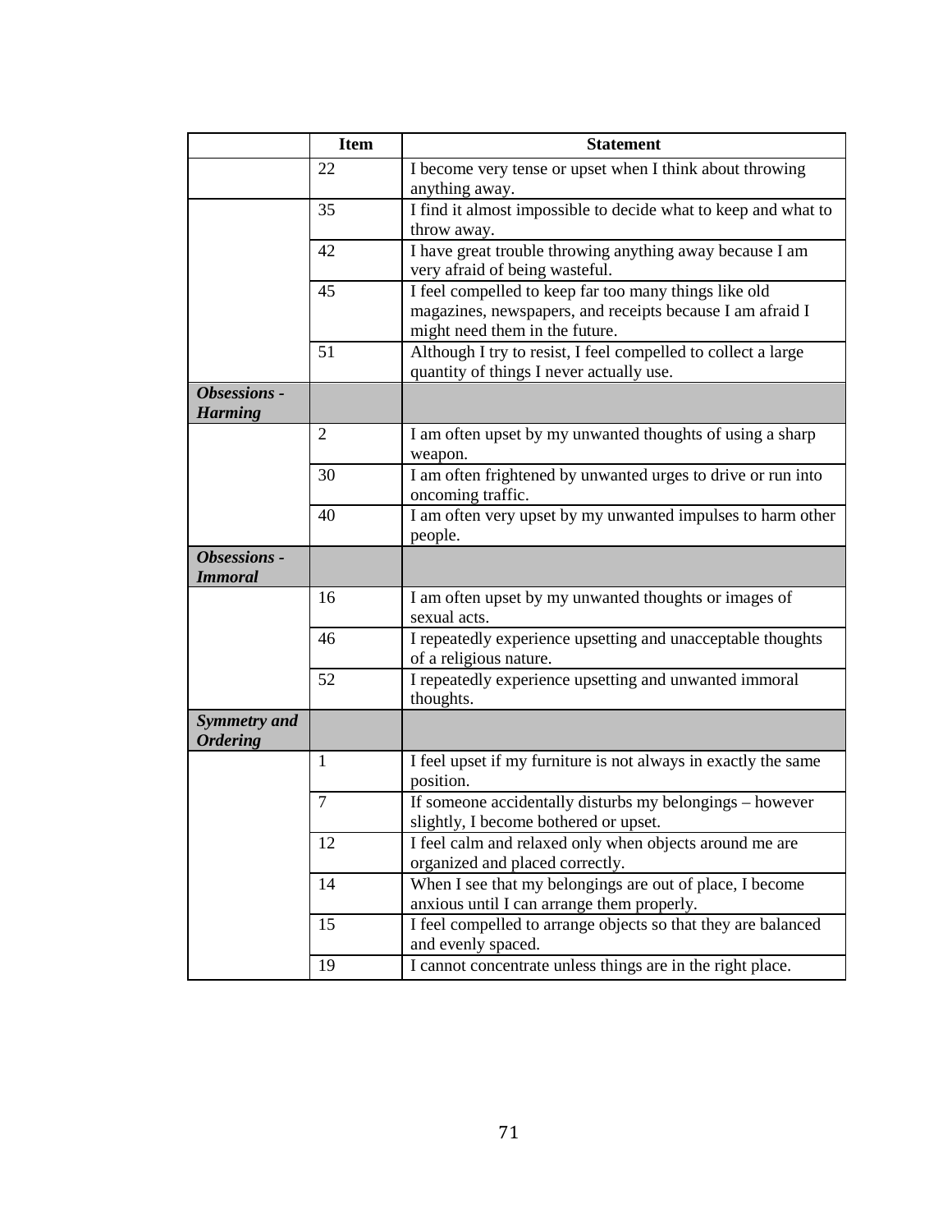| | Item | Statement |
|---|---|---|
| | 22 | I become very tense or upset when I think about throwing anything away. |
| | 35 | I find it almost impossible to decide what to keep and what to throw away. |
| | 42 | I have great trouble throwing anything away because I am very afraid of being wasteful. |
| | 45 | I feel compelled to keep far too many things like old magazines, newspapers, and receipts because I am afraid I might need them in the future. |
| | 51 | Although I try to resist, I feel compelled to collect a large quantity of things I never actually use. |
| ***Obsessions - Harming*** | | |
| | 2 | I am often upset by my unwanted thoughts of using a sharp weapon. |
| | 30 | I am often frightened by unwanted urges to drive or run into oncoming traffic. |
| | 40 | I am often very upset by my unwanted impulses to harm other people. |
| ***Obsessions - Immoral*** | | |
| | 16 | I am often upset by my unwanted thoughts or images of sexual acts. |
| | 46 | I repeatedly experience upsetting and unacceptable thoughts of a religious nature. |
| | 52 | I repeatedly experience upsetting and unwanted immoral thoughts. |
| ***Symmetry and Ordering*** | | |
| | 1 | I feel upset if my furniture is not always in exactly the same position. |
| | 7 | If someone accidentally disturbs my belongings – however slightly, I become bothered or upset. |
| | 12 | I feel calm and relaxed only when objects around me are organized and placed correctly. |
| | 14 | When I see that my belongings are out of place, I become anxious until I can arrange them properly. |
| | 15 | I feel compelled to arrange objects so that they are balanced and evenly spaced. |
| | 19 | I cannot concentrate unless things are in the right place. |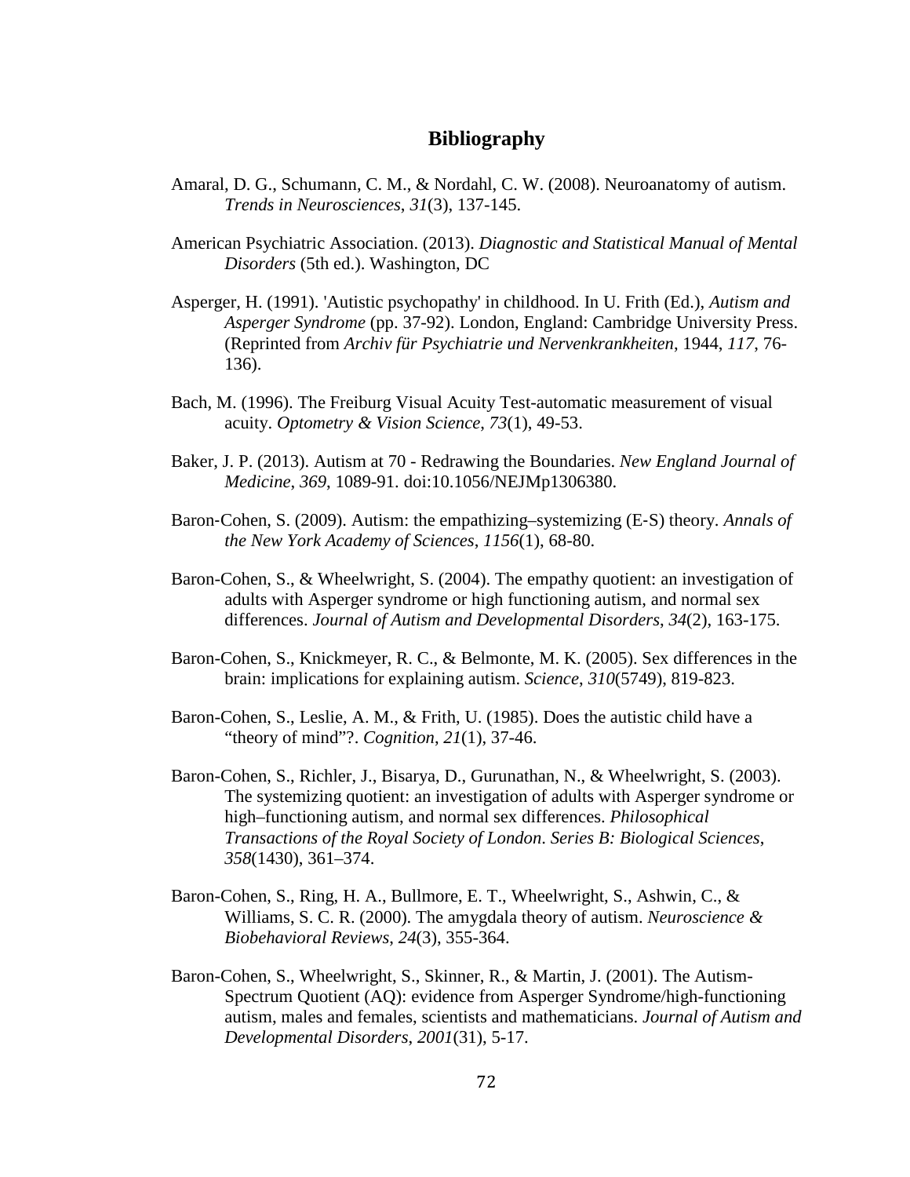# Bibliography

Amaral, D. G., Schumann, C. M., & Nordahl, C. W. (2008). Neuroanatomy of autism. *Trends in Neurosciences*, *31*(3), 137-145.

American Psychiatric Association. (2013). *Diagnostic and Statistical Manual of Mental Disorders* (5th ed.). Washington, DC

Asperger, H. (1991). 'Autistic psychopathy' in childhood. In U. Frith (Ed.), *Autism and Asperger Syndrome* (pp. 37-92). London, England: Cambridge University Press. (Reprinted from *Archiv für Psychiatrie und Nervenkrankheiten*, 1944, *117*, 76-136).

Bach, M. (1996). The Freiburg Visual Acuity Test-automatic measurement of visual acuity. *Optometry & Vision Science*, *73*(1), 49-53.

Baker, J. P. (2013). Autism at 70 - Redrawing the Boundaries. *New England Journal of Medicine*, *369*, 1089-91. doi:10.1056/NEJMp1306380.

Baron-Cohen, S. (2009). Autism: the empathizing–systemizing (E-S) theory. *Annals of the New York Academy of Sciences*, *1156*(1), 68-80.

Baron-Cohen, S., & Wheelwright, S. (2004). The empathy quotient: an investigation of adults with Asperger syndrome or high functioning autism, and normal sex differences. *Journal of Autism and Developmental Disorders*, *34*(2), 163-175.

Baron-Cohen, S., Knickmeyer, R. C., & Belmonte, M. K. (2005). Sex differences in the brain: implications for explaining autism. *Science*, *310*(5749), 819-823.

Baron-Cohen, S., Leslie, A. M., & Frith, U. (1985). Does the autistic child have a "theory of mind"?. *Cognition*, *21*(1), 37-46.

Baron-Cohen, S., Richler, J., Bisarya, D., Gurunathan, N., & Wheelwright, S. (2003). The systemizing quotient: an investigation of adults with Asperger syndrome or high–functioning autism, and normal sex differences. *Philosophical Transactions of the Royal Society of London. Series B: Biological Sciences*, *358*(1430), 361–374.

Baron-Cohen, S., Ring, H. A., Bullmore, E. T., Wheelwright, S., Ashwin, C., & Williams, S. C. R. (2000). The amygdala theory of autism. *Neuroscience & Biobehavioral Reviews*, *24*(3), 355-364.

Baron-Cohen, S., Wheelwright, S., Skinner, R., & Martin, J. (2001). The Autism-Spectrum Quotient (AQ): evidence from Asperger Syndrome/high-functioning autism, males and females, scientists and mathematicians. *Journal of Autism and Developmental Disorders*, *2001*(31), 5-17.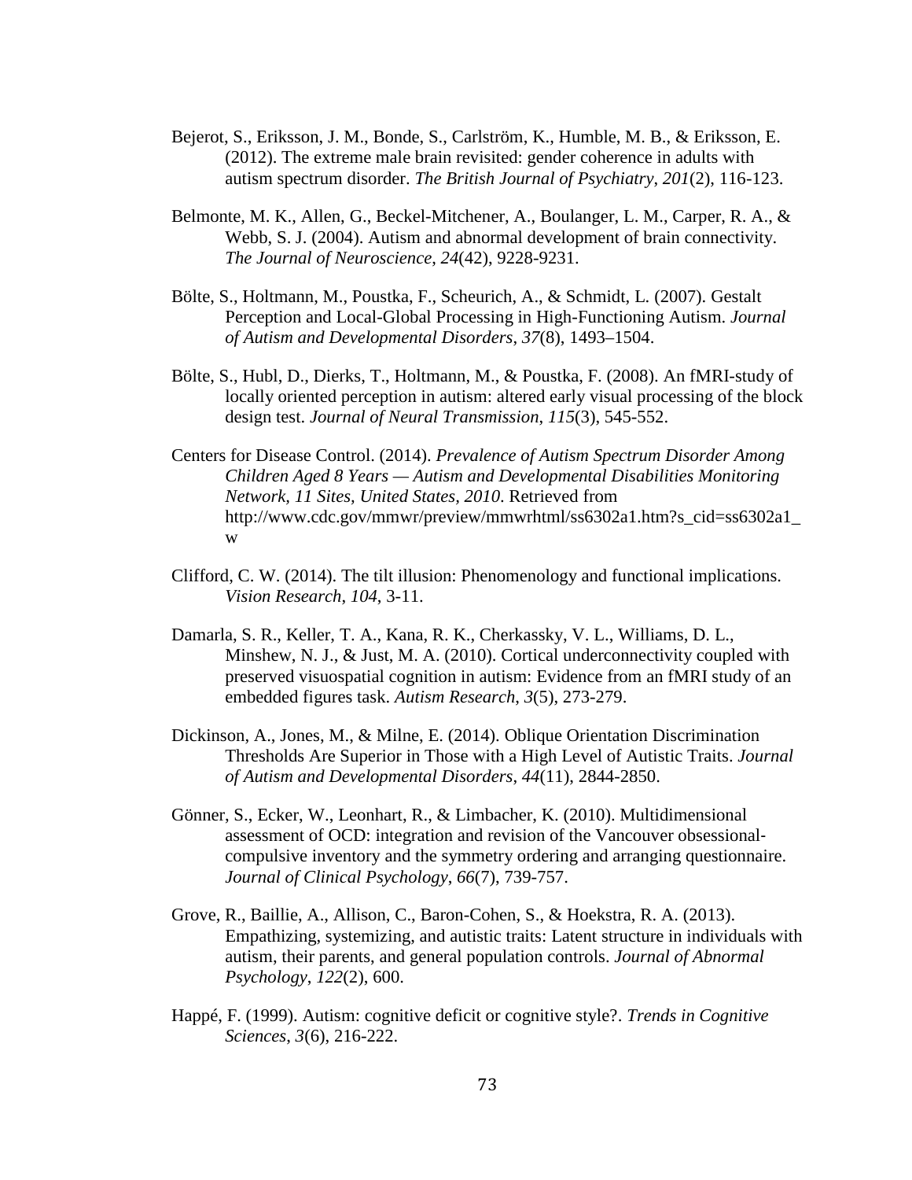Bejerot, S., Eriksson, J. M., Bonde, S., Carlström, K., Humble, M. B., & Eriksson, E. (2012). The extreme male brain revisited: gender coherence in adults with autism spectrum disorder. *The British Journal of Psychiatry*, *201*(2), 116-123.

Belmonte, M. K., Allen, G., Beckel-Mitchener, A., Boulanger, L. M., Carper, R. A., & Webb, S. J. (2004). Autism and abnormal development of brain connectivity. *The Journal of Neuroscience*, *24*(42), 9228-9231.

Bölte, S., Holtmann, M., Poustka, F., Scheurich, A., & Schmidt, L. (2007). Gestalt Perception and Local-Global Processing in High-Functioning Autism. *Journal of Autism and Developmental Disorders*, *37*(8), 1493–1504.

Bölte, S., Hubl, D., Dierks, T., Holtmann, M., & Poustka, F. (2008). An fMRI-study of locally oriented perception in autism: altered early visual processing of the block design test. *Journal of Neural Transmission*, *115*(3), 545-552.

Centers for Disease Control. (2014). *Prevalence of Autism Spectrum Disorder Among Children Aged 8 Years — Autism and Developmental Disabilities Monitoring Network, 11 Sites, United States, 2010*. Retrieved from http://www.cdc.gov/mmwr/preview/mmwrhtml/ss6302a1.htm?s_cid=ss6302a1_w

Clifford, C. W. (2014). The tilt illusion: Phenomenology and functional implications. *Vision Research*, *104*, 3-11.

Damarla, S. R., Keller, T. A., Kana, R. K., Cherkassky, V. L., Williams, D. L., Minshew, N. J., & Just, M. A. (2010). Cortical underconnectivity coupled with preserved visuospatial cognition in autism: Evidence from an fMRI study of an embedded figures task. *Autism Research*, *3*(5), 273-279.

Dickinson, A., Jones, M., & Milne, E. (2014). Oblique Orientation Discrimination Thresholds Are Superior in Those with a High Level of Autistic Traits. *Journal of Autism and Developmental Disorders*, *44*(11), 2844-2850.

Gönner, S., Ecker, W., Leonhart, R., & Limbacher, K. (2010). Multidimensional assessment of OCD: integration and revision of the Vancouver obsessional-compulsive inventory and the symmetry ordering and arranging questionnaire. *Journal of Clinical Psychology*, *66*(7), 739-757.

Grove, R., Baillie, A., Allison, C., Baron-Cohen, S., & Hoekstra, R. A. (2013). Empathizing, systemizing, and autistic traits: Latent structure in individuals with autism, their parents, and general population controls. *Journal of Abnormal Psychology*, *122*(2), 600.

Happé, F. (1999). Autism: cognitive deficit or cognitive style?. *Trends in Cognitive Sciences*, *3*(6), 216-222.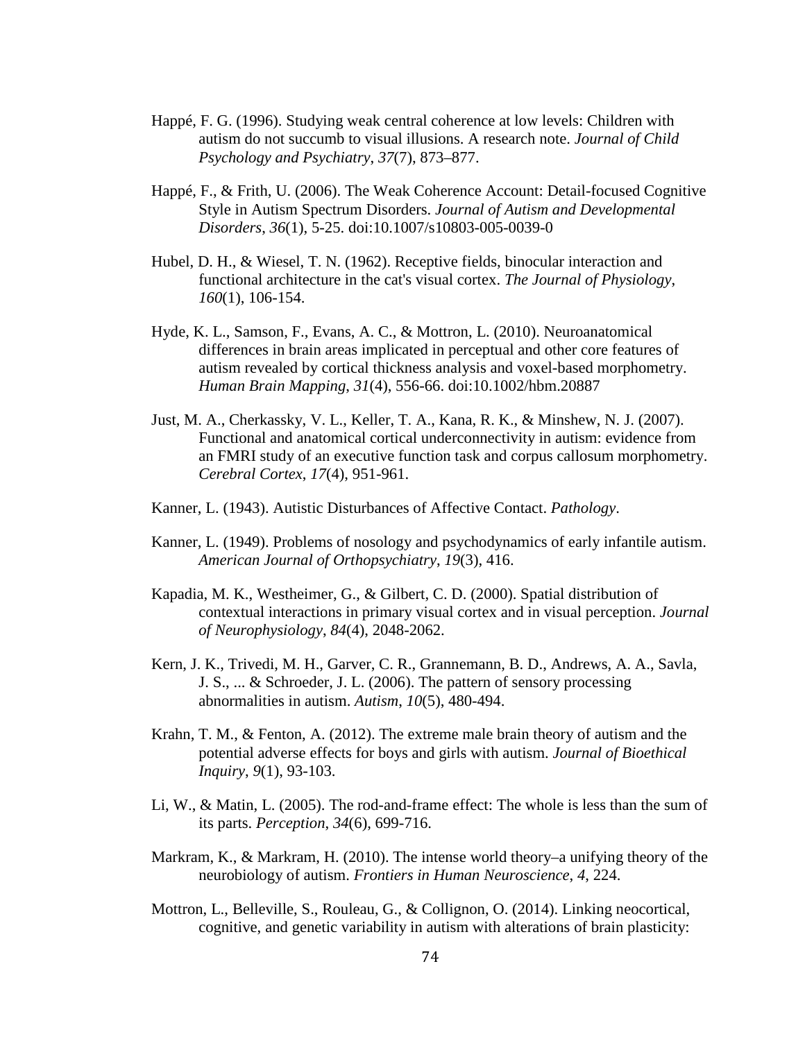Happé, F. G. (1996). Studying weak central coherence at low levels: Children with autism do not succumb to visual illusions. A research note. *Journal of Child Psychology and Psychiatry*, *37*(7), 873–877.

Happé, F., & Frith, U. (2006). The Weak Coherence Account: Detail-focused Cognitive Style in Autism Spectrum Disorders. *Journal of Autism and Developmental Disorders*, *36*(1), 5-25. doi:10.1007/s10803-005-0039-0

Hubel, D. H., & Wiesel, T. N. (1962). Receptive fields, binocular interaction and functional architecture in the cat's visual cortex. *The Journal of Physiology*, *160*(1), 106-154.

Hyde, K. L., Samson, F., Evans, A. C., & Mottron, L. (2010). Neuroanatomical differences in brain areas implicated in perceptual and other core features of autism revealed by cortical thickness analysis and voxel-based morphometry. *Human Brain Mapping*, *31*(4), 556-66. doi:10.1002/hbm.20887

Just, M. A., Cherkassky, V. L., Keller, T. A., Kana, R. K., & Minshew, N. J. (2007). Functional and anatomical cortical underconnectivity in autism: evidence from an FMRI study of an executive function task and corpus callosum morphometry. *Cerebral Cortex*, *17*(4), 951-961.

Kanner, L. (1943). Autistic Disturbances of Affective Contact. *Pathology*.

Kanner, L. (1949). Problems of nosology and psychodynamics of early infantile autism. *American Journal of Orthopsychiatry*, *19*(3), 416.

Kapadia, M. K., Westheimer, G., & Gilbert, C. D. (2000). Spatial distribution of contextual interactions in primary visual cortex and in visual perception. *Journal of Neurophysiology*, *84*(4), 2048-2062.

Kern, J. K., Trivedi, M. H., Garver, C. R., Grannemann, B. D., Andrews, A. A., Savla, J. S., ... & Schroeder, J. L. (2006). The pattern of sensory processing abnormalities in autism. *Autism*, *10*(5), 480-494.

Krahn, T. M., & Fenton, A. (2012). The extreme male brain theory of autism and the potential adverse effects for boys and girls with autism. *Journal of Bioethical Inquiry*, *9*(1), 93-103.

Li, W., & Matin, L. (2005). The rod-and-frame effect: The whole is less than the sum of its parts. *Perception*, *34*(6), 699-716.

Markram, K., & Markram, H. (2010). The intense world theory–a unifying theory of the neurobiology of autism. *Frontiers in Human Neuroscience*, *4*, 224.

Mottron, L., Belleville, S., Rouleau, G., & Collignon, O. (2014). Linking neocortical, cognitive, and genetic variability in autism with alterations of brain plasticity: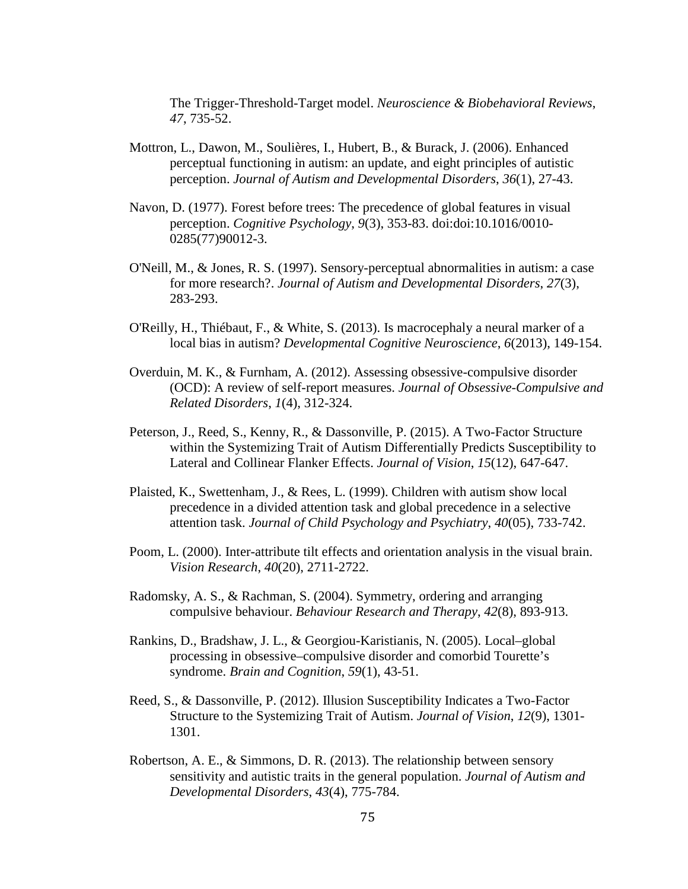The Trigger-Threshold-Target model. *Neuroscience & Biobehavioral Reviews*, *47*, 735-52.

Mottron, L., Dawon, M., Soulières, I., Hubert, B., & Burack, J. (2006). Enhanced perceptual functioning in autism: an update, and eight principles of autistic perception. *Journal of Autism and Developmental Disorders*, *36*(1), 27-43.

Navon, D. (1977). Forest before trees: The precedence of global features in visual perception. *Cognitive Psychology*, *9*(3), 353-83. doi:doi:10.1016/0010-0285(77)90012-3.

O'Neill, M., & Jones, R. S. (1997). Sensory-perceptual abnormalities in autism: a case for more research?. *Journal of Autism and Developmental Disorders*, *27*(3), 283-293.

O'Reilly, H., Thiébaut, F., & White, S. (2013). Is macrocephaly a neural marker of a local bias in autism? *Developmental Cognitive Neuroscience*, *6*(2013), 149-154.

Overduin, M. K., & Furnham, A. (2012). Assessing obsessive-compulsive disorder (OCD): A review of self-report measures. *Journal of Obsessive-Compulsive and Related Disorders*, *1*(4), 312-324.

Peterson, J., Reed, S., Kenny, R., & Dassonville, P. (2015). A Two-Factor Structure within the Systemizing Trait of Autism Differentially Predicts Susceptibility to Lateral and Collinear Flanker Effects. *Journal of Vision*, *15*(12), 647-647.

Plaisted, K., Swettenham, J., & Rees, L. (1999). Children with autism show local precedence in a divided attention task and global precedence in a selective attention task. *Journal of Child Psychology and Psychiatry*, *40*(05), 733-742.

Poom, L. (2000). Inter-attribute tilt effects and orientation analysis in the visual brain. *Vision Research*, *40*(20), 2711-2722.

Radomsky, A. S., & Rachman, S. (2004). Symmetry, ordering and arranging compulsive behaviour. *Behaviour Research and Therapy*, *42*(8), 893-913.

Rankins, D., Bradshaw, J. L., & Georgiou-Karistianis, N. (2005). Local–global processing in obsessive–compulsive disorder and comorbid Tourette's syndrome. *Brain and Cognition*, *59*(1), 43-51.

Reed, S., & Dassonville, P. (2012). Illusion Susceptibility Indicates a Two-Factor Structure to the Systemizing Trait of Autism. *Journal of Vision*, *12*(9), 1301-1301.

Robertson, A. E., & Simmons, D. R. (2013). The relationship between sensory sensitivity and autistic traits in the general population. *Journal of Autism and Developmental Disorders*, *43*(4), 775-784.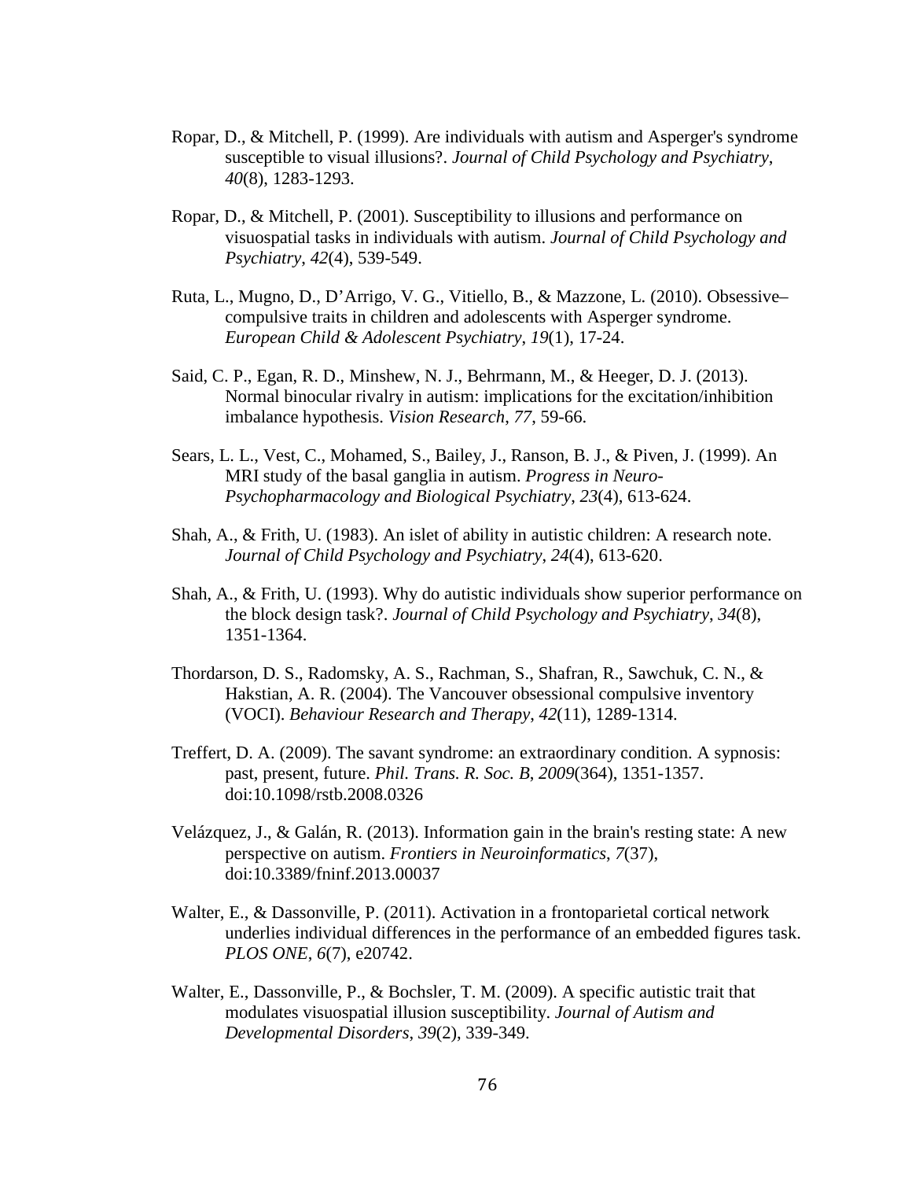Ropar, D., & Mitchell, P. (1999). Are individuals with autism and Asperger's syndrome susceptible to visual illusions?. *Journal of Child Psychology and Psychiatry*, *40*(8), 1283-1293.

Ropar, D., & Mitchell, P. (2001). Susceptibility to illusions and performance on visuospatial tasks in individuals with autism. *Journal of Child Psychology and Psychiatry*, *42*(4), 539-549.

Ruta, L., Mugno, D., D'Arrigo, V. G., Vitiello, B., & Mazzone, L. (2010). Obsessive–compulsive traits in children and adolescents with Asperger syndrome. *European Child & Adolescent Psychiatry*, *19*(1), 17-24.

Said, C. P., Egan, R. D., Minshew, N. J., Behrmann, M., & Heeger, D. J. (2013). Normal binocular rivalry in autism: implications for the excitation/inhibition imbalance hypothesis. *Vision Research*, *77*, 59-66.

Sears, L. L., Vest, C., Mohamed, S., Bailey, J., Ranson, B. J., & Piven, J. (1999). An MRI study of the basal ganglia in autism. *Progress in Neuro-Psychopharmacology and Biological Psychiatry*, *23*(4), 613-624.

Shah, A., & Frith, U. (1983). An islet of ability in autistic children: A research note. *Journal of Child Psychology and Psychiatry*, *24*(4), 613-620.

Shah, A., & Frith, U. (1993). Why do autistic individuals show superior performance on the block design task?. *Journal of Child Psychology and Psychiatry*, *34*(8), 1351-1364.

Thordarson, D. S., Radomsky, A. S., Rachman, S., Shafran, R., Sawchuk, C. N., & Hakstian, A. R. (2004). The Vancouver obsessional compulsive inventory (VOCI). *Behaviour Research and Therapy*, *42*(11), 1289-1314.

Treffert, D. A. (2009). The savant syndrome: an extraordinary condition. A sypnosis: past, present, future. *Phil. Trans. R. Soc. B*, *2009*(364), 1351-1357. doi:10.1098/rstb.2008.0326

Velázquez, J., & Galán, R. (2013). Information gain in the brain's resting state: A new perspective on autism. *Frontiers in Neuroinformatics*, *7*(37), doi:10.3389/fninf.2013.00037

Walter, E., & Dassonville, P. (2011). Activation in a frontoparietal cortical network underlies individual differences in the performance of an embedded figures task. *PLOS ONE*, *6*(7), e20742.

Walter, E., Dassonville, P., & Bochsler, T. M. (2009). A specific autistic trait that modulates visuospatial illusion susceptibility. *Journal of Autism and Developmental Disorders*, *39*(2), 339-349.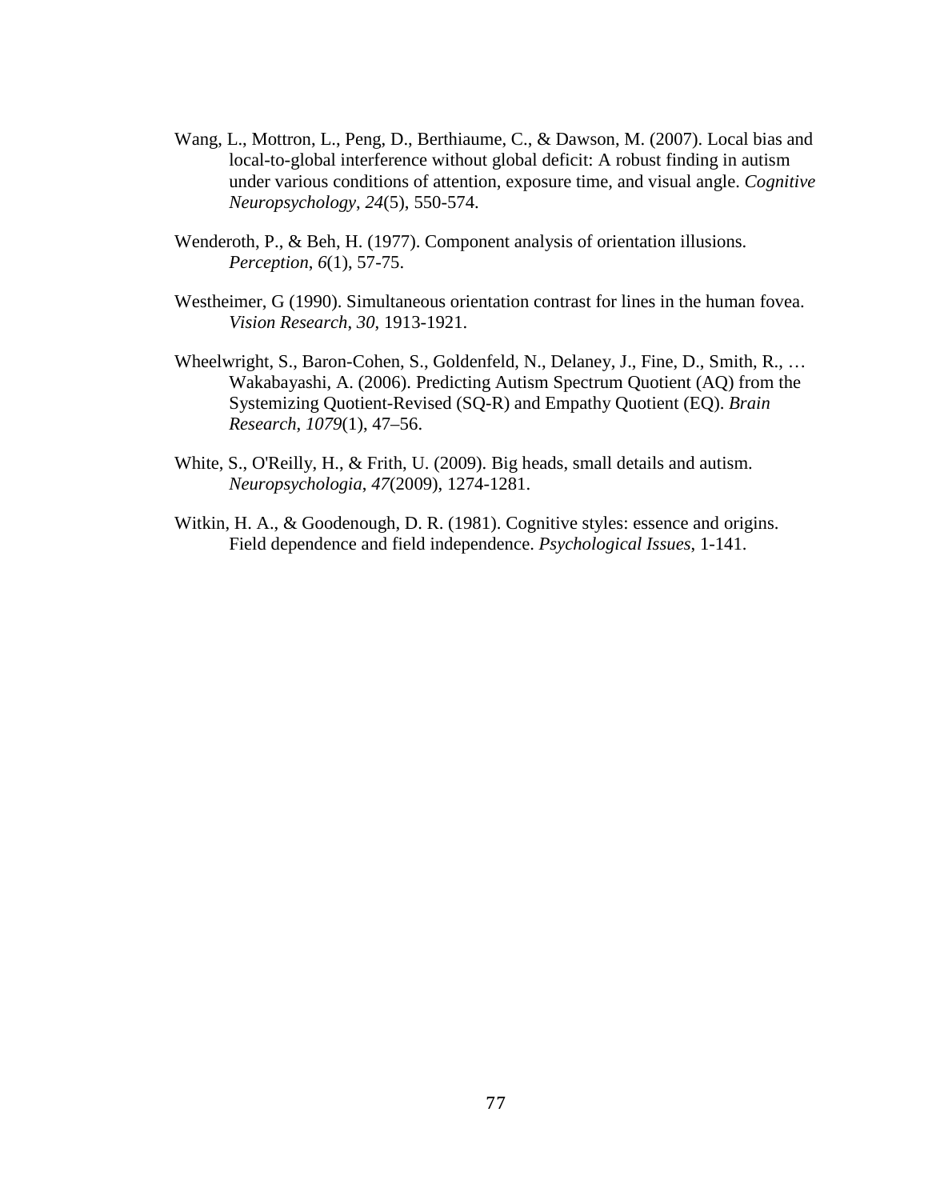Wang, L., Mottron, L., Peng, D., Berthiaume, C., & Dawson, M. (2007). Local bias and local-to-global interference without global deficit: A robust finding in autism under various conditions of attention, exposure time, and visual angle. *Cognitive Neuropsychology*, *24*(5), 550-574.

Wenderoth, P., & Beh, H. (1977). Component analysis of orientation illusions. *Perception*, *6*(1), 57-75.

Westheimer, G (1990). Simultaneous orientation contrast for lines in the human fovea. *Vision Research*, *30*, 1913-1921.

Wheelwright, S., Baron-Cohen, S., Goldenfeld, N., Delaney, J., Fine, D., Smith, R., … Wakabayashi, A. (2006). Predicting Autism Spectrum Quotient (AQ) from the Systemizing Quotient-Revised (SQ-R) and Empathy Quotient (EQ). *Brain Research*, *1079*(1), 47–56.

White, S., O'Reilly, H., & Frith, U. (2009). Big heads, small details and autism. *Neuropsychologia*, *47*(2009), 1274-1281.

Witkin, H. A., & Goodenough, D. R. (1981). Cognitive styles: essence and origins. Field dependence and field independence. *Psychological Issues*, 1-141.